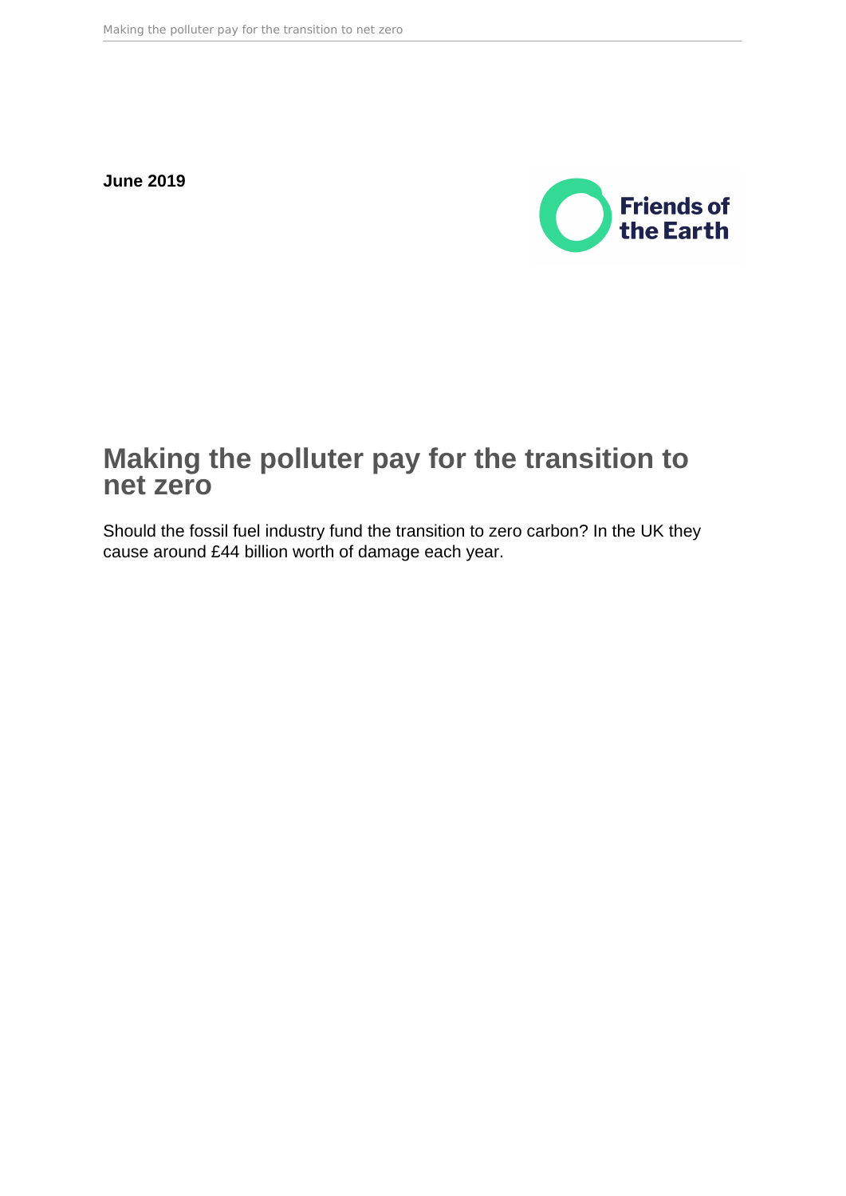**June 2019**

Friends of the Earth

# Making the polluter pay for the transition to net zero

Should the fossil fuel industry fund the transition to zero carbon? In the UK they cause around £44 billion worth of damage each year.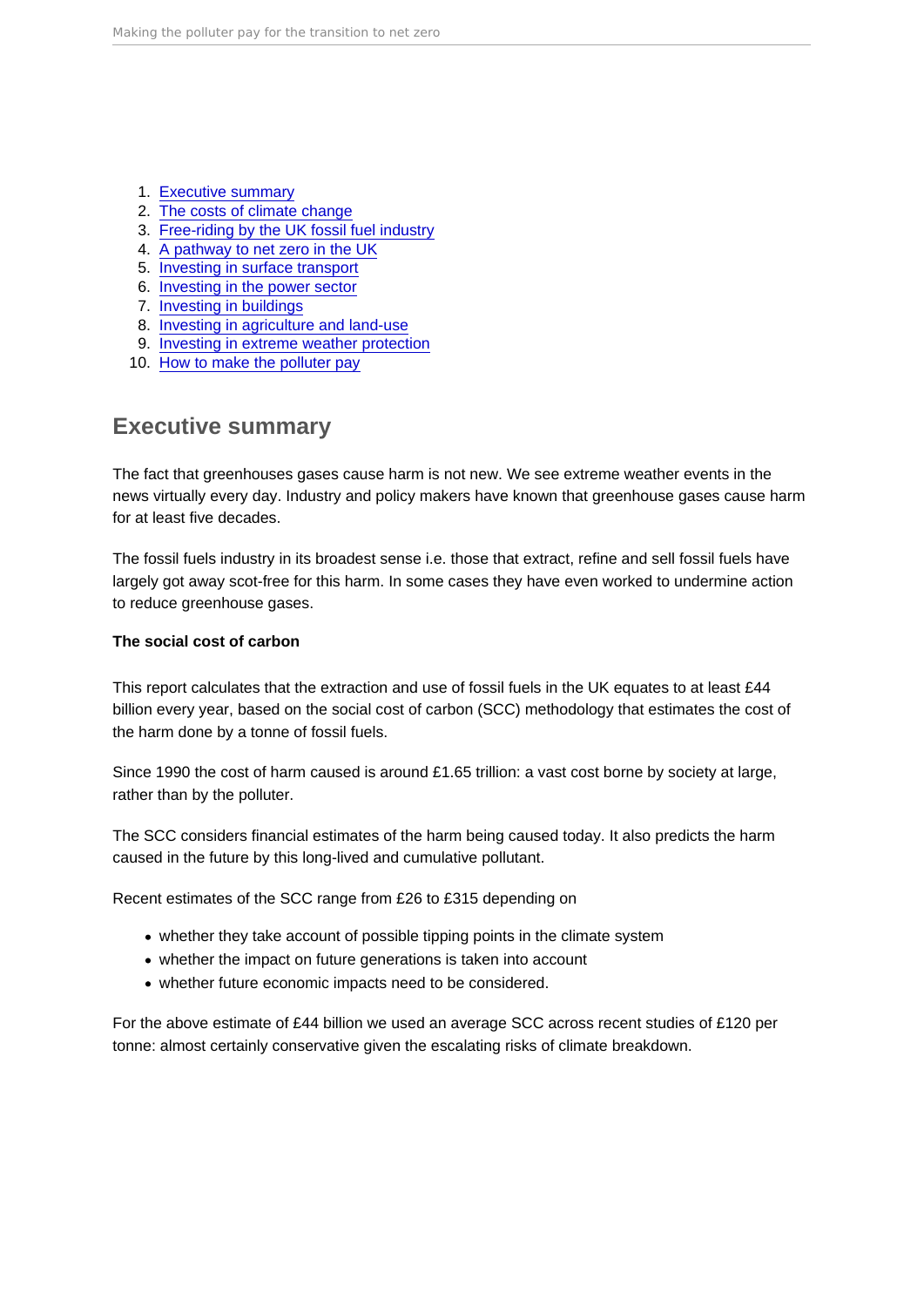1. Executive summary
2. The costs of climate change
3. Free-riding by the UK fossil fuel industry
4. A pathway to net zero in the UK
5. Investing in surface transport
6. Investing in the power sector
7. Investing in buildings
8. Investing in agriculture and land-use
9. Investing in extreme weather protection
10. How to make the polluter pay

## Executive summary

The fact that greenhouses gases cause harm is not new. We see extreme weather events in the news virtually every day. Industry and policy makers have known that greenhouse gases cause harm for at least five decades.

The fossil fuels industry in its broadest sense i.e. those that extract, refine and sell fossil fuels have largely got away scot-free for this harm. In some cases they have even worked to undermine action to reduce greenhouse gases.

**The social cost of carbon**

This report calculates that the extraction and use of fossil fuels in the UK equates to at least £44 billion every year, based on the social cost of carbon (SCC) methodology that estimates the cost of the harm done by a tonne of fossil fuels.

Since 1990 the cost of harm caused is around £1.65 trillion: a vast cost borne by society at large, rather than by the polluter.

The SCC considers financial estimates of the harm being caused today. It also predicts the harm caused in the future by this long-lived and cumulative pollutant.

Recent estimates of the SCC range from £26 to £315 depending on

- whether they take account of possible tipping points in the climate system
- whether the impact on future generations is taken into account
- whether future economic impacts need to be considered.

For the above estimate of £44 billion we used an average SCC across recent studies of £120 per tonne: almost certainly conservative given the escalating risks of climate breakdown.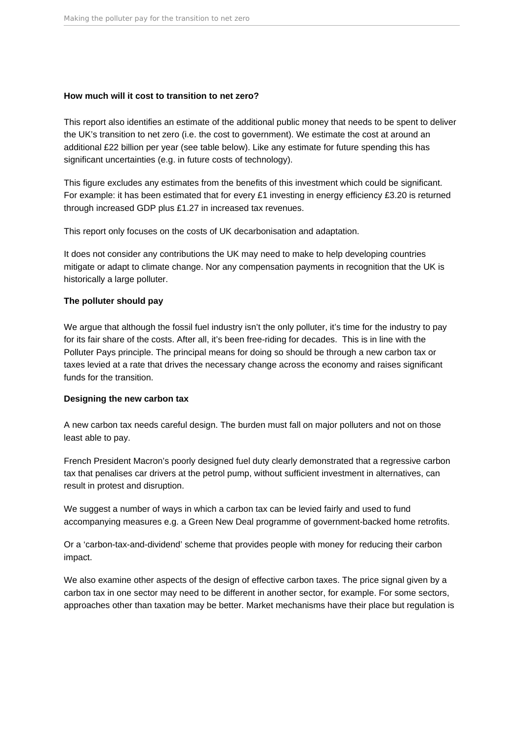**How much will it cost to transition to net zero?**

This report also identifies an estimate of the additional public money that needs to be spent to deliver the UK's transition to net zero (i.e. the cost to government). We estimate the cost at around an additional £22 billion per year (see table below). Like any estimate for future spending this has significant uncertainties (e.g. in future costs of technology).

This figure excludes any estimates from the benefits of this investment which could be significant. For example: it has been estimated that for every £1 investing in energy efficiency £3.20 is returned through increased GDP plus £1.27 in increased tax revenues.

This report only focuses on the costs of UK decarbonisation and adaptation.

It does not consider any contributions the UK may need to make to help developing countries mitigate or adapt to climate change. Nor any compensation payments in recognition that the UK is historically a large polluter.

**The polluter should pay**

We argue that although the fossil fuel industry isn't the only polluter, it's time for the industry to pay for its fair share of the costs. After all, it's been free-riding for decades. This is in line with the Polluter Pays principle. The principal means for doing so should be through a new carbon tax or taxes levied at a rate that drives the necessary change across the economy and raises significant funds for the transition.

**Designing the new carbon tax**

A new carbon tax needs careful design. The burden must fall on major polluters and not on those least able to pay.

French President Macron's poorly designed fuel duty clearly demonstrated that a regressive carbon tax that penalises car drivers at the petrol pump, without sufficient investment in alternatives, can result in protest and disruption.

We suggest a number of ways in which a carbon tax can be levied fairly and used to fund accompanying measures e.g. a Green New Deal programme of government-backed home retrofits.

Or a 'carbon-tax-and-dividend' scheme that provides people with money for reducing their carbon impact.

We also examine other aspects of the design of effective carbon taxes. The price signal given by a carbon tax in one sector may need to be different in another sector, for example. For some sectors, approaches other than taxation may be better. Market mechanisms have their place but regulation is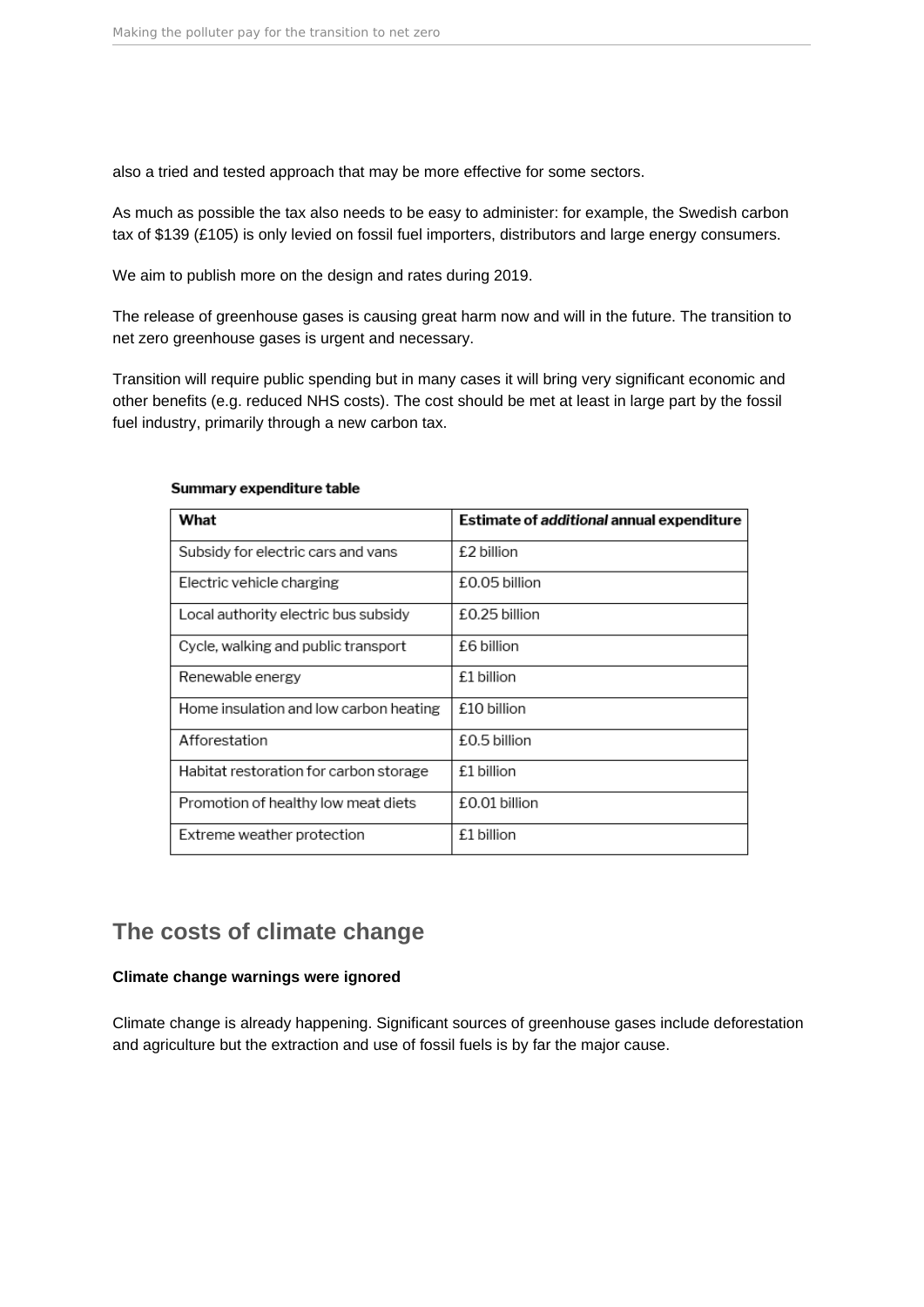also a tried and tested approach that may be more effective for some sectors.

As much as possible the tax also needs to be easy to administer: for example, the Swedish carbon tax of $139 (£105) is only levied on fossil fuel importers, distributors and large energy consumers.

We aim to publish more on the design and rates during 2019.

The release of greenhouse gases is causing great harm now and will in the future. The transition to net zero greenhouse gases is urgent and necessary.

Transition will require public spending but in many cases it will bring very significant economic and other benefits (e.g. reduced NHS costs). The cost should be met at least in large part by the fossil fuel industry, primarily through a new carbon tax.

**Summary expenditure table**

| What | Estimate of *additional* annual expenditure |
| --- | --- |
| Subsidy for electric cars and vans | £2 billion |
| Electric vehicle charging | £0.05 billion |
| Local authority electric bus subsidy | £0.25 billion |
| Cycle, walking and public transport | £6 billion |
| Renewable energy | £1 billion |
| Home insulation and low carbon heating | £10 billion |
| Afforestation | £0.5 billion |
| Habitat restoration for carbon storage | £1 billion |
| Promotion of healthy low meat diets | £0.01 billion |
| Extreme weather protection | £1 billion |

## The costs of climate change

**Climate change warnings were ignored**

Climate change is already happening. Significant sources of greenhouse gases include deforestation and agriculture but the extraction and use of fossil fuels is by far the major cause.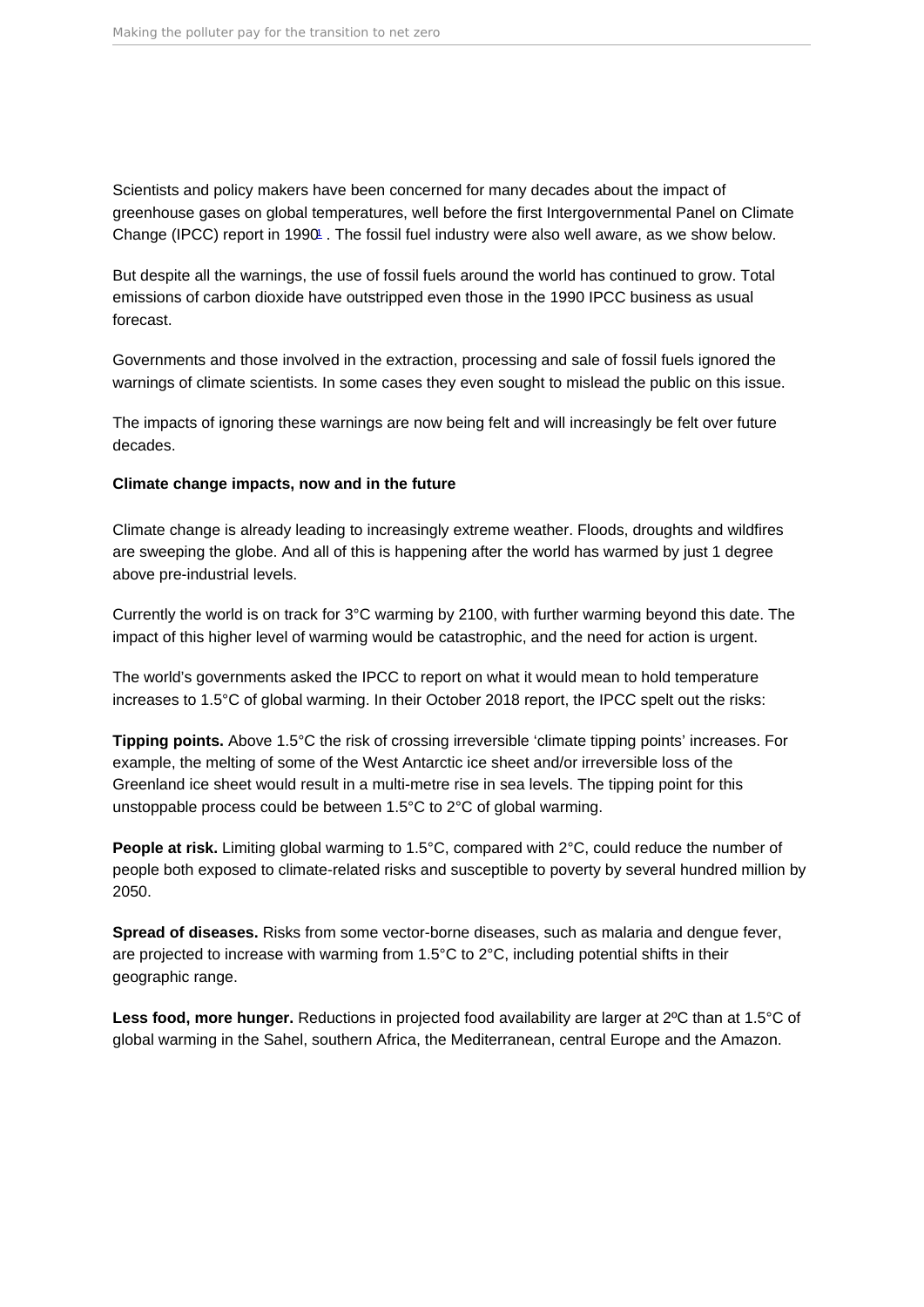Scientists and policy makers have been concerned for many decades about the impact of greenhouse gases on global temperatures, well before the first Intergovernmental Panel on Climate Change (IPCC) report in 1990[1] . The fossil fuel industry were also well aware, as we show below.

But despite all the warnings, the use of fossil fuels around the world has continued to grow. Total emissions of carbon dioxide have outstripped even those in the 1990 IPCC business as usual forecast.

Governments and those involved in the extraction, processing and sale of fossil fuels ignored the warnings of climate scientists. In some cases they even sought to mislead the public on this issue.

The impacts of ignoring these warnings are now being felt and will increasingly be felt over future decades.

**Climate change impacts, now and in the future**

Climate change is already leading to increasingly extreme weather. Floods, droughts and wildfires are sweeping the globe. And all of this is happening after the world has warmed by just 1 degree above pre-industrial levels.

Currently the world is on track for 3°C warming by 2100, with further warming beyond this date. The impact of this higher level of warming would be catastrophic, and the need for action is urgent.

The world's governments asked the IPCC to report on what it would mean to hold temperature increases to 1.5°C of global warming. In their October 2018 report, the IPCC spelt out the risks:

**Tipping points.** Above 1.5°C the risk of crossing irreversible 'climate tipping points' increases. For example, the melting of some of the West Antarctic ice sheet and/or irreversible loss of the Greenland ice sheet would result in a multi-metre rise in sea levels. The tipping point for this unstoppable process could be between 1.5°C to 2°C of global warming.

**People at risk.** Limiting global warming to 1.5°C, compared with 2°C, could reduce the number of people both exposed to climate-related risks and susceptible to poverty by several hundred million by 2050.

**Spread of diseases.** Risks from some vector-borne diseases, such as malaria and dengue fever, are projected to increase with warming from 1.5°C to 2°C, including potential shifts in their geographic range.

**Less food, more hunger.** Reductions in projected food availability are larger at 2ºC than at 1.5°C of global warming in the Sahel, southern Africa, the Mediterranean, central Europe and the Amazon.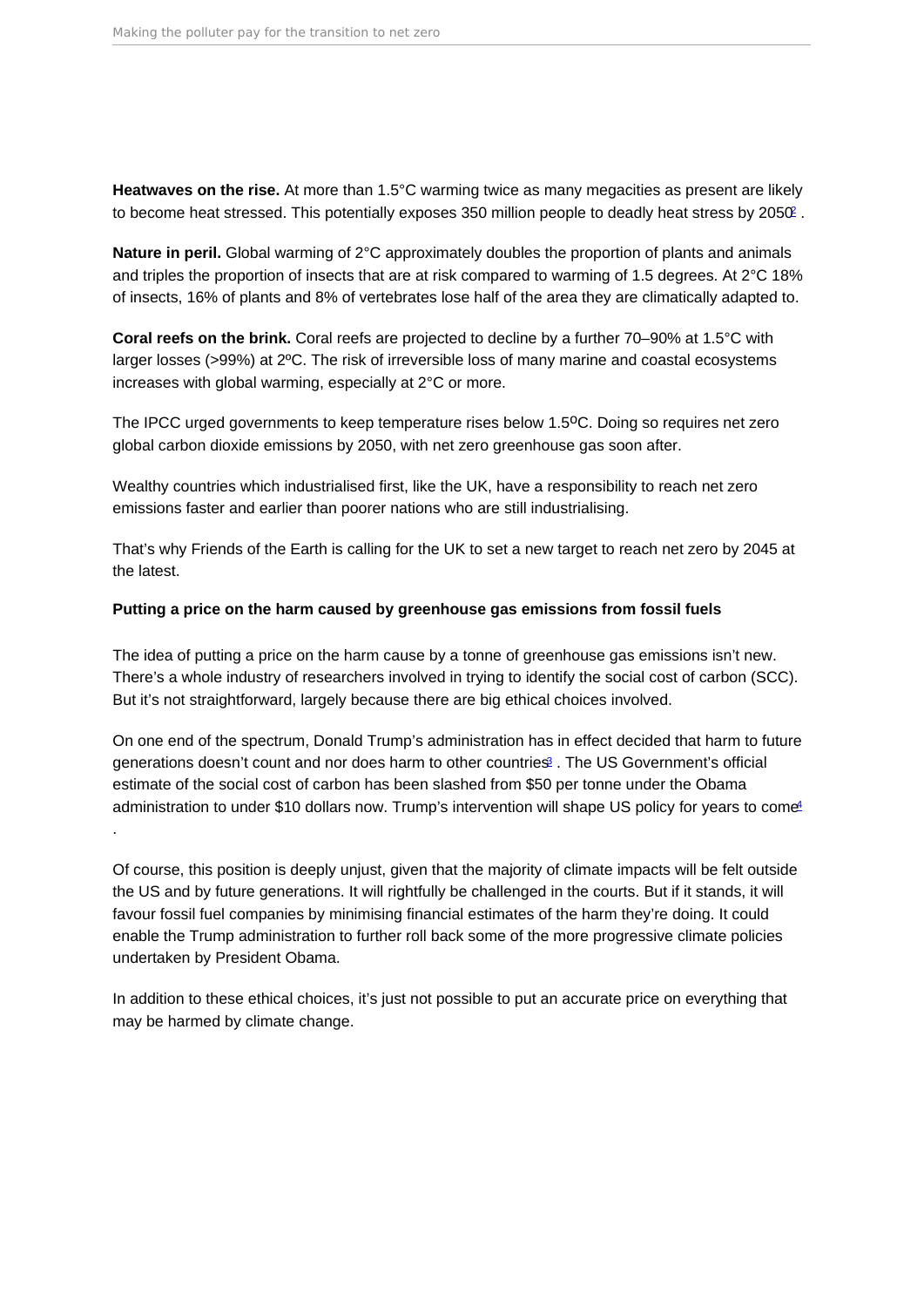**Heatwaves on the rise.** At more than 1.5°C warming twice as many megacities as present are likely to become heat stressed. This potentially exposes 350 million people to deadly heat stress by 2050[2] .

**Nature in peril.** Global warming of 2°C approximately doubles the proportion of plants and animals and triples the proportion of insects that are at risk compared to warming of 1.5 degrees. At 2°C 18% of insects, 16% of plants and 8% of vertebrates lose half of the area they are climatically adapted to.

**Coral reefs on the brink.** Coral reefs are projected to decline by a further 70–90% at 1.5°C with larger losses (>99%) at 2ºC. The risk of irreversible loss of many marine and coastal ecosystems increases with global warming, especially at 2°C or more.

The IPCC urged governments to keep temperature rises below 1.5$^{0}$C. Doing so requires net zero global carbon dioxide emissions by 2050, with net zero greenhouse gas soon after.

Wealthy countries which industrialised first, like the UK, have a responsibility to reach net zero emissions faster and earlier than poorer nations who are still industrialising.

That's why Friends of the Earth is calling for the UK to set a new target to reach net zero by 2045 at the latest.

**Putting a price on the harm caused by greenhouse gas emissions from fossil fuels**

The idea of putting a price on the harm cause by a tonne of greenhouse gas emissions isn't new. There's a whole industry of researchers involved in trying to identify the social cost of carbon (SCC). But it's not straightforward, largely because there are big ethical choices involved.

On one end of the spectrum, Donald Trump's administration has in effect decided that harm to future generations doesn't count and nor does harm to other countries[3] . The US Government's official estimate of the social cost of carbon has been slashed from $50 per tonne under the Obama administration to under $10 dollars now. Trump's intervention will shape US policy for years to come[4] .

Of course, this position is deeply unjust, given that the majority of climate impacts will be felt outside the US and by future generations. It will rightfully be challenged in the courts. But if it stands, it will favour fossil fuel companies by minimising financial estimates of the harm they're doing. It could enable the Trump administration to further roll back some of the more progressive climate policies undertaken by President Obama.

In addition to these ethical choices, it's just not possible to put an accurate price on everything that may be harmed by climate change.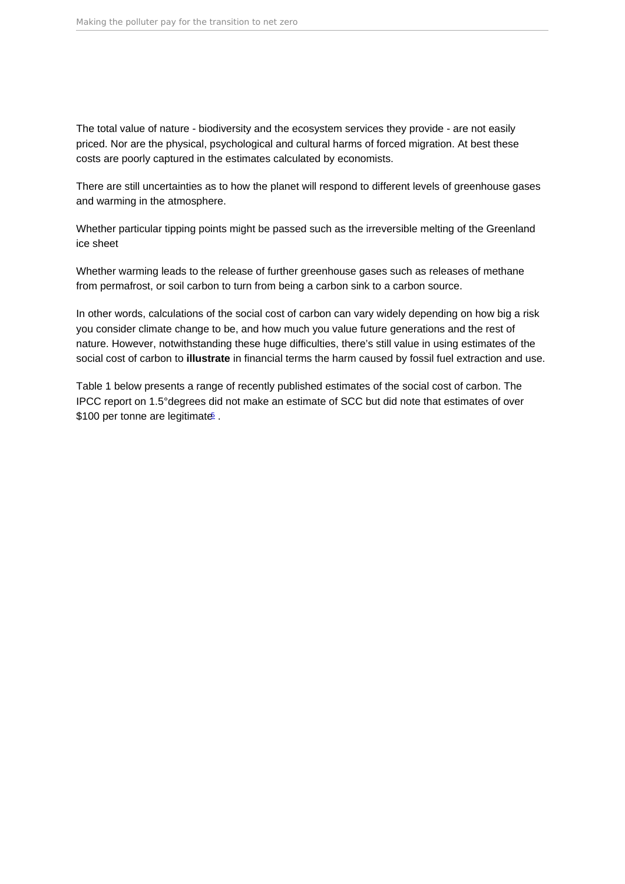The total value of nature - biodiversity and the ecosystem services they provide - are not easily priced. Nor are the physical, psychological and cultural harms of forced migration. At best these costs are poorly captured in the estimates calculated by economists.

There are still uncertainties as to how the planet will respond to different levels of greenhouse gases and warming in the atmosphere.

Whether particular tipping points might be passed such as the irreversible melting of the Greenland ice sheet

Whether warming leads to the release of further greenhouse gases such as releases of methane from permafrost, or soil carbon to turn from being a carbon sink to a carbon source.

In other words, calculations of the social cost of carbon can vary widely depending on how big a risk you consider climate change to be, and how much you value future generations and the rest of nature. However, notwithstanding these huge difficulties, there's still value in using estimates of the social cost of carbon to **illustrate** in financial terms the harm caused by fossil fuel extraction and use.

Table 1 below presents a range of recently published estimates of the social cost of carbon. The IPCC report on 1.5°degrees did not make an estimate of SCC but did note that estimates of over $100 per tonne are legitimate[5].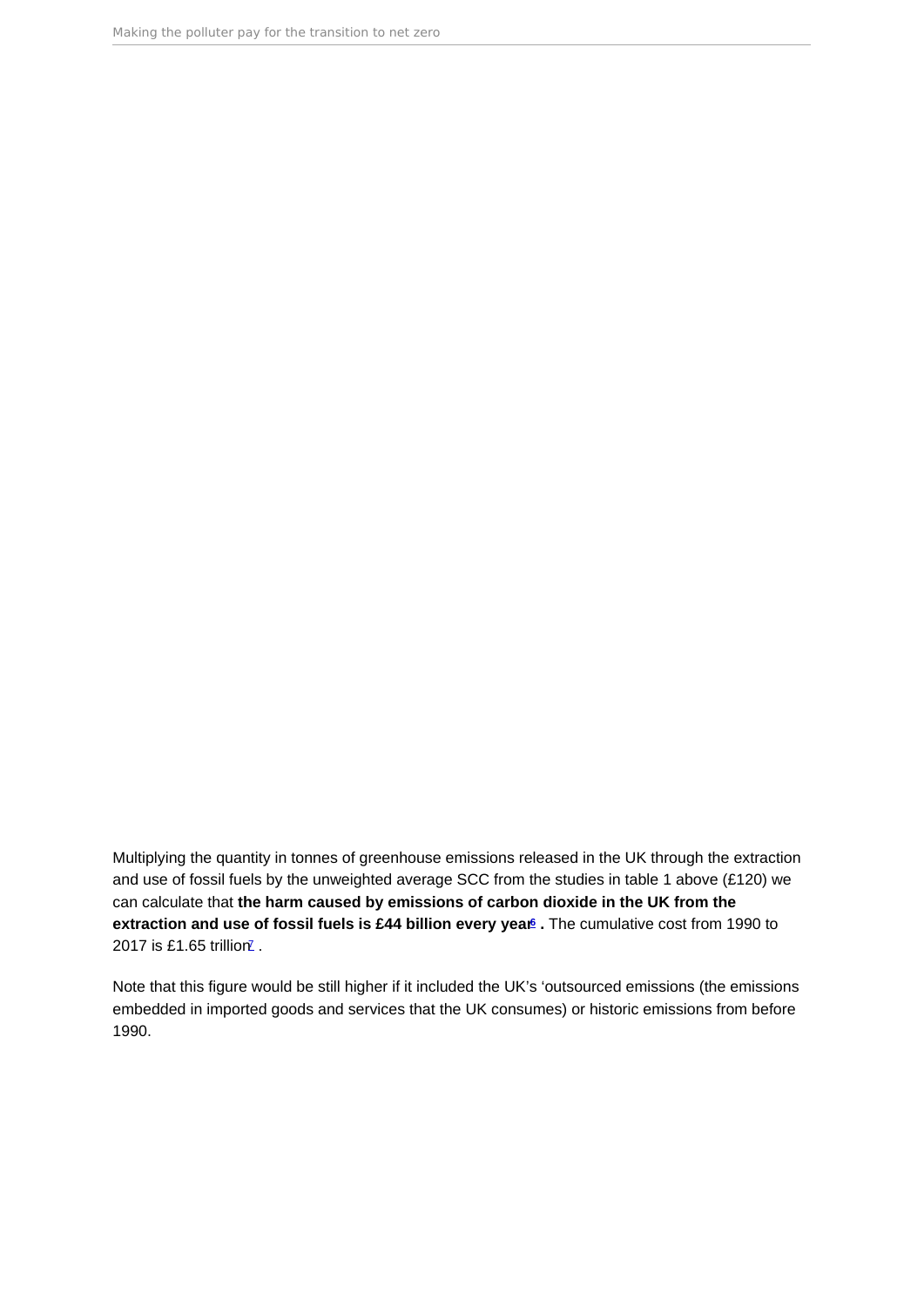Multiplying the quantity in tonnes of greenhouse emissions released in the UK through the extraction and use of fossil fuels by the unweighted average SCC from the studies in table 1 above (£120) we can calculate that **the harm caused by emissions of carbon dioxide in the UK from the extraction and use of fossil fuels is £44 billion every year**[6] **.** The cumulative cost from 1990 to 2017 is £1.65 trillion[7] .

Note that this figure would be still higher if it included the UK's 'outsourced emissions (the emissions embedded in imported goods and services that the UK consumes) or historic emissions from before 1990.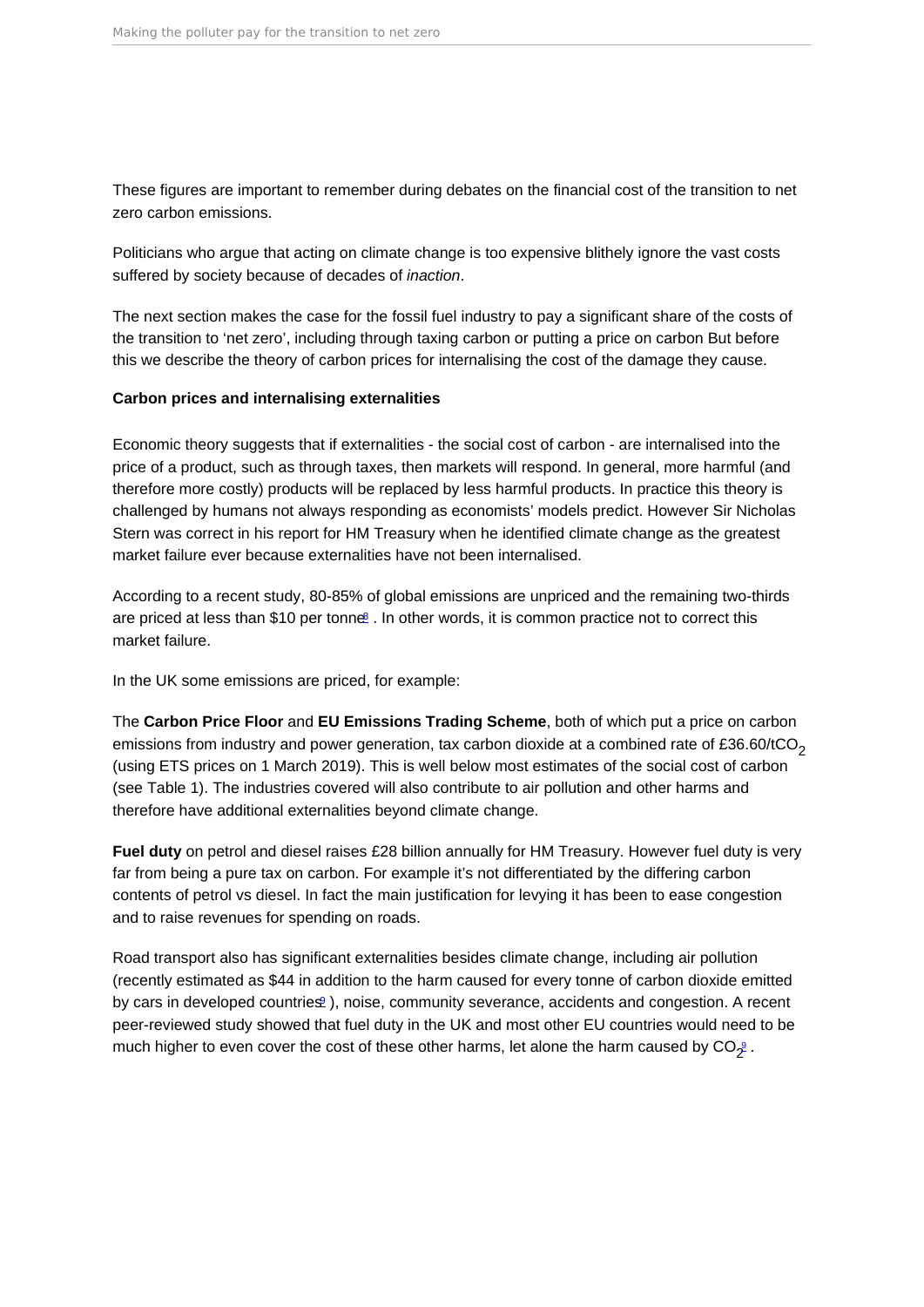These figures are important to remember during debates on the financial cost of the transition to net zero carbon emissions.

Politicians who argue that acting on climate change is too expensive blithely ignore the vast costs suffered by society because of decades of *inaction*.

The next section makes the case for the fossil fuel industry to pay a significant share of the costs of the transition to 'net zero', including through taxing carbon or putting a price on carbon But before this we describe the theory of carbon prices for internalising the cost of the damage they cause.

**Carbon prices and internalising externalities**

Economic theory suggests that if externalities - the social cost of carbon - are internalised into the price of a product, such as through taxes, then markets will respond. In general, more harmful (and therefore more costly) products will be replaced by less harmful products. In practice this theory is challenged by humans not always responding as economists' models predict. However Sir Nicholas Stern was correct in his report for HM Treasury when he identified climate change as the greatest market failure ever because externalities have not been internalised.

According to a recent study, 80-85% of global emissions are unpriced and the remaining two-thirds are priced at less than $10 per tonne[8]. In other words, it is common practice not to correct this market failure.

In the UK some emissions are priced, for example:

The **Carbon Price Floor** and **EU Emissions Trading Scheme**, both of which put a price on carbon emissions from industry and power generation, tax carbon dioxide at a combined rate of £36.60/t$CO_2$ (using ETS prices on 1 March 2019). This is well below most estimates of the social cost of carbon (see Table 1). The industries covered will also contribute to air pollution and other harms and therefore have additional externalities beyond climate change.

**Fuel duty** on petrol and diesel raises £28 billion annually for HM Treasury. However fuel duty is very far from being a pure tax on carbon. For example it's not differentiated by the differing carbon contents of petrol vs diesel. In fact the main justification for levying it has been to ease congestion and to raise revenues for spending on roads.

Road transport also has significant externalities besides climate change, including air pollution (recently estimated as $44 in addition to the harm caused for every tonne of carbon dioxide emitted by cars in developed countries[9]), noise, community severance, accidents and congestion. A recent peer-reviewed study showed that fuel duty in the UK and most other EU countries would need to be much higher to even cover the cost of these other harms, let alone the harm caused by $CO_2$[9].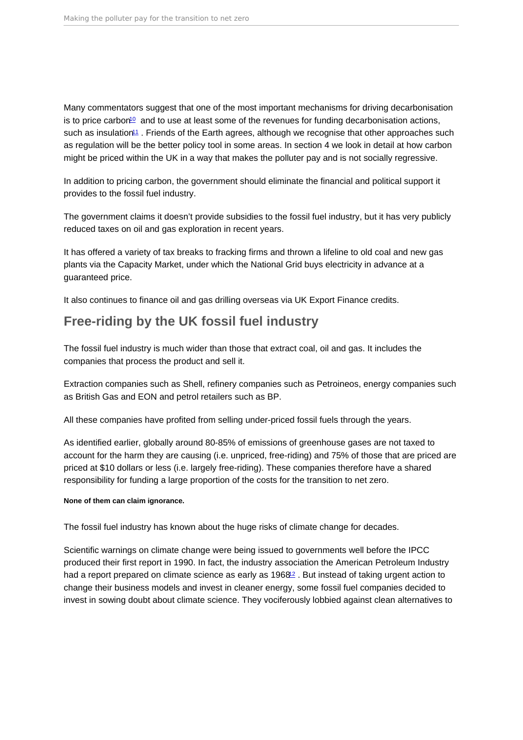Many commentators suggest that one of the most important mechanisms for driving decarbonisation is to price carbon[10] and to use at least some of the revenues for funding decarbonisation actions, such as insulation[11] . Friends of the Earth agrees, although we recognise that other approaches such as regulation will be the better policy tool in some areas. In section 4 we look in detail at how carbon might be priced within the UK in a way that makes the polluter pay and is not socially regressive.

In addition to pricing carbon, the government should eliminate the financial and political support it provides to the fossil fuel industry.

The government claims it doesn't provide subsidies to the fossil fuel industry, but it has very publicly reduced taxes on oil and gas exploration in recent years.

It has offered a variety of tax breaks to fracking firms and thrown a lifeline to old coal and new gas plants via the Capacity Market, under which the National Grid buys electricity in advance at a guaranteed price.

It also continues to finance oil and gas drilling overseas via UK Export Finance credits.

## Free-riding by the UK fossil fuel industry

The fossil fuel industry is much wider than those that extract coal, oil and gas. It includes the companies that process the product and sell it.

Extraction companies such as Shell, refinery companies such as Petroineos, energy companies such as British Gas and EON and petrol retailers such as BP.

All these companies have profited from selling under-priced fossil fuels through the years.

As identified earlier, globally around 80-85% of emissions of greenhouse gases are not taxed to account for the harm they are causing (i.e. unpriced, free-riding) and 75% of those that are priced are priced at $10 dollars or less (i.e. largely free-riding). These companies therefore have a shared responsibility for funding a large proportion of the costs for the transition to net zero.

**None of them can claim ignorance.**

The fossil fuel industry has known about the huge risks of climate change for decades.

Scientific warnings on climate change were being issued to governments well before the IPCC produced their first report in 1990. In fact, the industry association the American Petroleum Industry had a report prepared on climate science as early as 1968[12] . But instead of taking urgent action to change their business models and invest in cleaner energy, some fossil fuel companies decided to invest in sowing doubt about climate science. They vociferously lobbied against clean alternatives to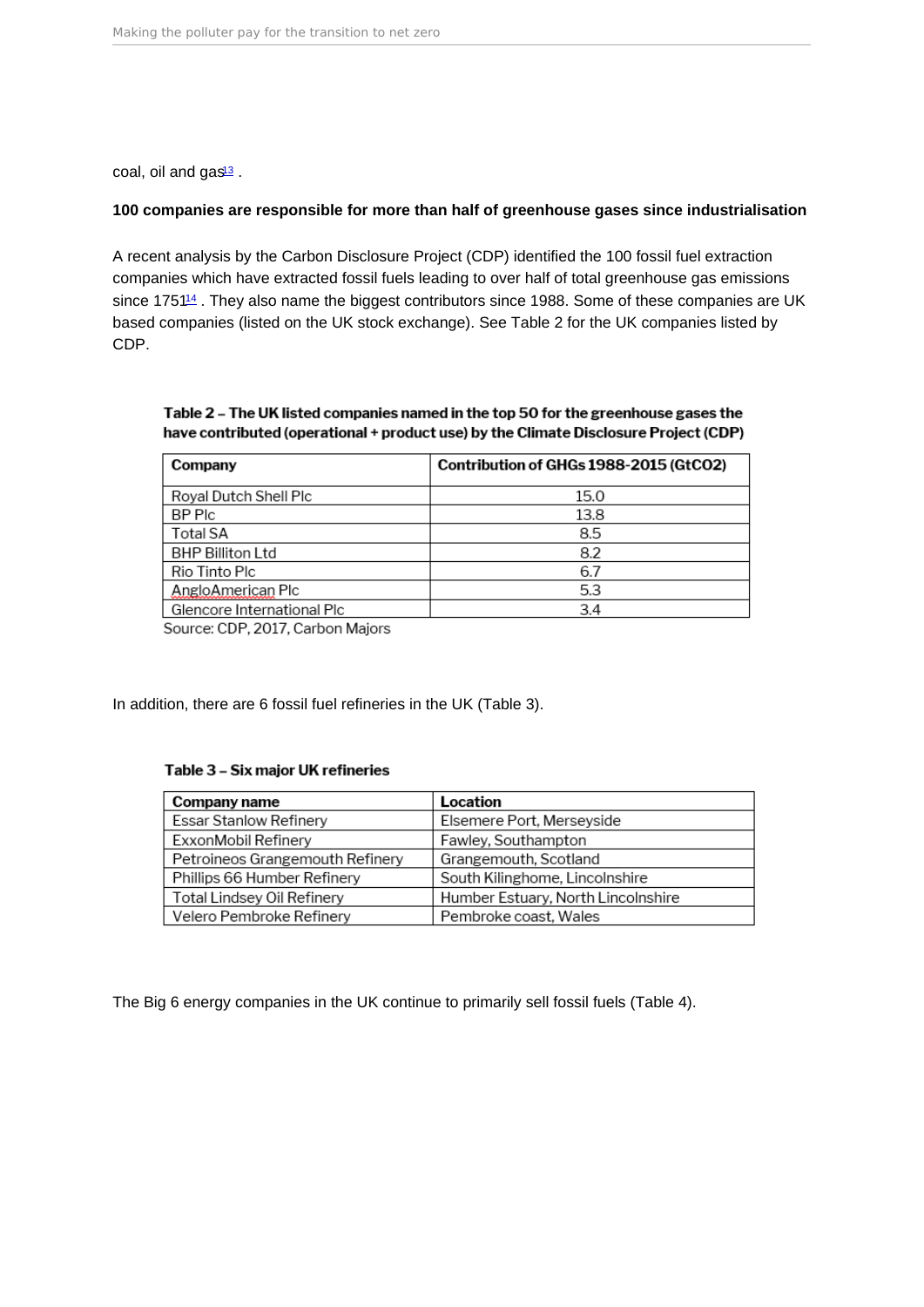coal, oil and gas[13] .

**100 companies are responsible for more than half of greenhouse gases since industrialisation**

A recent analysis by the Carbon Disclosure Project (CDP) identified the 100 fossil fuel extraction companies which have extracted fossil fuels leading to over half of total greenhouse gas emissions since 1751[14] . They also name the biggest contributors since 1988. Some of these companies are UK based companies (listed on the UK stock exchange). See Table 2 for the UK companies listed by CDP.

**Table 2 – The UK listed companies named in the top 50 for the greenhouse gases the have contributed (operational + product use) by the Climate Disclosure Project (CDP)**

| Company | Contribution of GHGs 1988-2015 (GtCO2) |
|---|---|
| Royal Dutch Shell Plc | 15.0 |
| BP Plc | 13.8 |
| Total SA | 8.5 |
| BHP Billiton Ltd | 8.2 |
| Rio Tinto Plc | 6.7 |
| AngloAmerican Plc | 5.3 |
| Glencore International Plc | 3.4 |

Source: CDP, 2017, Carbon Majors

In addition, there are 6 fossil fuel refineries in the UK (Table 3).

**Table 3 – Six major UK refineries**

| Company name | Location |
|---|---|
| Essar Stanlow Refinery | Elsemere Port, Merseyside |
| ExxonMobil Refinery | Fawley, Southampton |
| Petroineos Grangemouth Refinery | Grangemouth, Scotland |
| Phillips 66 Humber Refinery | South Kilinghome, Lincolnshire |
| Total Lindsey Oil Refinery | Humber Estuary, North Lincolnshire |
| Velero Pembroke Refinery | Pembroke coast, Wales |

The Big 6 energy companies in the UK continue to primarily sell fossil fuels (Table 4).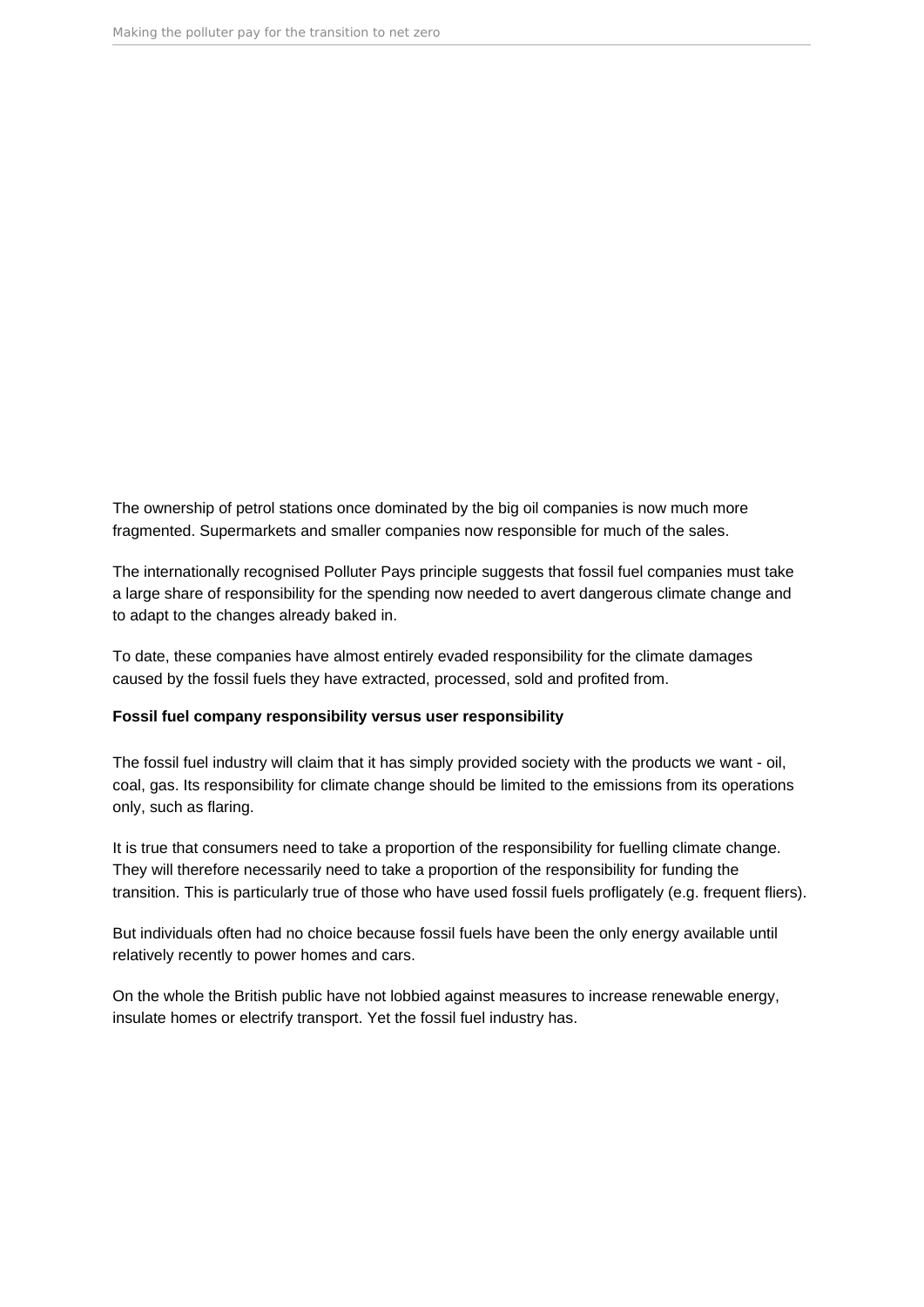The ownership of petrol stations once dominated by the big oil companies is now much more fragmented. Supermarkets and smaller companies now responsible for much of the sales.

The internationally recognised Polluter Pays principle suggests that fossil fuel companies must take a large share of responsibility for the spending now needed to avert dangerous climate change and to adapt to the changes already baked in.

To date, these companies have almost entirely evaded responsibility for the climate damages caused by the fossil fuels they have extracted, processed, sold and profited from.

**Fossil fuel company responsibility versus user responsibility**

The fossil fuel industry will claim that it has simply provided society with the products we want - oil, coal, gas. Its responsibility for climate change should be limited to the emissions from its operations only, such as flaring.

It is true that consumers need to take a proportion of the responsibility for fuelling climate change. They will therefore necessarily need to take a proportion of the responsibility for funding the transition. This is particularly true of those who have used fossil fuels profligately (e.g. frequent fliers).

But individuals often had no choice because fossil fuels have been the only energy available until relatively recently to power homes and cars.

On the whole the British public have not lobbied against measures to increase renewable energy, insulate homes or electrify transport. Yet the fossil fuel industry has.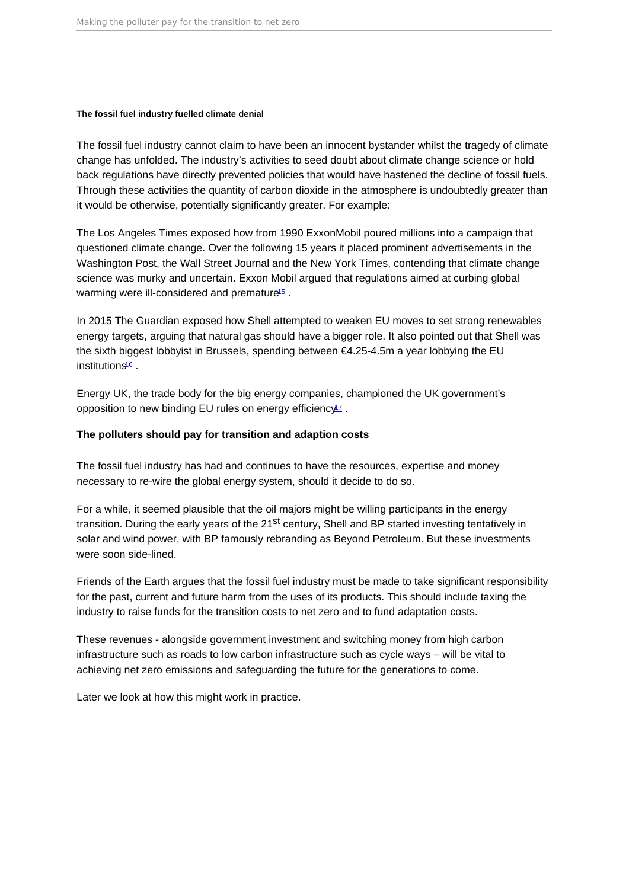### The fossil fuel industry fuelled climate denial

The fossil fuel industry cannot claim to have been an innocent bystander whilst the tragedy of climate change has unfolded. The industry's activities to seed doubt about climate change science or hold back regulations have directly prevented policies that would have hastened the decline of fossil fuels. Through these activities the quantity of carbon dioxide in the atmosphere is undoubtedly greater than it would be otherwise, potentially significantly greater. For example:

The Los Angeles Times exposed how from 1990 ExxonMobil poured millions into a campaign that questioned climate change. Over the following 15 years it placed prominent advertisements in the Washington Post, the Wall Street Journal and the New York Times, contending that climate change science was murky and uncertain. Exxon Mobil argued that regulations aimed at curbing global warming were ill-considered and premature[15] .

In 2015 The Guardian exposed how Shell attempted to weaken EU moves to set strong renewables energy targets, arguing that natural gas should have a bigger role. It also pointed out that Shell was the sixth biggest lobbyist in Brussels, spending between €4.25-4.5m a year lobbying the EU institutions[16] .

Energy UK, the trade body for the big energy companies, championed the UK government's opposition to new binding EU rules on energy efficiency[17] .

### The polluters should pay for transition and adaption costs

The fossil fuel industry has had and continues to have the resources, expertise and money necessary to re-wire the global energy system, should it decide to do so.

For a while, it seemed plausible that the oil majors might be willing participants in the energy transition. During the early years of the 21st century, Shell and BP started investing tentatively in solar and wind power, with BP famously rebranding as Beyond Petroleum. But these investments were soon side-lined.

Friends of the Earth argues that the fossil fuel industry must be made to take significant responsibility for the past, current and future harm from the uses of its products. This should include taxing the industry to raise funds for the transition costs to net zero and to fund adaptation costs.

These revenues - alongside government investment and switching money from high carbon infrastructure such as roads to low carbon infrastructure such as cycle ways – will be vital to achieving net zero emissions and safeguarding the future for the generations to come.

Later we look at how this might work in practice.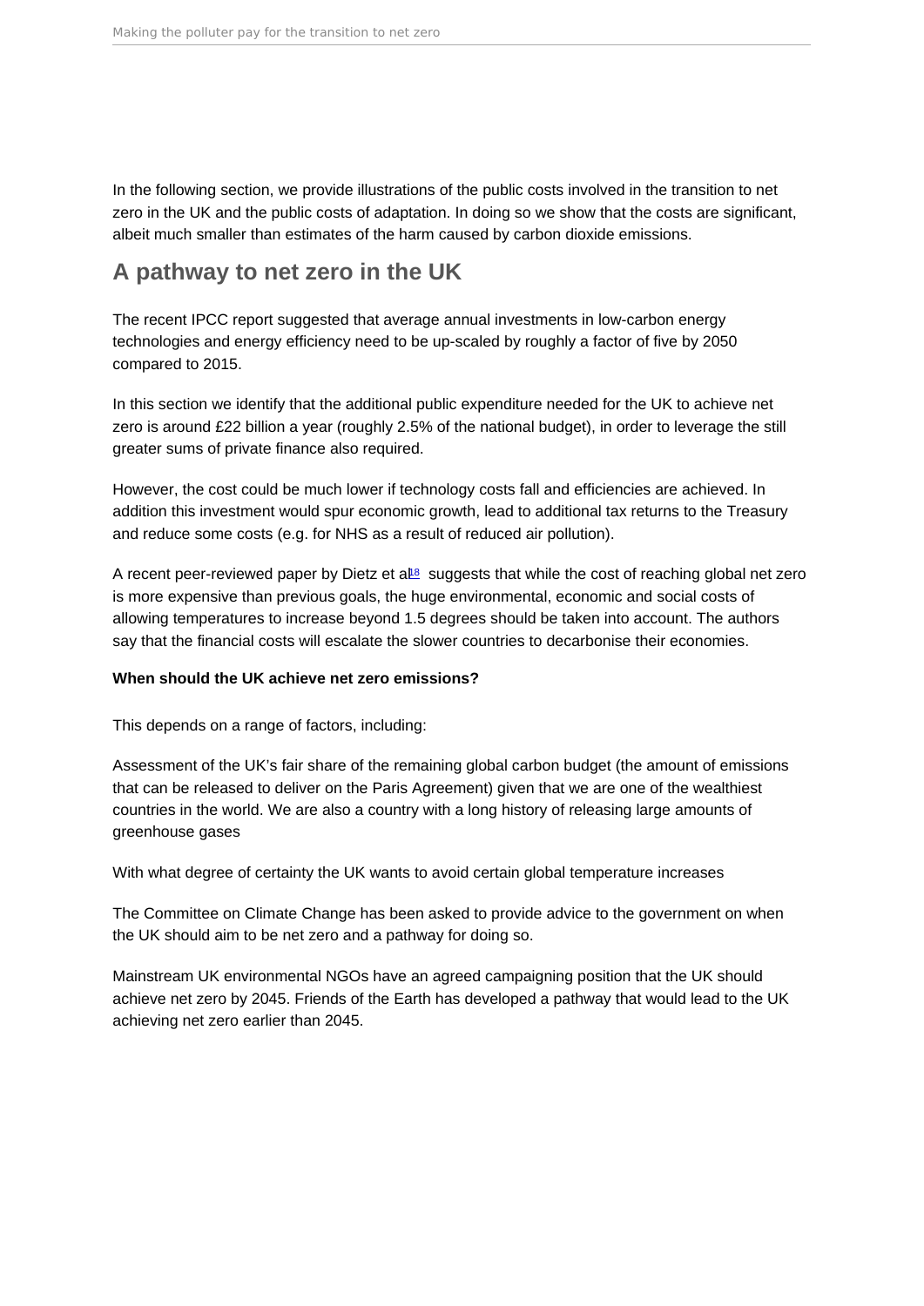In the following section, we provide illustrations of the public costs involved in the transition to net zero in the UK and the public costs of adaptation. In doing so we show that the costs are significant, albeit much smaller than estimates of the harm caused by carbon dioxide emissions.

## A pathway to net zero in the UK

The recent IPCC report suggested that average annual investments in low-carbon energy technologies and energy efficiency need to be up-scaled by roughly a factor of five by 2050 compared to 2015.

In this section we identify that the additional public expenditure needed for the UK to achieve net zero is around £22 billion a year (roughly 2.5% of the national budget), in order to leverage the still greater sums of private finance also required.

However, the cost could be much lower if technology costs fall and efficiencies are achieved. In addition this investment would spur economic growth, lead to additional tax returns to the Treasury and reduce some costs (e.g. for NHS as a result of reduced air pollution).

A recent peer-reviewed paper by Dietz et al[18] suggests that while the cost of reaching global net zero is more expensive than previous goals, the huge environmental, economic and social costs of allowing temperatures to increase beyond 1.5 degrees should be taken into account. The authors say that the financial costs will escalate the slower countries to decarbonise their economies.

**When should the UK achieve net zero emissions?**

This depends on a range of factors, including:

Assessment of the UK's fair share of the remaining global carbon budget (the amount of emissions that can be released to deliver on the Paris Agreement) given that we are one of the wealthiest countries in the world. We are also a country with a long history of releasing large amounts of greenhouse gases

With what degree of certainty the UK wants to avoid certain global temperature increases

The Committee on Climate Change has been asked to provide advice to the government on when the UK should aim to be net zero and a pathway for doing so.

Mainstream UK environmental NGOs have an agreed campaigning position that the UK should achieve net zero by 2045. Friends of the Earth has developed a pathway that would lead to the UK achieving net zero earlier than 2045.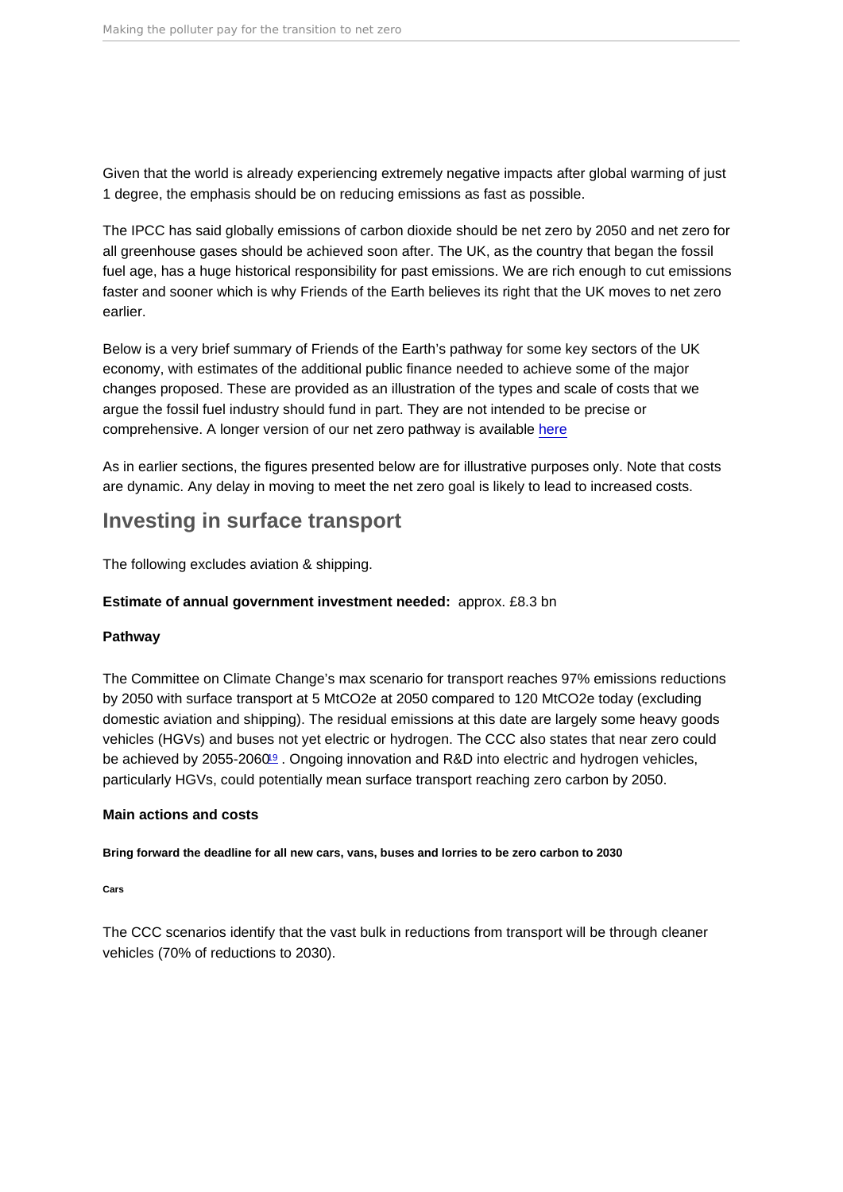Given that the world is already experiencing extremely negative impacts after global warming of just 1 degree, the emphasis should be on reducing emissions as fast as possible.

The IPCC has said globally emissions of carbon dioxide should be net zero by 2050 and net zero for all greenhouse gases should be achieved soon after. The UK, as the country that began the fossil fuel age, has a huge historical responsibility for past emissions. We are rich enough to cut emissions faster and sooner which is why Friends of the Earth believes its right that the UK moves to net zero earlier.

Below is a very brief summary of Friends of the Earth's pathway for some key sectors of the UK economy, with estimates of the additional public finance needed to achieve some of the major changes proposed. These are provided as an illustration of the types and scale of costs that we argue the fossil fuel industry should fund in part. They are not intended to be precise or comprehensive. A longer version of our net zero pathway is available here

As in earlier sections, the figures presented below are for illustrative purposes only. Note that costs are dynamic. Any delay in moving to meet the net zero goal is likely to lead to increased costs.

## Investing in surface transport

The following excludes aviation & shipping.

**Estimate of annual government investment needed:** approx. £8.3 bn

**Pathway**

The Committee on Climate Change's max scenario for transport reaches 97% emissions reductions by 2050 with surface transport at 5 MtCO2e at 2050 compared to 120 MtCO2e today (excluding domestic aviation and shipping). The residual emissions at this date are largely some heavy goods vehicles (HGVs) and buses not yet electric or hydrogen. The CCC also states that near zero could be achieved by 2055-2060[19] . Ongoing innovation and R&D into electric and hydrogen vehicles, particularly HGVs, could potentially mean surface transport reaching zero carbon by 2050.

**Main actions and costs**

##### Bring forward the deadline for all new cars, vans, buses and lorries to be zero carbon to 2030

###### Cars

The CCC scenarios identify that the vast bulk in reductions from transport will be through cleaner vehicles (70% of reductions to 2030).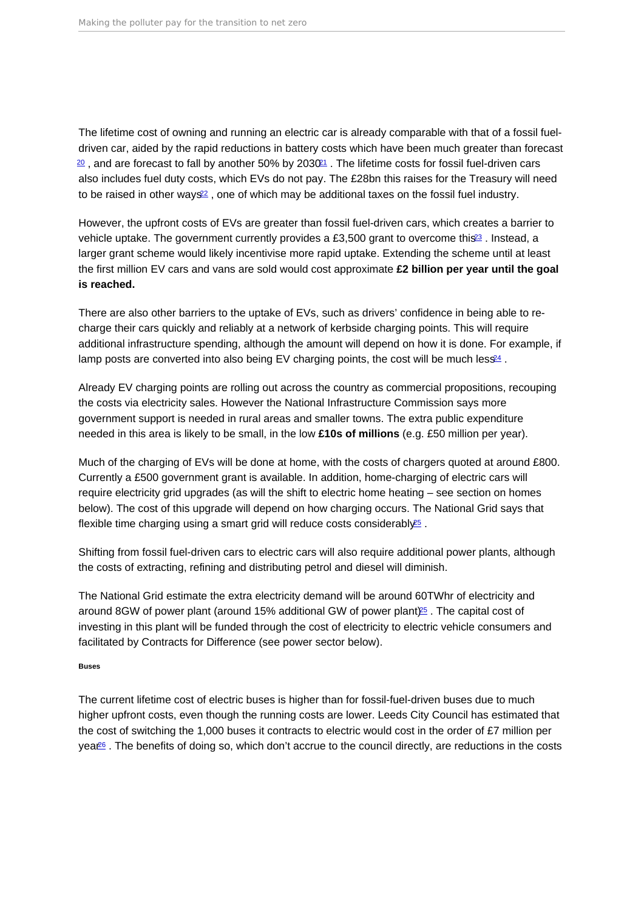The lifetime cost of owning and running an electric car is already comparable with that of a fossil fuel-driven car, aided by the rapid reductions in battery costs which have been much greater than forecast [20] , and are forecast to fall by another 50% by 2030[21] . The lifetime costs for fossil fuel-driven cars also includes fuel duty costs, which EVs do not pay. The £28bn this raises for the Treasury will need to be raised in other ways[22] , one of which may be additional taxes on the fossil fuel industry.

However, the upfront costs of EVs are greater than fossil fuel-driven cars, which creates a barrier to vehicle uptake. The government currently provides a £3,500 grant to overcome this[23] . Instead, a larger grant scheme would likely incentivise more rapid uptake. Extending the scheme until at least the first million EV cars and vans are sold would cost approximate **£2 billion per year until the goal is reached.**

There are also other barriers to the uptake of EVs, such as drivers' confidence in being able to re-charge their cars quickly and reliably at a network of kerbside charging points. This will require additional infrastructure spending, although the amount will depend on how it is done. For example, if lamp posts are converted into also being EV charging points, the cost will be much less[24] .

Already EV charging points are rolling out across the country as commercial propositions, recouping the costs via electricity sales. However the National Infrastructure Commission says more government support is needed in rural areas and smaller towns. The extra public expenditure needed in this area is likely to be small, in the low **£10s of millions** (e.g. £50 million per year).

Much of the charging of EVs will be done at home, with the costs of chargers quoted at around £800. Currently a £500 government grant is available. In addition, home-charging of electric cars will require electricity grid upgrades (as will the shift to electric home heating – see section on homes below). The cost of this upgrade will depend on how charging occurs. The National Grid says that flexible time charging using a smart grid will reduce costs considerably[25] .

Shifting from fossil fuel-driven cars to electric cars will also require additional power plants, although the costs of extracting, refining and distributing petrol and diesel will diminish.

The National Grid estimate the extra electricity demand will be around 60TWhr of electricity and around 8GW of power plant (around 15% additional GW of power plant)[25] . The capital cost of investing in this plant will be funded through the cost of electricity to electric vehicle consumers and facilitated by Contracts for Difference (see power sector below).

###### Buses

The current lifetime cost of electric buses is higher than for fossil-fuel-driven buses due to much higher upfront costs, even though the running costs are lower. Leeds City Council has estimated that the cost of switching the 1,000 buses it contracts to electric would cost in the order of £7 million per year[26] . The benefits of doing so, which don't accrue to the council directly, are reductions in the costs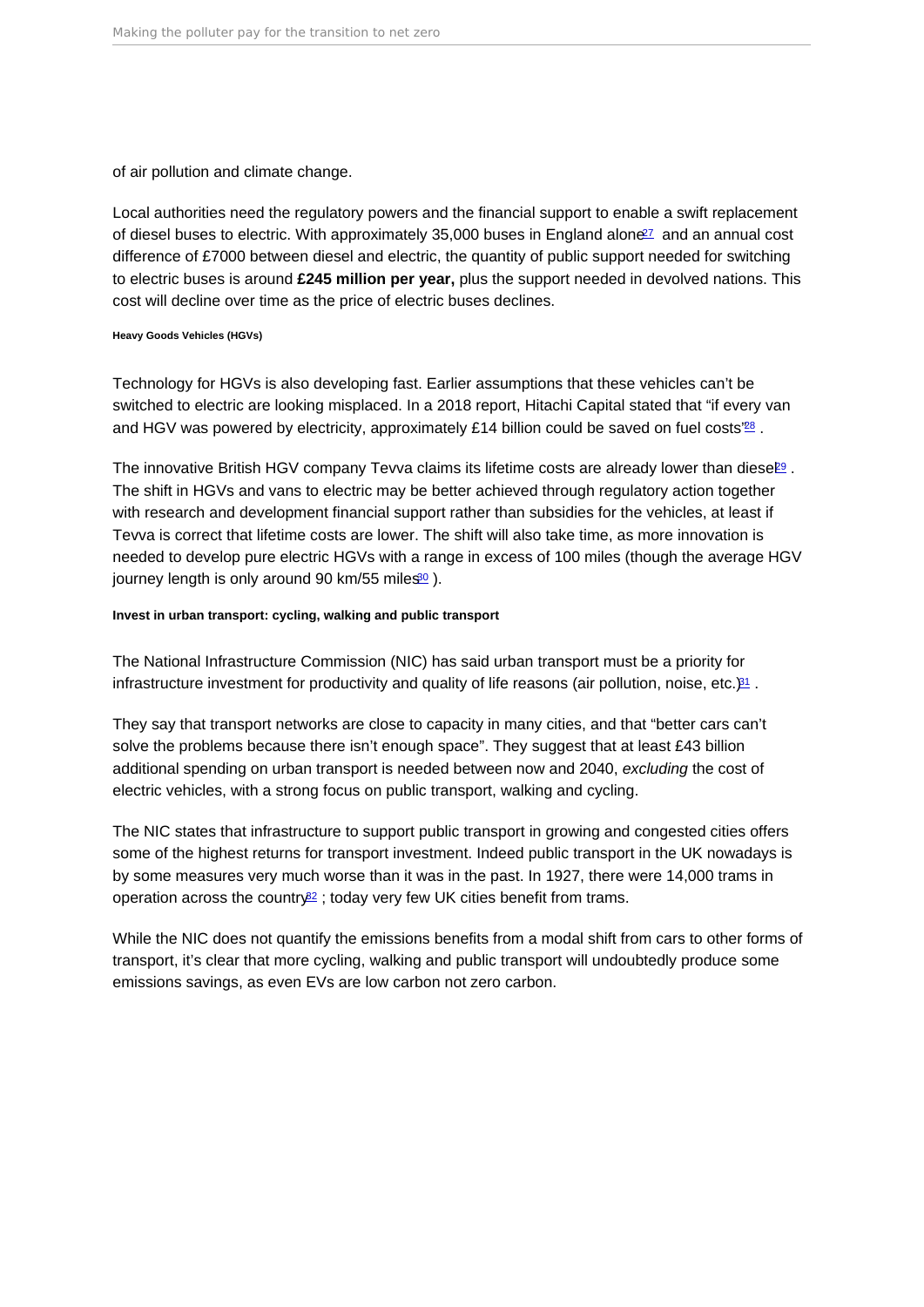of air pollution and climate change.

Local authorities need the regulatory powers and the financial support to enable a swift replacement of diesel buses to electric. With approximately 35,000 buses in England alone[27] and an annual cost difference of £7000 between diesel and electric, the quantity of public support needed for switching to electric buses is around **£245 million per year,** plus the support needed in devolved nations. This cost will decline over time as the price of electric buses declines.

##### Heavy Goods Vehicles (HGVs)

Technology for HGVs is also developing fast. Earlier assumptions that these vehicles can't be switched to electric are looking misplaced. In a 2018 report, Hitachi Capital stated that "if every van and HGV was powered by electricity, approximately £14 billion could be saved on fuel costs"[28] .

The innovative British HGV company Tevva claims its lifetime costs are already lower than diesel[29] . The shift in HGVs and vans to electric may be better achieved through regulatory action together with research and development financial support rather than subsidies for the vehicles, at least if Tevva is correct that lifetime costs are lower. The shift will also take time, as more innovation is needed to develop pure electric HGVs with a range in excess of 100 miles (though the average HGV journey length is only around 90 km/55 miles[30] ).

##### Invest in urban transport: cycling, walking and public transport

The National Infrastructure Commission (NIC) has said urban transport must be a priority for infrastructure investment for productivity and quality of life reasons (air pollution, noise, etc.)[31] .

They say that transport networks are close to capacity in many cities, and that "better cars can't solve the problems because there isn't enough space". They suggest that at least £43 billion additional spending on urban transport is needed between now and 2040, *excluding* the cost of electric vehicles, with a strong focus on public transport, walking and cycling.

The NIC states that infrastructure to support public transport in growing and congested cities offers some of the highest returns for transport investment. Indeed public transport in the UK nowadays is by some measures very much worse than it was in the past. In 1927, there were 14,000 trams in operation across the country[32] ; today very few UK cities benefit from trams.

While the NIC does not quantify the emissions benefits from a modal shift from cars to other forms of transport, it's clear that more cycling, walking and public transport will undoubtedly produce some emissions savings, as even EVs are low carbon not zero carbon.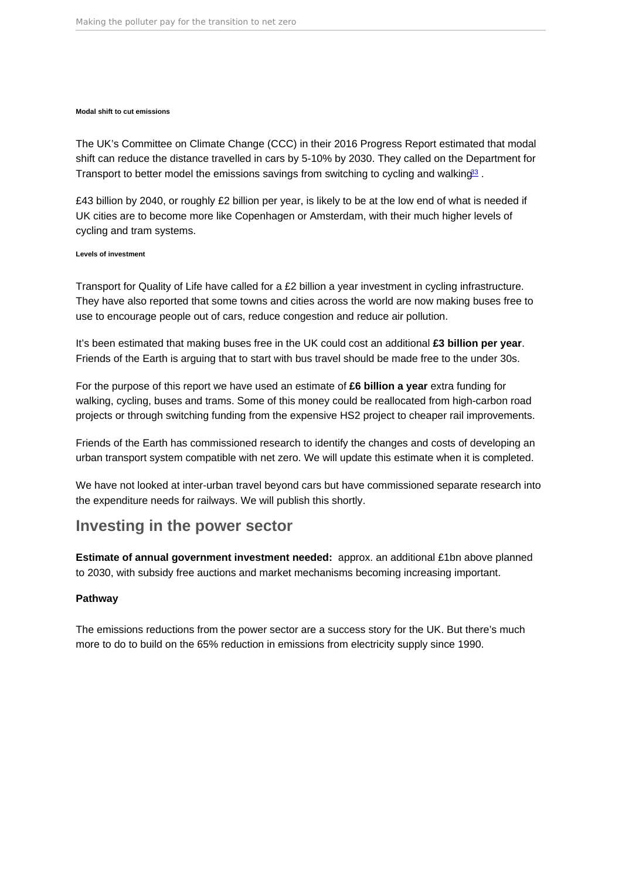#### Modal shift to cut emissions

The UK's Committee on Climate Change (CCC) in their 2016 Progress Report estimated that modal shift can reduce the distance travelled in cars by 5-10% by 2030. They called on the Department for Transport to better model the emissions savings from switching to cycling and walking[33] .

£43 billion by 2040, or roughly £2 billion per year, is likely to be at the low end of what is needed if UK cities are to become more like Copenhagen or Amsterdam, with their much higher levels of cycling and tram systems.

#### Levels of investment

Transport for Quality of Life have called for a £2 billion a year investment in cycling infrastructure. They have also reported that some towns and cities across the world are now making buses free to use to encourage people out of cars, reduce congestion and reduce air pollution.

It's been estimated that making buses free in the UK could cost an additional **£3 billion per year**. Friends of the Earth is arguing that to start with bus travel should be made free to the under 30s.

For the purpose of this report we have used an estimate of **£6 billion a year** extra funding for walking, cycling, buses and trams. Some of this money could be reallocated from high-carbon road projects or through switching funding from the expensive HS2 project to cheaper rail improvements.

Friends of the Earth has commissioned research to identify the changes and costs of developing an urban transport system compatible with net zero. We will update this estimate when it is completed.

We have not looked at inter-urban travel beyond cars but have commissioned separate research into the expenditure needs for railways. We will publish this shortly.

## Investing in the power sector

**Estimate of annual government investment needed:** approx. an additional £1bn above planned to 2030, with subsidy free auctions and market mechanisms becoming increasing important.

### Pathway

The emissions reductions from the power sector are a success story for the UK. But there's much more to do to build on the 65% reduction in emissions from electricity supply since 1990.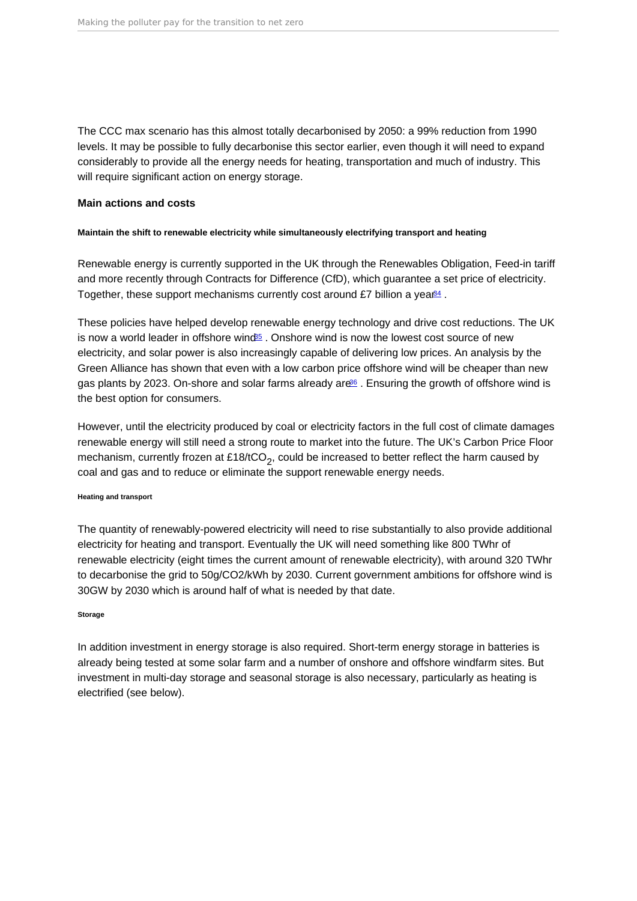The CCC max scenario has this almost totally decarbonised by 2050: a 99% reduction from 1990 levels. It may be possible to fully decarbonise this sector earlier, even though it will need to expand considerably to provide all the energy needs for heating, transportation and much of industry. This will require significant action on energy storage.

### Main actions and costs

#### Maintain the shift to renewable electricity while simultaneously electrifying transport and heating

Renewable energy is currently supported in the UK through the Renewables Obligation, Feed-in tariff and more recently through Contracts for Difference (CfD), which guarantee a set price of electricity. Together, these support mechanisms currently cost around £7 billion a year[84] .

These policies have helped develop renewable energy technology and drive cost reductions. The UK is now a world leader in offshore wind[85] . Onshore wind is now the lowest cost source of new electricity, and solar power is also increasingly capable of delivering low prices. An analysis by the Green Alliance has shown that even with a low carbon price offshore wind will be cheaper than new gas plants by 2023. On-shore and solar farms already are[86] . Ensuring the growth of offshore wind is the best option for consumers.

However, until the electricity produced by coal or electricity factors in the full cost of climate damages renewable energy will still need a strong route to market into the future. The UK's Carbon Price Floor mechanism, currently frozen at £18/t$CO_2$, could be increased to better reflect the harm caused by coal and gas and to reduce or eliminate the support renewable energy needs.

##### Heating and transport

The quantity of renewably-powered electricity will need to rise substantially to also provide additional electricity for heating and transport. Eventually the UK will need something like 800 TWhr of renewable electricity (eight times the current amount of renewable electricity), with around 320 TWhr to decarbonise the grid to 50g/CO2/kWh by 2030. Current government ambitions for offshore wind is 30GW by 2030 which is around half of what is needed by that date.

##### Storage

In addition investment in energy storage is also required. Short-term energy storage in batteries is already being tested at some solar farm and a number of onshore and offshore windfarm sites. But investment in multi-day storage and seasonal storage is also necessary, particularly as heating is electrified (see below).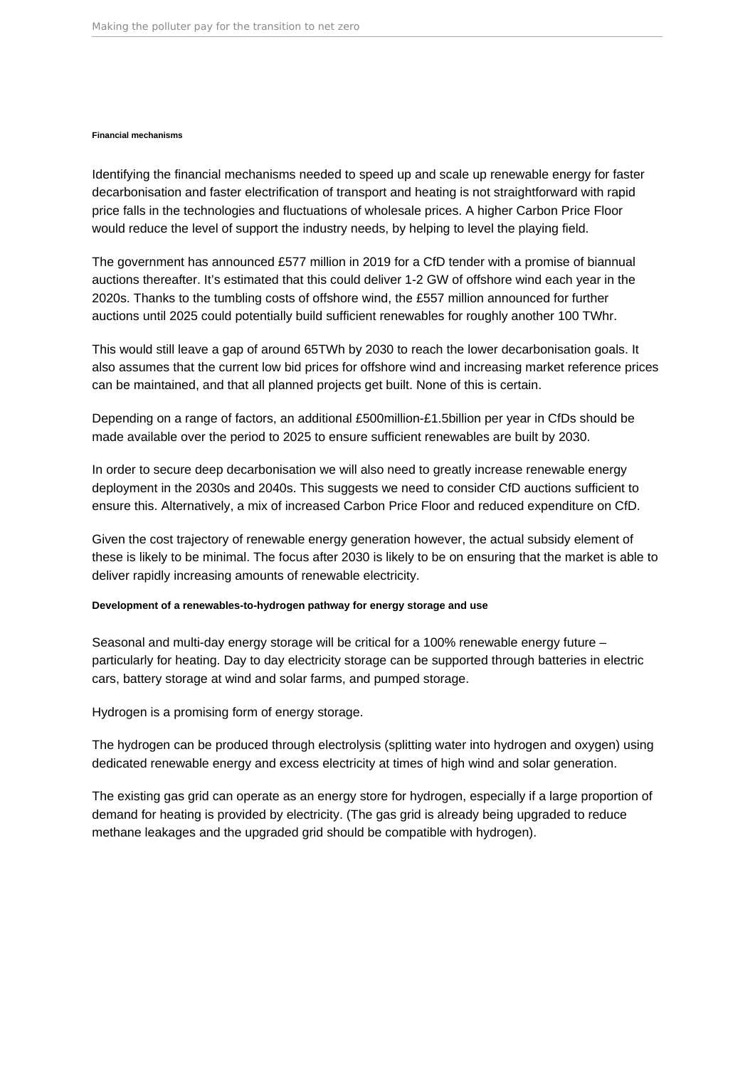#### Financial mechanisms

Identifying the financial mechanisms needed to speed up and scale up renewable energy for faster decarbonisation and faster electrification of transport and heating is not straightforward with rapid price falls in the technologies and fluctuations of wholesale prices. A higher Carbon Price Floor would reduce the level of support the industry needs, by helping to level the playing field.

The government has announced £577 million in 2019 for a CfD tender with a promise of biannual auctions thereafter. It's estimated that this could deliver 1-2 GW of offshore wind each year in the 2020s. Thanks to the tumbling costs of offshore wind, the £557 million announced for further auctions until 2025 could potentially build sufficient renewables for roughly another 100 TWhr.

This would still leave a gap of around 65TWh by 2030 to reach the lower decarbonisation goals. It also assumes that the current low bid prices for offshore wind and increasing market reference prices can be maintained, and that all planned projects get built. None of this is certain.

Depending on a range of factors, an additional £500million-£1.5billion per year in CfDs should be made available over the period to 2025 to ensure sufficient renewables are built by 2030.

In order to secure deep decarbonisation we will also need to greatly increase renewable energy deployment in the 2030s and 2040s. This suggests we need to consider CfD auctions sufficient to ensure this. Alternatively, a mix of increased Carbon Price Floor and reduced expenditure on CfD.

Given the cost trajectory of renewable energy generation however, the actual subsidy element of these is likely to be minimal. The focus after 2030 is likely to be on ensuring that the market is able to deliver rapidly increasing amounts of renewable electricity.

#### Development of a renewables-to-hydrogen pathway for energy storage and use

Seasonal and multi-day energy storage will be critical for a 100% renewable energy future – particularly for heating. Day to day electricity storage can be supported through batteries in electric cars, battery storage at wind and solar farms, and pumped storage.

Hydrogen is a promising form of energy storage.

The hydrogen can be produced through electrolysis (splitting water into hydrogen and oxygen) using dedicated renewable energy and excess electricity at times of high wind and solar generation.

The existing gas grid can operate as an energy store for hydrogen, especially if a large proportion of demand for heating is provided by electricity. (The gas grid is already being upgraded to reduce methane leakages and the upgraded grid should be compatible with hydrogen).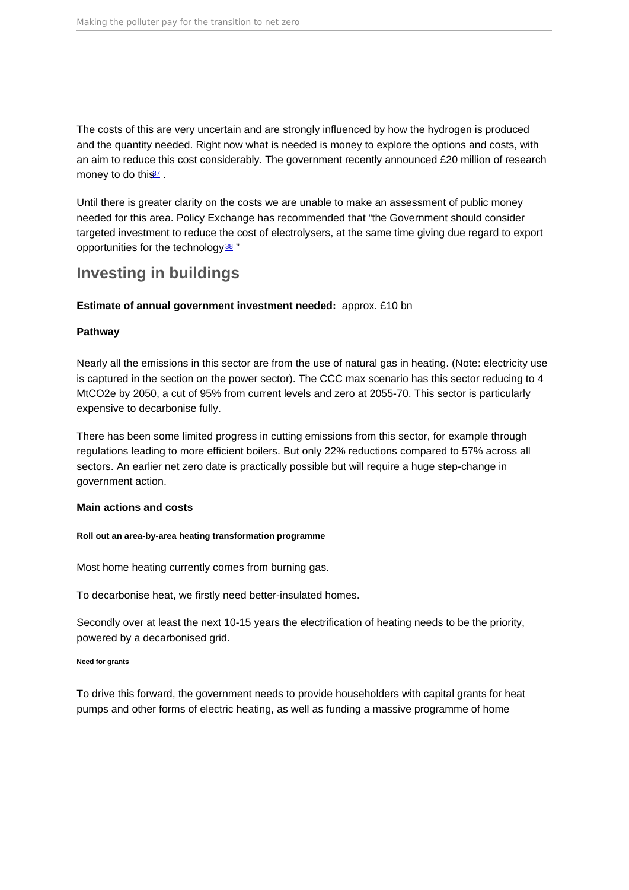The costs of this are very uncertain and are strongly influenced by how the hydrogen is produced and the quantity needed. Right now what is needed is money to explore the options and costs, with an aim to reduce this cost considerably. The government recently announced £20 million of research money to do this[37] .

Until there is greater clarity on the costs we are unable to make an assessment of public money needed for this area. Policy Exchange has recommended that "the Government should consider targeted investment to reduce the cost of electrolysers, at the same time giving due regard to export opportunities for the technology[38] "

## Investing in buildings

**Estimate of annual government investment needed:** approx. £10 bn

**Pathway**

Nearly all the emissions in this sector are from the use of natural gas in heating. (Note: electricity use is captured in the section on the power sector). The CCC max scenario has this sector reducing to 4 $MtCO_2e$ by 2050, a cut of 95% from current levels and zero at 2055-70. This sector is particularly expensive to decarbonise fully.

There has been some limited progress in cutting emissions from this sector, for example through regulations leading to more efficient boilers. But only 22% reductions compared to 57% across all sectors. An earlier net zero date is practically possible but will require a huge step-change in government action.

**Main actions and costs**

##### Roll out an area-by-area heating transformation programme

Most home heating currently comes from burning gas.

To decarbonise heat, we firstly need better-insulated homes.

Secondly over at least the next 10-15 years the electrification of heating needs to be the priority, powered by a decarbonised grid.

###### Need for grants

To drive this forward, the government needs to provide householders with capital grants for heat pumps and other forms of electric heating, as well as funding a massive programme of home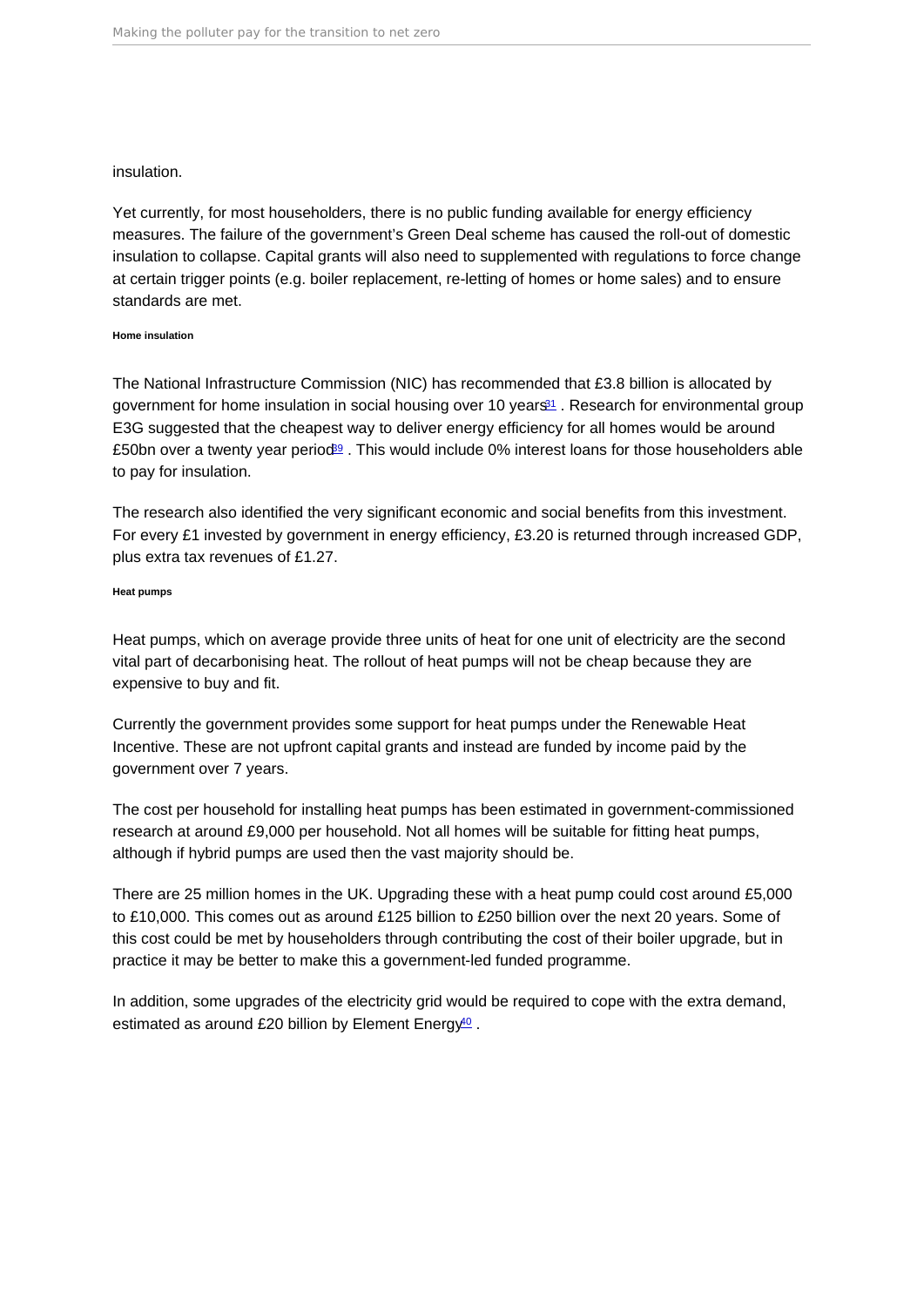insulation.

Yet currently, for most householders, there is no public funding available for energy efficiency measures. The failure of the government's Green Deal scheme has caused the roll-out of domestic insulation to collapse. Capital grants will also need to supplemented with regulations to force change at certain trigger points (e.g. boiler replacement, re-letting of homes or home sales) and to ensure standards are met.

###### Home insulation

The National Infrastructure Commission (NIC) has recommended that £3.8 billion is allocated by government for home insulation in social housing over 10 years[31] . Research for environmental group E3G suggested that the cheapest way to deliver energy efficiency for all homes would be around £50bn over a twenty year period[39] . This would include 0% interest loans for those householders able to pay for insulation.

The research also identified the very significant economic and social benefits from this investment. For every £1 invested by government in energy efficiency, £3.20 is returned through increased GDP, plus extra tax revenues of £1.27.

###### Heat pumps

Heat pumps, which on average provide three units of heat for one unit of electricity are the second vital part of decarbonising heat. The rollout of heat pumps will not be cheap because they are expensive to buy and fit.

Currently the government provides some support for heat pumps under the Renewable Heat Incentive. These are not upfront capital grants and instead are funded by income paid by the government over 7 years.

The cost per household for installing heat pumps has been estimated in government-commissioned research at around £9,000 per household. Not all homes will be suitable for fitting heat pumps, although if hybrid pumps are used then the vast majority should be.

There are 25 million homes in the UK. Upgrading these with a heat pump could cost around £5,000 to £10,000. This comes out as around £125 billion to £250 billion over the next 20 years. Some of this cost could be met by householders through contributing the cost of their boiler upgrade, but in practice it may be better to make this a government-led funded programme.

In addition, some upgrades of the electricity grid would be required to cope with the extra demand, estimated as around £20 billion by Element Energy[40] .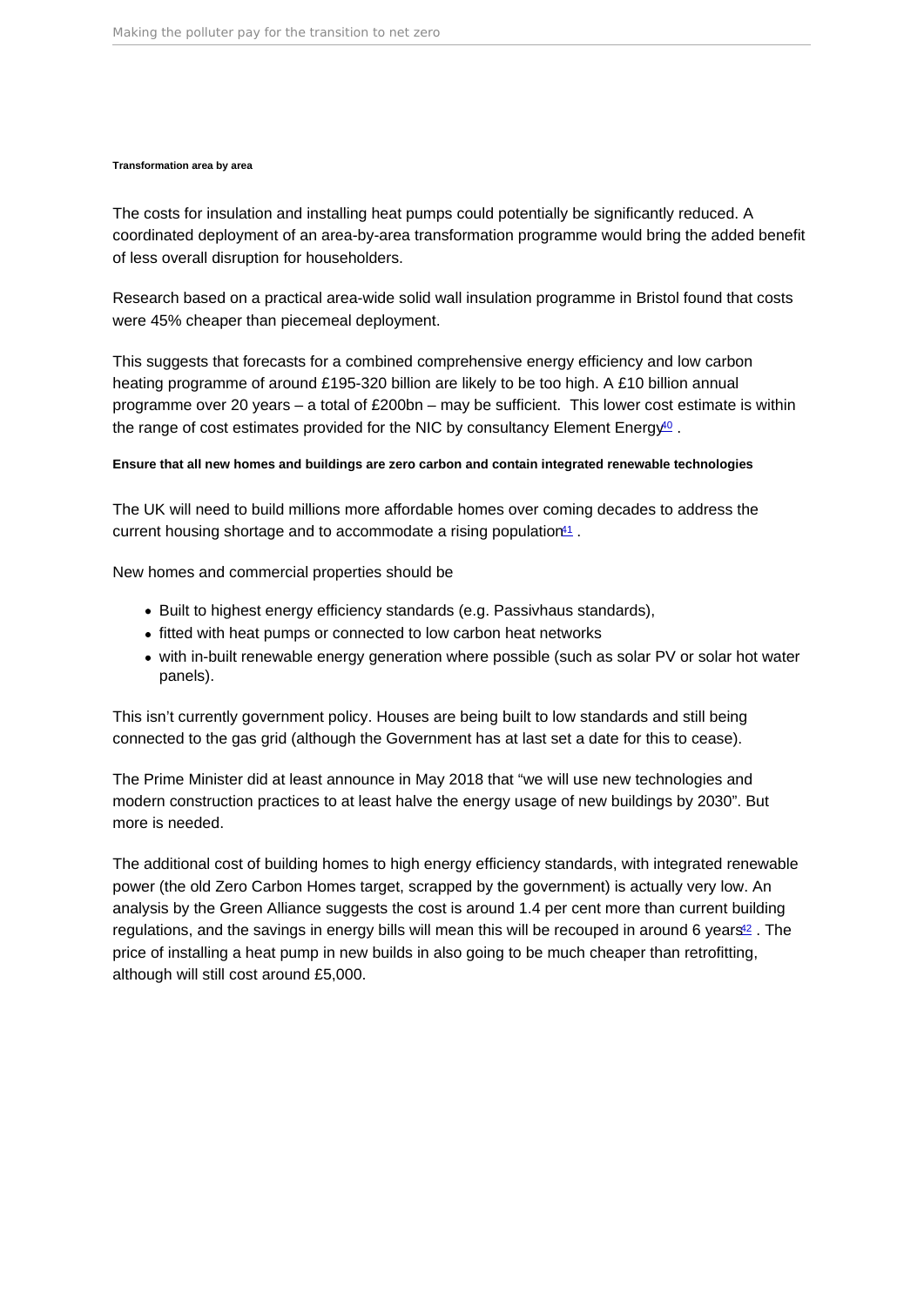#### Transformation area by area

The costs for insulation and installing heat pumps could potentially be significantly reduced. A coordinated deployment of an area-by-area transformation programme would bring the added benefit of less overall disruption for householders.

Research based on a practical area-wide solid wall insulation programme in Bristol found that costs were 45% cheaper than piecemeal deployment.

This suggests that forecasts for a combined comprehensive energy efficiency and low carbon heating programme of around £195-320 billion are likely to be too high. A £10 billion annual programme over 20 years – a total of £200bn – may be sufficient. This lower cost estimate is within the range of cost estimates provided for the NIC by consultancy Element Energy[40] .

#### Ensure that all new homes and buildings are zero carbon and contain integrated renewable technologies

The UK will need to build millions more affordable homes over coming decades to address the current housing shortage and to accommodate a rising population[41] .

New homes and commercial properties should be

- Built to highest energy efficiency standards (e.g. Passivhaus standards),
- fitted with heat pumps or connected to low carbon heat networks
- with in-built renewable energy generation where possible (such as solar PV or solar hot water panels).

This isn't currently government policy. Houses are being built to low standards and still being connected to the gas grid (although the Government has at last set a date for this to cease).

The Prime Minister did at least announce in May 2018 that "we will use new technologies and modern construction practices to at least halve the energy usage of new buildings by 2030". But more is needed.

The additional cost of building homes to high energy efficiency standards, with integrated renewable power (the old Zero Carbon Homes target, scrapped by the government) is actually very low. An analysis by the Green Alliance suggests the cost is around 1.4 per cent more than current building regulations, and the savings in energy bills will mean this will be recouped in around 6 years[42] . The price of installing a heat pump in new builds in also going to be much cheaper than retrofitting, although will still cost around £5,000.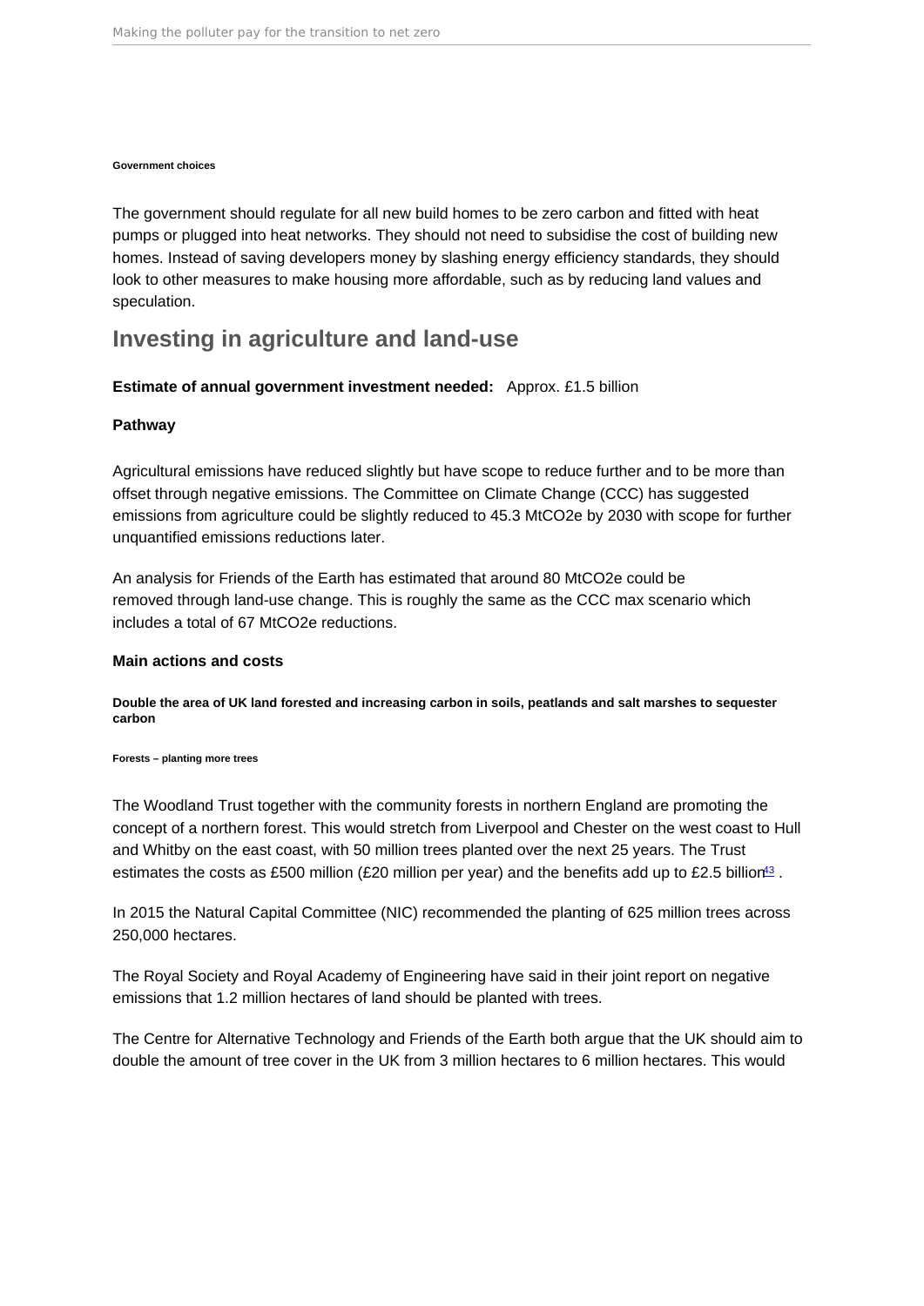#### Government choices

The government should regulate for all new build homes to be zero carbon and fitted with heat pumps or plugged into heat networks. They should not need to subsidise the cost of building new homes. Instead of saving developers money by slashing energy efficiency standards, they should look to other measures to make housing more affordable, such as by reducing land values and speculation.

## Investing in agriculture and land-use

**Estimate of annual government investment needed:** Approx. £1.5 billion

**Pathway**

Agricultural emissions have reduced slightly but have scope to reduce further and to be more than offset through negative emissions. The Committee on Climate Change (CCC) has suggested emissions from agriculture could be slightly reduced to 45.3 MtCO2e by 2030 with scope for further unquantified emissions reductions later.

An analysis for Friends of the Earth has estimated that around 80 MtCO2e could be removed through land-use change. This is roughly the same as the CCC max scenario which includes a total of 67 MtCO2e reductions.

**Main actions and costs**

#### Double the area of UK land forested and increasing carbon in soils, peatlands and salt marshes to sequester carbon

##### Forests – planting more trees

The Woodland Trust together with the community forests in northern England are promoting the concept of a northern forest. This would stretch from Liverpool and Chester on the west coast to Hull and Whitby on the east coast, with 50 million trees planted over the next 25 years. The Trust estimates the costs as £500 million (£20 million per year) and the benefits add up to £2.5 billion[43] .

In 2015 the Natural Capital Committee (NIC) recommended the planting of 625 million trees across 250,000 hectares.

The Royal Society and Royal Academy of Engineering have said in their joint report on negative emissions that 1.2 million hectares of land should be planted with trees.

The Centre for Alternative Technology and Friends of the Earth both argue that the UK should aim to double the amount of tree cover in the UK from 3 million hectares to 6 million hectares. This would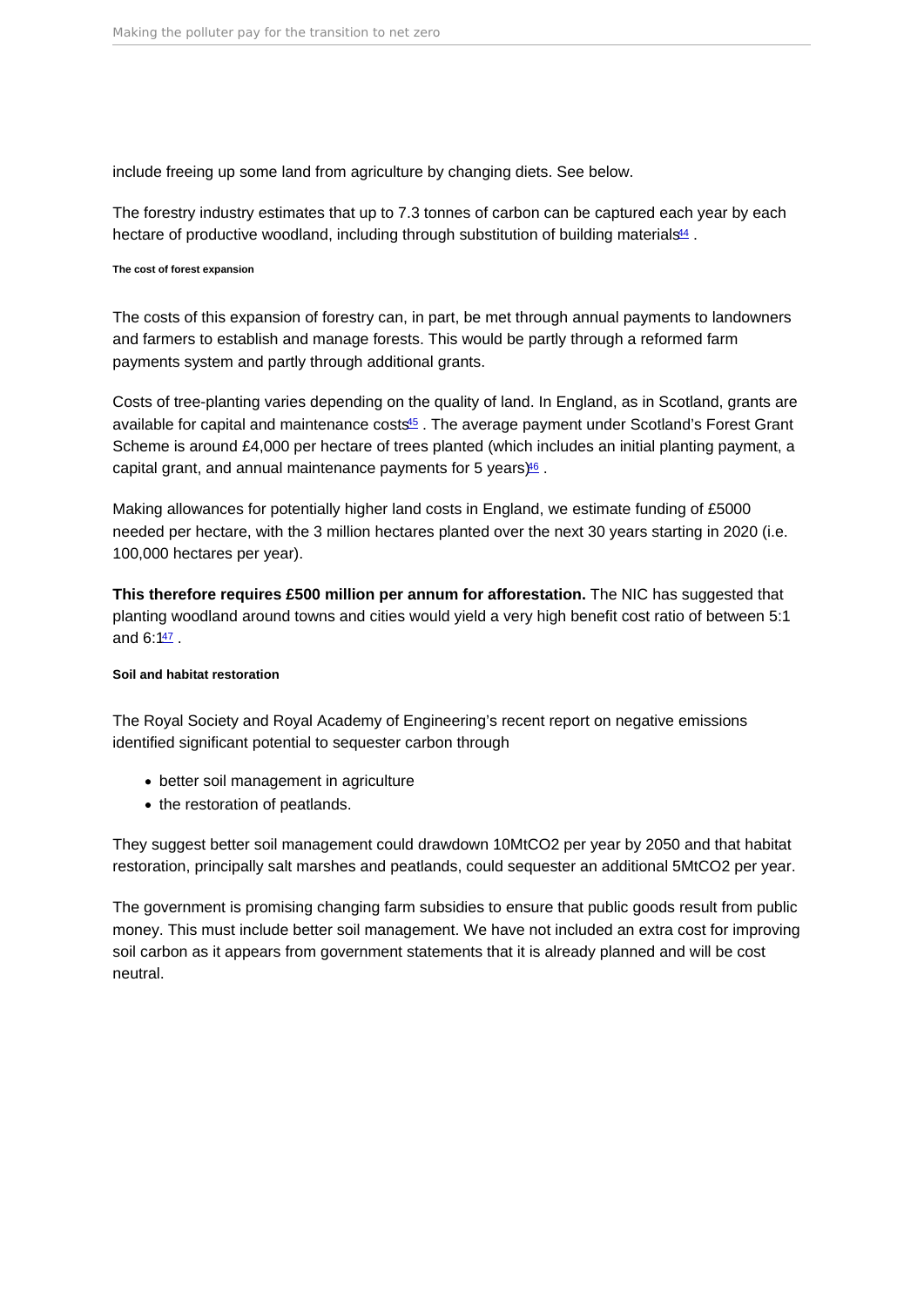include freeing up some land from agriculture by changing diets. See below.

The forestry industry estimates that up to 7.3 tonnes of carbon can be captured each year by each hectare of productive woodland, including through substitution of building materials[44] .

#### The cost of forest expansion

The costs of this expansion of forestry can, in part, be met through annual payments to landowners and farmers to establish and manage forests. This would be partly through a reformed farm payments system and partly through additional grants.

Costs of tree-planting varies depending on the quality of land. In England, as in Scotland, grants are available for capital and maintenance costs[45] . The average payment under Scotland's Forest Grant Scheme is around £4,000 per hectare of trees planted (which includes an initial planting payment, a capital grant, and annual maintenance payments for 5 years)[46] .

Making allowances for potentially higher land costs in England, we estimate funding of £5000 needed per hectare, with the 3 million hectares planted over the next 30 years starting in 2020 (i.e. 100,000 hectares per year).

**This therefore requires £500 million per annum for afforestation.** The NIC has suggested that planting woodland around towns and cities would yield a very high benefit cost ratio of between 5:1 and 6:1[47] .

#### Soil and habitat restoration

The Royal Society and Royal Academy of Engineering's recent report on negative emissions identified significant potential to sequester carbon through

- better soil management in agriculture
- the restoration of peatlands.

They suggest better soil management could drawdown 10Mt$CO_2$ per year by 2050 and that habitat restoration, principally salt marshes and peatlands, could sequester an additional 5Mt$CO_2$ per year.

The government is promising changing farm subsidies to ensure that public goods result from public money. This must include better soil management. We have not included an extra cost for improving soil carbon as it appears from government statements that it is already planned and will be cost neutral.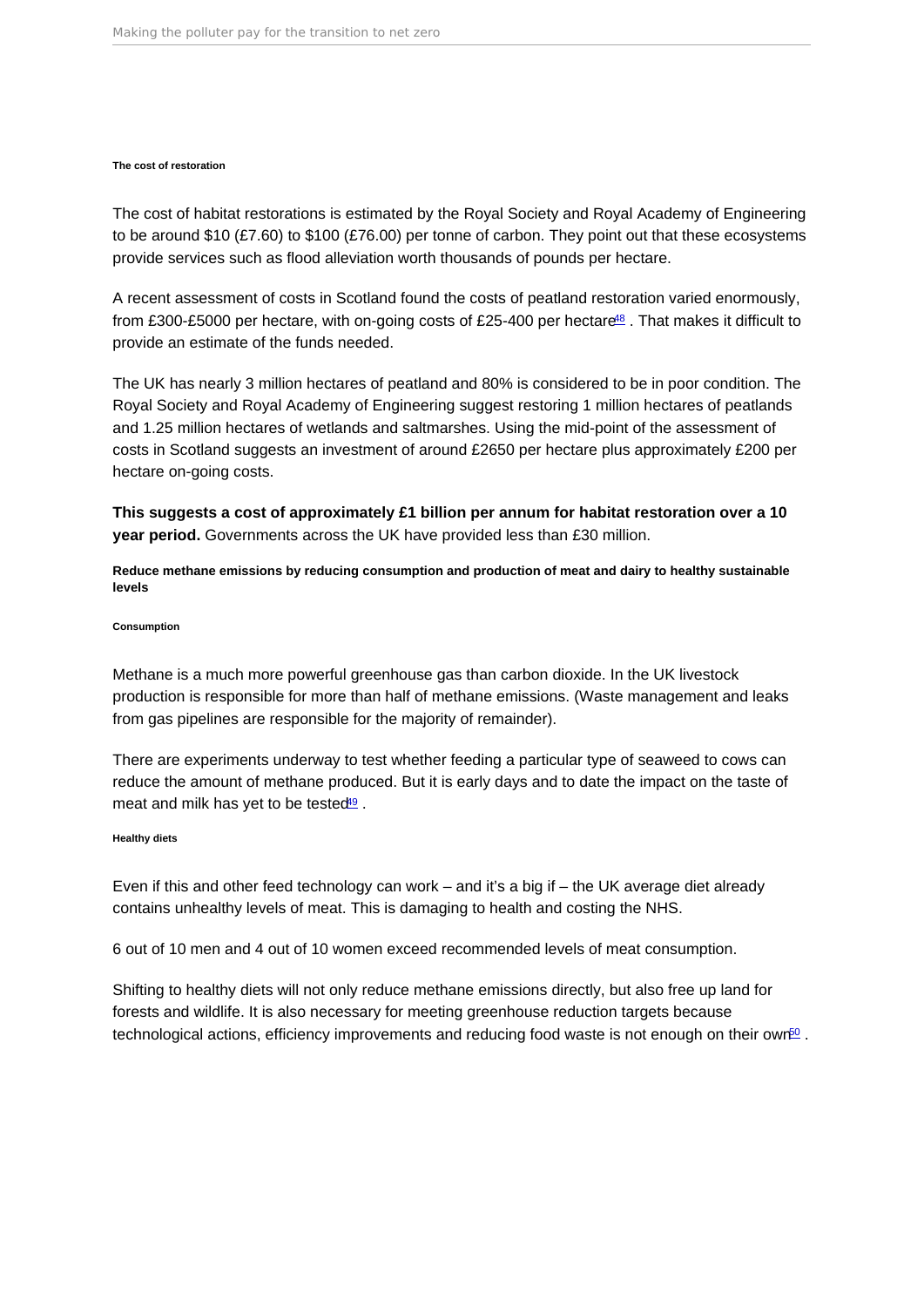#### The cost of restoration

The cost of habitat restorations is estimated by the Royal Society and Royal Academy of Engineering to be around $10 (£7.60) to $100 (£76.00) per tonne of carbon. They point out that these ecosystems provide services such as flood alleviation worth thousands of pounds per hectare.

A recent assessment of costs in Scotland found the costs of peatland restoration varied enormously, from £300-£5000 per hectare, with on-going costs of £25-400 per hectare[48]. That makes it difficult to provide an estimate of the funds needed.

The UK has nearly 3 million hectares of peatland and 80% is considered to be in poor condition. The Royal Society and Royal Academy of Engineering suggest restoring 1 million hectares of peatlands and 1.25 million hectares of wetlands and saltmarshes. Using the mid-point of the assessment of costs in Scotland suggests an investment of around £2650 per hectare plus approximately £200 per hectare on-going costs.

**This suggests a cost of approximately £1 billion per annum for habitat restoration over a 10 year period.** Governments across the UK have provided less than £30 million.

### Reduce methane emissions by reducing consumption and production of meat and dairy to healthy sustainable levels

#### Consumption

Methane is a much more powerful greenhouse gas than carbon dioxide. In the UK livestock production is responsible for more than half of methane emissions. (Waste management and leaks from gas pipelines are responsible for the majority of remainder).

There are experiments underway to test whether feeding a particular type of seaweed to cows can reduce the amount of methane produced. But it is early days and to date the impact on the taste of meat and milk has yet to be tested[49].

#### Healthy diets

Even if this and other feed technology can work – and it's a big if – the UK average diet already contains unhealthy levels of meat. This is damaging to health and costing the NHS.

6 out of 10 men and 4 out of 10 women exceed recommended levels of meat consumption.

Shifting to healthy diets will not only reduce methane emissions directly, but also free up land for forests and wildlife. It is also necessary for meeting greenhouse reduction targets because technological actions, efficiency improvements and reducing food waste is not enough on their own[50].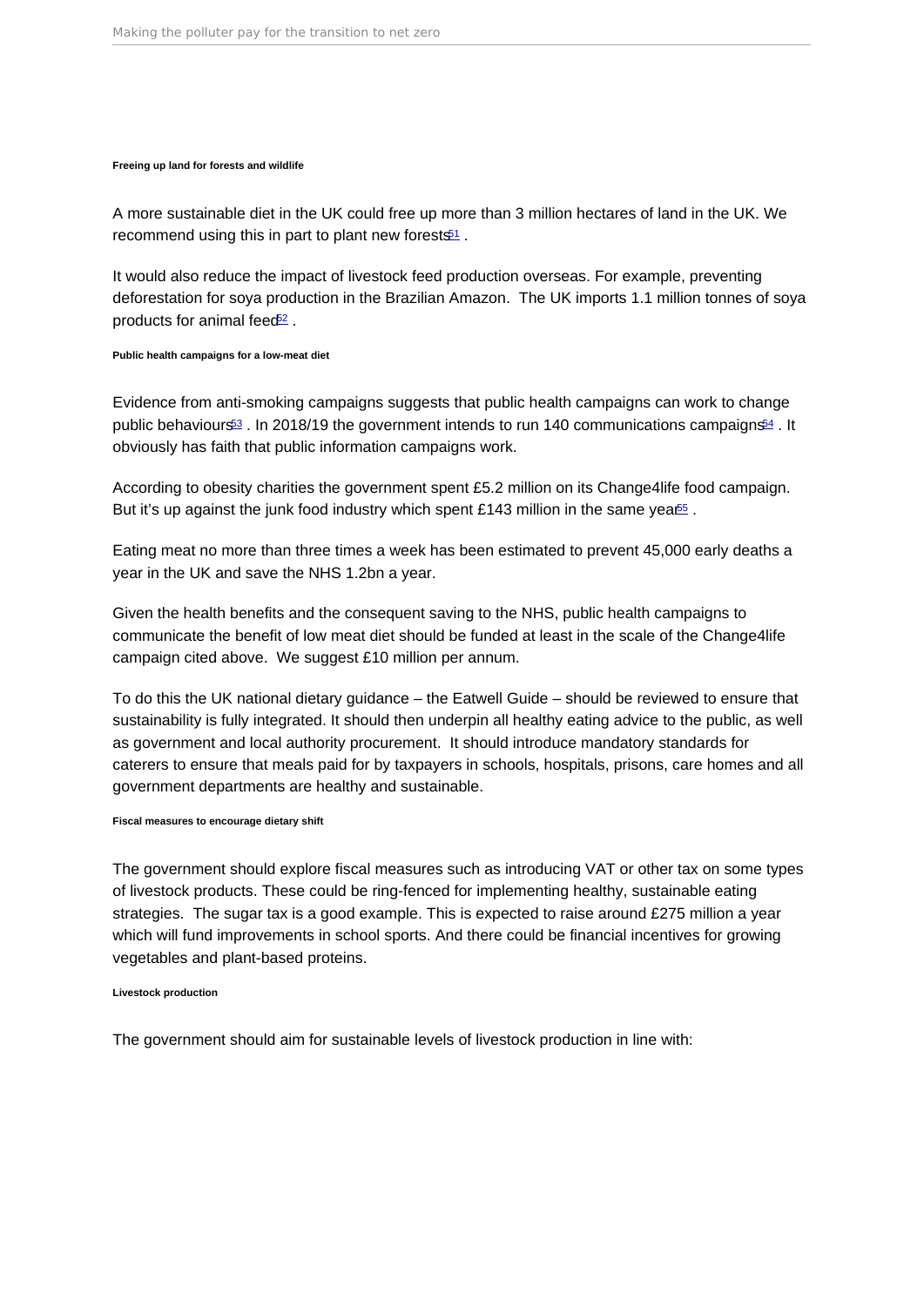#### Freeing up land for forests and wildlife

A more sustainable diet in the UK could free up more than 3 million hectares of land in the UK. We recommend using this in part to plant new forests[51] .

It would also reduce the impact of livestock feed production overseas. For example, preventing deforestation for soya production in the Brazilian Amazon. The UK imports 1.1 million tonnes of soya products for animal feed[52] .

#### Public health campaigns for a low-meat diet

Evidence from anti-smoking campaigns suggests that public health campaigns can work to change public behaviours[53] . In 2018/19 the government intends to run 140 communications campaigns[54] . It obviously has faith that public information campaigns work.

According to obesity charities the government spent £5.2 million on its Change4life food campaign. But it's up against the junk food industry which spent £143 million in the same year[55] .

Eating meat no more than three times a week has been estimated to prevent 45,000 early deaths a year in the UK and save the NHS 1.2bn a year.

Given the health benefits and the consequent saving to the NHS, public health campaigns to communicate the benefit of low meat diet should be funded at least in the scale of the Change4life campaign cited above. We suggest £10 million per annum.

To do this the UK national dietary guidance – the Eatwell Guide – should be reviewed to ensure that sustainability is fully integrated. It should then underpin all healthy eating advice to the public, as well as government and local authority procurement. It should introduce mandatory standards for caterers to ensure that meals paid for by taxpayers in schools, hospitals, prisons, care homes and all government departments are healthy and sustainable.

#### Fiscal measures to encourage dietary shift

The government should explore fiscal measures such as introducing VAT or other tax on some types of livestock products. These could be ring-fenced for implementing healthy, sustainable eating strategies. The sugar tax is a good example. This is expected to raise around £275 million a year which will fund improvements in school sports. And there could be financial incentives for growing vegetables and plant-based proteins.

#### Livestock production

The government should aim for sustainable levels of livestock production in line with: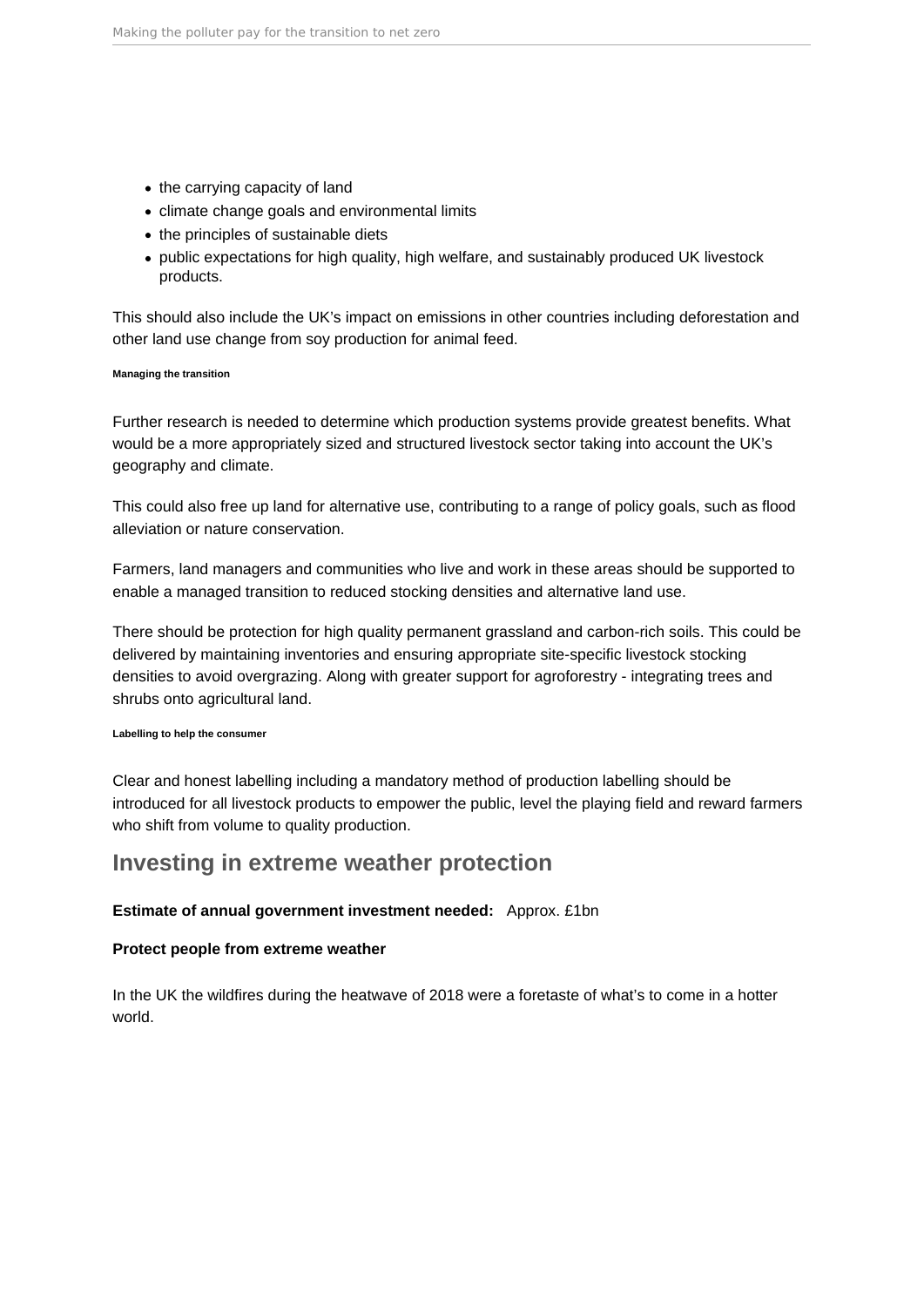- the carrying capacity of land
- climate change goals and environmental limits
- the principles of sustainable diets
- public expectations for high quality, high welfare, and sustainably produced UK livestock products.

This should also include the UK's impact on emissions in other countries including deforestation and other land use change from soy production for animal feed.

###### Managing the transition

Further research is needed to determine which production systems provide greatest benefits. What would be a more appropriately sized and structured livestock sector taking into account the UK's geography and climate.

This could also free up land for alternative use, contributing to a range of policy goals, such as flood alleviation or nature conservation.

Farmers, land managers and communities who live and work in these areas should be supported to enable a managed transition to reduced stocking densities and alternative land use.

There should be protection for high quality permanent grassland and carbon-rich soils. This could be delivered by maintaining inventories and ensuring appropriate site-specific livestock stocking densities to avoid overgrazing. Along with greater support for agroforestry - integrating trees and shrubs onto agricultural land.

###### Labelling to help the consumer

Clear and honest labelling including a mandatory method of production labelling should be introduced for all livestock products to empower the public, level the playing field and reward farmers who shift from volume to quality production.

## Investing in extreme weather protection

**Estimate of annual government investment needed:** Approx. £1bn

**Protect people from extreme weather**

In the UK the wildfires during the heatwave of 2018 were a foretaste of what's to come in a hotter world.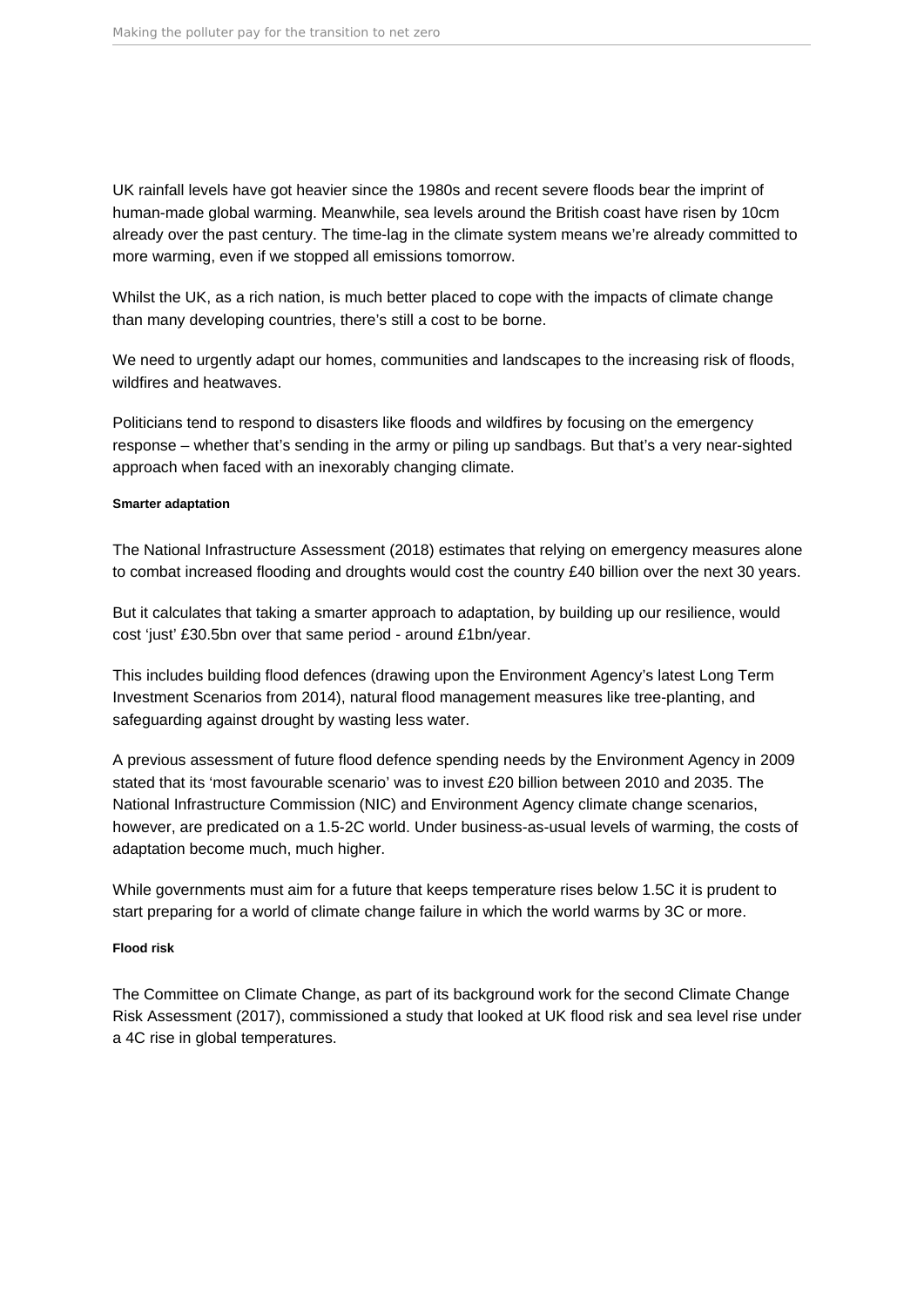UK rainfall levels have got heavier since the 1980s and recent severe floods bear the imprint of human-made global warming. Meanwhile, sea levels around the British coast have risen by 10cm already over the past century. The time-lag in the climate system means we're already committed to more warming, even if we stopped all emissions tomorrow.

Whilst the UK, as a rich nation, is much better placed to cope with the impacts of climate change than many developing countries, there's still a cost to be borne.

We need to urgently adapt our homes, communities and landscapes to the increasing risk of floods, wildfires and heatwaves.

Politicians tend to respond to disasters like floods and wildfires by focusing on the emergency response – whether that's sending in the army or piling up sandbags. But that's a very near-sighted approach when faced with an inexorably changing climate.

#### Smarter adaptation

The National Infrastructure Assessment (2018) estimates that relying on emergency measures alone to combat increased flooding and droughts would cost the country £40 billion over the next 30 years.

But it calculates that taking a smarter approach to adaptation, by building up our resilience, would cost 'just' £30.5bn over that same period - around £1bn/year.

This includes building flood defences (drawing upon the Environment Agency's latest Long Term Investment Scenarios from 2014), natural flood management measures like tree-planting, and safeguarding against drought by wasting less water.

A previous assessment of future flood defence spending needs by the Environment Agency in 2009 stated that its 'most favourable scenario' was to invest £20 billion between 2010 and 2035. The National Infrastructure Commission (NIC) and Environment Agency climate change scenarios, however, are predicated on a 1.5-2C world. Under business-as-usual levels of warming, the costs of adaptation become much, much higher.

While governments must aim for a future that keeps temperature rises below 1.5C it is prudent to start preparing for a world of climate change failure in which the world warms by 3C or more.

#### Flood risk

The Committee on Climate Change, as part of its background work for the second Climate Change Risk Assessment (2017), commissioned a study that looked at UK flood risk and sea level rise under a 4C rise in global temperatures.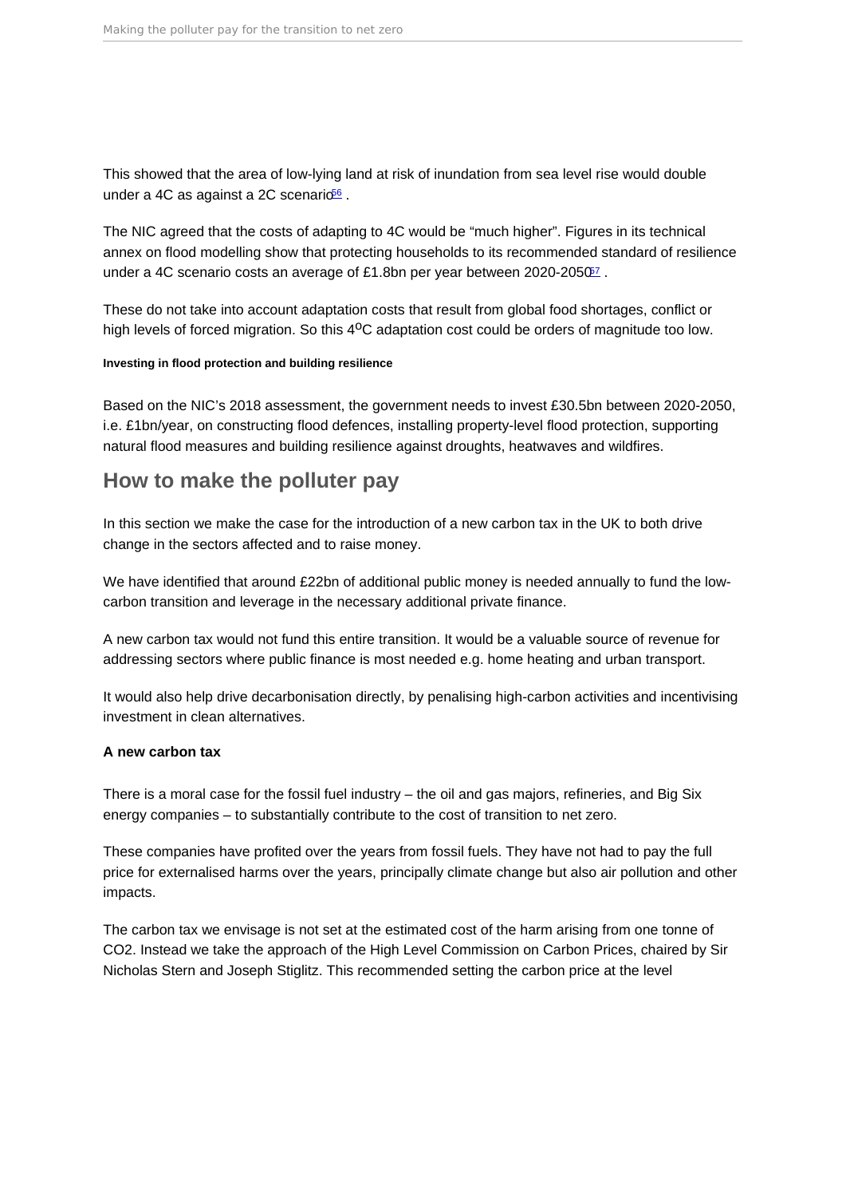This showed that the area of low-lying land at risk of inundation from sea level rise would double under a 4C as against a 2C scenario[56] .

The NIC agreed that the costs of adapting to 4C would be "much higher". Figures in its technical annex on flood modelling show that protecting households to its recommended standard of resilience under a 4C scenario costs an average of £1.8bn per year between 2020-2050[57] .

These do not take into account adaptation costs that result from global food shortages, conflict or high levels of forced migration. So this $4^{o}$C adaptation cost could be orders of magnitude too low.

#### Investing in flood protection and building resilience

Based on the NIC's 2018 assessment, the government needs to invest £30.5bn between 2020-2050, i.e. £1bn/year, on constructing flood defences, installing property-level flood protection, supporting natural flood measures and building resilience against droughts, heatwaves and wildfires.

## How to make the polluter pay

In this section we make the case for the introduction of a new carbon tax in the UK to both drive change in the sectors affected and to raise money.

We have identified that around £22bn of additional public money is needed annually to fund the low-carbon transition and leverage in the necessary additional private finance.

A new carbon tax would not fund this entire transition. It would be a valuable source of revenue for addressing sectors where public finance is most needed e.g. home heating and urban transport.

It would also help drive decarbonisation directly, by penalising high-carbon activities and incentivising investment in clean alternatives.

### A new carbon tax

There is a moral case for the fossil fuel industry – the oil and gas majors, refineries, and Big Six energy companies – to substantially contribute to the cost of transition to net zero.

These companies have profited over the years from fossil fuels. They have not had to pay the full price for externalised harms over the years, principally climate change but also air pollution and other impacts.

The carbon tax we envisage is not set at the estimated cost of the harm arising from one tonne of $CO_2$. Instead we take the approach of the High Level Commission on Carbon Prices, chaired by Sir Nicholas Stern and Joseph Stiglitz. This recommended setting the carbon price at the level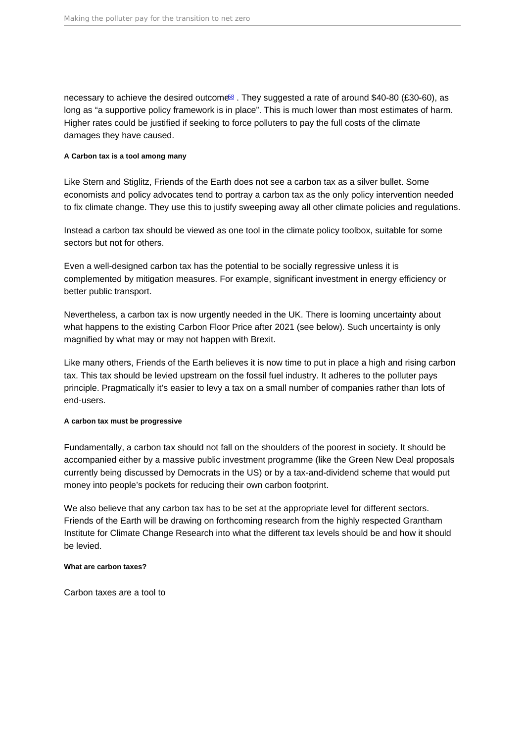necessary to achieve the desired outcome[58] . They suggested a rate of around $40-80 (£30-60), as long as "a supportive policy framework is in place". This is much lower than most estimates of harm. Higher rates could be justified if seeking to force polluters to pay the full costs of the climate damages they have caused.

#### A Carbon tax is a tool among many

Like Stern and Stiglitz, Friends of the Earth does not see a carbon tax as a silver bullet. Some economists and policy advocates tend to portray a carbon tax as the only policy intervention needed to fix climate change. They use this to justify sweeping away all other climate policies and regulations.

Instead a carbon tax should be viewed as one tool in the climate policy toolbox, suitable for some sectors but not for others.

Even a well-designed carbon tax has the potential to be socially regressive unless it is complemented by mitigation measures. For example, significant investment in energy efficiency or better public transport.

Nevertheless, a carbon tax is now urgently needed in the UK. There is looming uncertainty about what happens to the existing Carbon Floor Price after 2021 (see below). Such uncertainty is only magnified by what may or may not happen with Brexit.

Like many others, Friends of the Earth believes it is now time to put in place a high and rising carbon tax. This tax should be levied upstream on the fossil fuel industry. It adheres to the polluter pays principle. Pragmatically it's easier to levy a tax on a small number of companies rather than lots of end-users.

#### A carbon tax must be progressive

Fundamentally, a carbon tax should not fall on the shoulders of the poorest in society. It should be accompanied either by a massive public investment programme (like the Green New Deal proposals currently being discussed by Democrats in the US) or by a tax-and-dividend scheme that would put money into people's pockets for reducing their own carbon footprint.

We also believe that any carbon tax has to be set at the appropriate level for different sectors. Friends of the Earth will be drawing on forthcoming research from the highly respected Grantham Institute for Climate Change Research into what the different tax levels should be and how it should be levied.

#### What are carbon taxes?

Carbon taxes are a tool to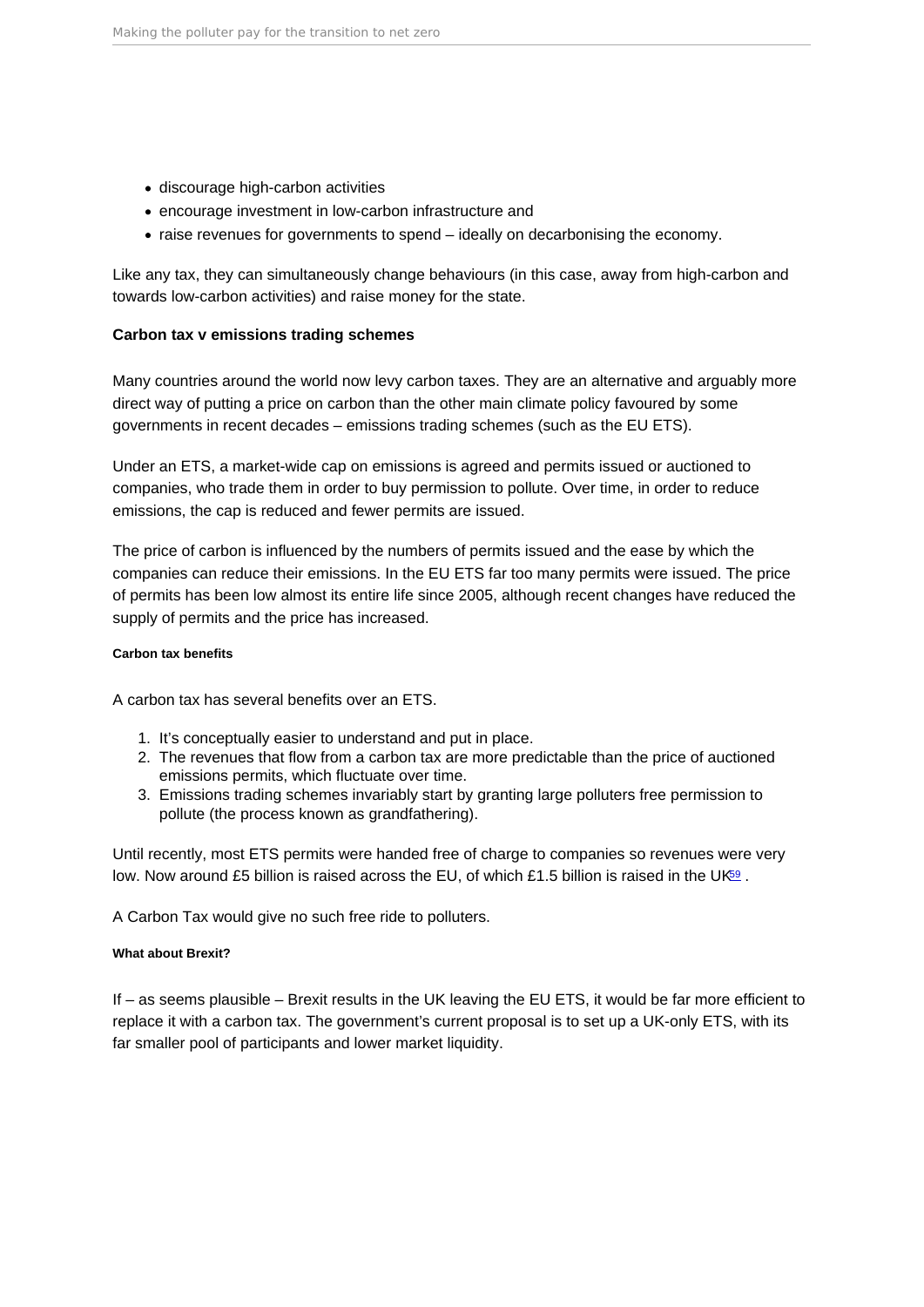- discourage high-carbon activities
- encourage investment in low-carbon infrastructure and
- raise revenues for governments to spend – ideally on decarbonising the economy.

Like any tax, they can simultaneously change behaviours (in this case, away from high-carbon and towards low-carbon activities) and raise money for the state.

### Carbon tax v emissions trading schemes

Many countries around the world now levy carbon taxes. They are an alternative and arguably more direct way of putting a price on carbon than the other main climate policy favoured by some governments in recent decades – emissions trading schemes (such as the EU ETS).

Under an ETS, a market-wide cap on emissions is agreed and permits issued or auctioned to companies, who trade them in order to buy permission to pollute. Over time, in order to reduce emissions, the cap is reduced and fewer permits are issued.

The price of carbon is influenced by the numbers of permits issued and the ease by which the companies can reduce their emissions. In the EU ETS far too many permits were issued. The price of permits has been low almost its entire life since 2005, although recent changes have reduced the supply of permits and the price has increased.

#### Carbon tax benefits

A carbon tax has several benefits over an ETS.

1. It's conceptually easier to understand and put in place.
2. The revenues that flow from a carbon tax are more predictable than the price of auctioned emissions permits, which fluctuate over time.
3. Emissions trading schemes invariably start by granting large polluters free permission to pollute (the process known as grandfathering).

Until recently, most ETS permits were handed free of charge to companies so revenues were very low. Now around £5 billion is raised across the EU, of which £1.5 billion is raised in the UK[59] .

A Carbon Tax would give no such free ride to polluters.

#### What about Brexit?

If – as seems plausible – Brexit results in the UK leaving the EU ETS, it would be far more efficient to replace it with a carbon tax. The government's current proposal is to set up a UK-only ETS, with its far smaller pool of participants and lower market liquidity.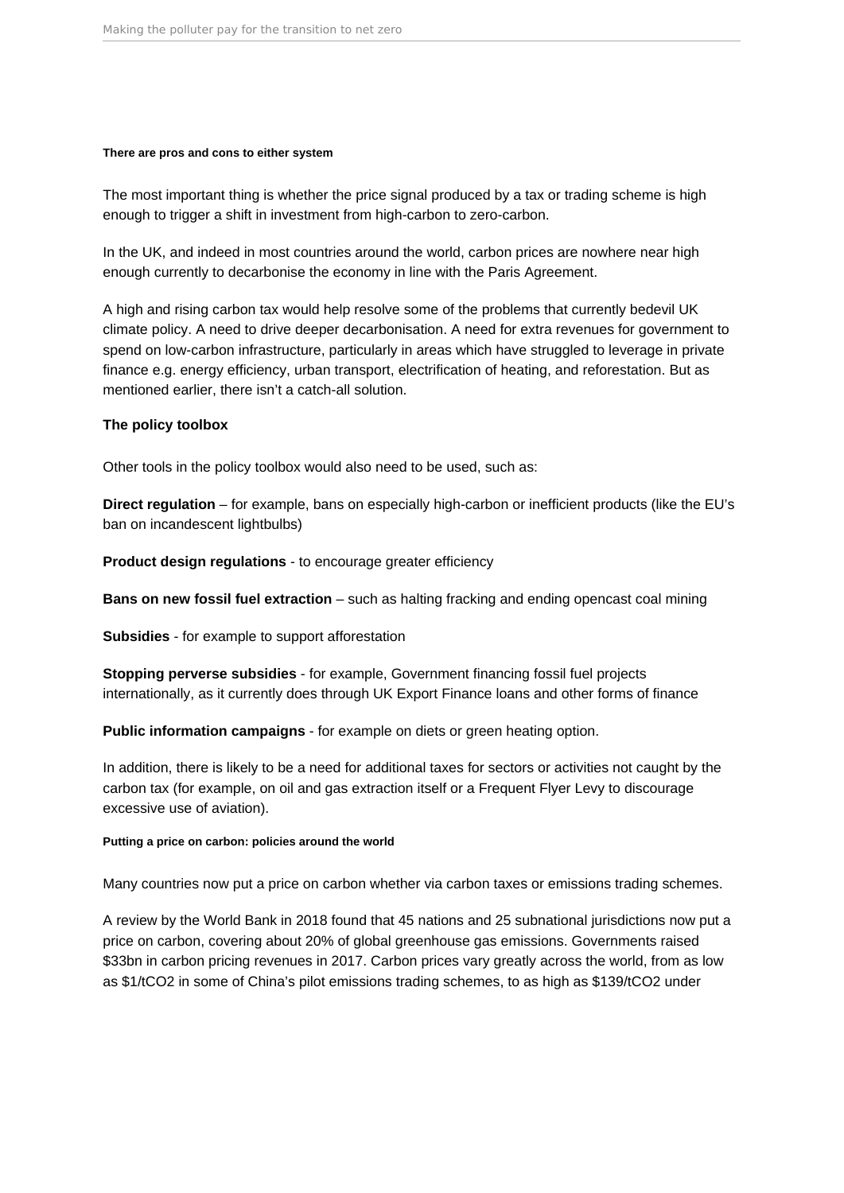#### There are pros and cons to either system

The most important thing is whether the price signal produced by a tax or trading scheme is high enough to trigger a shift in investment from high-carbon to zero-carbon.

In the UK, and indeed in most countries around the world, carbon prices are nowhere near high enough currently to decarbonise the economy in line with the Paris Agreement.

A high and rising carbon tax would help resolve some of the problems that currently bedevil UK climate policy. A need to drive deeper decarbonisation. A need for extra revenues for government to spend on low-carbon infrastructure, particularly in areas which have struggled to leverage in private finance e.g. energy efficiency, urban transport, electrification of heating, and reforestation. But as mentioned earlier, there isn't a catch-all solution.

### The policy toolbox

Other tools in the policy toolbox would also need to be used, such as:

**Direct regulation** – for example, bans on especially high-carbon or inefficient products (like the EU's ban on incandescent lightbulbs)

**Product design regulations** - to encourage greater efficiency

**Bans on new fossil fuel extraction** – such as halting fracking and ending opencast coal mining

**Subsidies** - for example to support afforestation

**Stopping perverse subsidies** - for example, Government financing fossil fuel projects internationally, as it currently does through UK Export Finance loans and other forms of finance

**Public information campaigns** - for example on diets or green heating option.

In addition, there is likely to be a need for additional taxes for sectors or activities not caught by the carbon tax (for example, on oil and gas extraction itself or a Frequent Flyer Levy to discourage excessive use of aviation).

#### Putting a price on carbon: policies around the world

Many countries now put a price on carbon whether via carbon taxes or emissions trading schemes.

A review by the World Bank in 2018 found that 45 nations and 25 subnational jurisdictions now put a price on carbon, covering about 20% of global greenhouse gas emissions. Governments raised \$33bn in carbon pricing revenues in 2017. Carbon prices vary greatly across the world, from as low as \$1/tCO2 in some of China's pilot emissions trading schemes, to as high as \$139/tCO2 under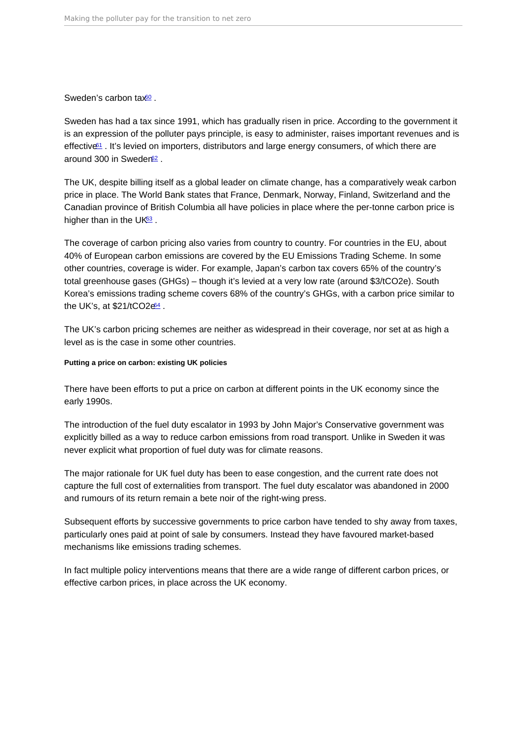Sweden's carbon tax[60] .

Sweden has had a tax since 1991, which has gradually risen in price. According to the government it is an expression of the polluter pays principle, is easy to administer, raises important revenues and is effective[61] . It's levied on importers, distributors and large energy consumers, of which there are around 300 in Sweden[62] .

The UK, despite billing itself as a global leader on climate change, has a comparatively weak carbon price in place. The World Bank states that France, Denmark, Norway, Finland, Switzerland and the Canadian province of British Columbia all have policies in place where the per-tonne carbon price is higher than in the UK[63] .

The coverage of carbon pricing also varies from country to country. For countries in the EU, about 40% of European carbon emissions are covered by the EU Emissions Trading Scheme. In some other countries, coverage is wider. For example, Japan's carbon tax covers 65% of the country's total greenhouse gases (GHGs) – though it's levied at a very low rate (around \$3/tCO2e). South Korea's emissions trading scheme covers 68% of the country's GHGs, with a carbon price similar to the UK's, at \$21/tCO2e[64] .

The UK's carbon pricing schemes are neither as widespread in their coverage, nor set at as high a level as is the case in some other countries.

#### Putting a price on carbon: existing UK policies

There have been efforts to put a price on carbon at different points in the UK economy since the early 1990s.

The introduction of the fuel duty escalator in 1993 by John Major's Conservative government was explicitly billed as a way to reduce carbon emissions from road transport. Unlike in Sweden it was never explicit what proportion of fuel duty was for climate reasons.

The major rationale for UK fuel duty has been to ease congestion, and the current rate does not capture the full cost of externalities from transport. The fuel duty escalator was abandoned in 2000 and rumours of its return remain a bete noir of the right-wing press.

Subsequent efforts by successive governments to price carbon have tended to shy away from taxes, particularly ones paid at point of sale by consumers. Instead they have favoured market-based mechanisms like emissions trading schemes.

In fact multiple policy interventions means that there are a wide range of different carbon prices, or effective carbon prices, in place across the UK economy.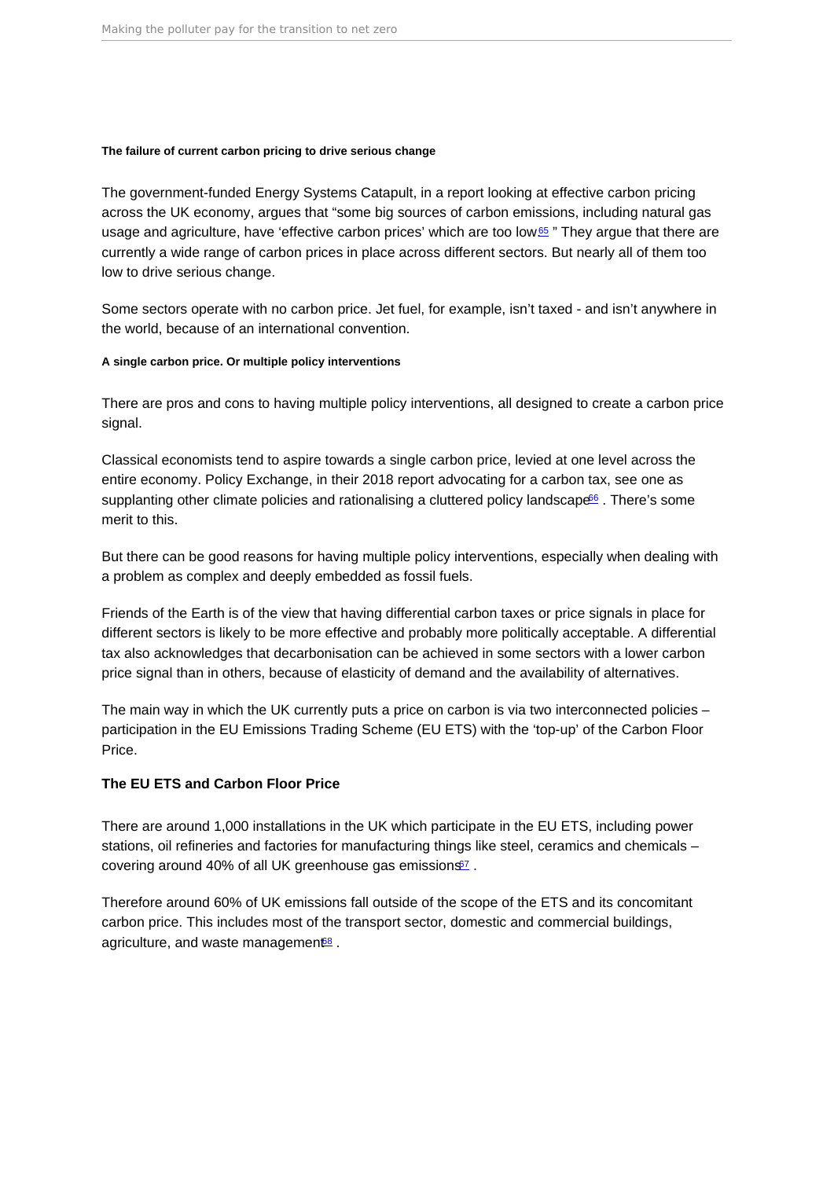#### The failure of current carbon pricing to drive serious change

The government-funded Energy Systems Catapult, in a report looking at effective carbon pricing across the UK economy, argues that "some big sources of carbon emissions, including natural gas usage and agriculture, have 'effective carbon prices' which are too low[65] " They argue that there are currently a wide range of carbon prices in place across different sectors. But nearly all of them too low to drive serious change.

Some sectors operate with no carbon price. Jet fuel, for example, isn't taxed - and isn't anywhere in the world, because of an international convention.

#### A single carbon price. Or multiple policy interventions

There are pros and cons to having multiple policy interventions, all designed to create a carbon price signal.

Classical economists tend to aspire towards a single carbon price, levied at one level across the entire economy. Policy Exchange, in their 2018 report advocating for a carbon tax, see one as supplanting other climate policies and rationalising a cluttered policy landscape[66] . There's some merit to this.

But there can be good reasons for having multiple policy interventions, especially when dealing with a problem as complex and deeply embedded as fossil fuels.

Friends of the Earth is of the view that having differential carbon taxes or price signals in place for different sectors is likely to be more effective and probably more politically acceptable. A differential tax also acknowledges that decarbonisation can be achieved in some sectors with a lower carbon price signal than in others, because of elasticity of demand and the availability of alternatives.

The main way in which the UK currently puts a price on carbon is via two interconnected policies – participation in the EU Emissions Trading Scheme (EU ETS) with the 'top-up' of the Carbon Floor Price.

### The EU ETS and Carbon Floor Price

There are around 1,000 installations in the UK which participate in the EU ETS, including power stations, oil refineries and factories for manufacturing things like steel, ceramics and chemicals – covering around 40% of all UK greenhouse gas emissions[67] .

Therefore around 60% of UK emissions fall outside of the scope of the ETS and its concomitant carbon price. This includes most of the transport sector, domestic and commercial buildings, agriculture, and waste management[68] .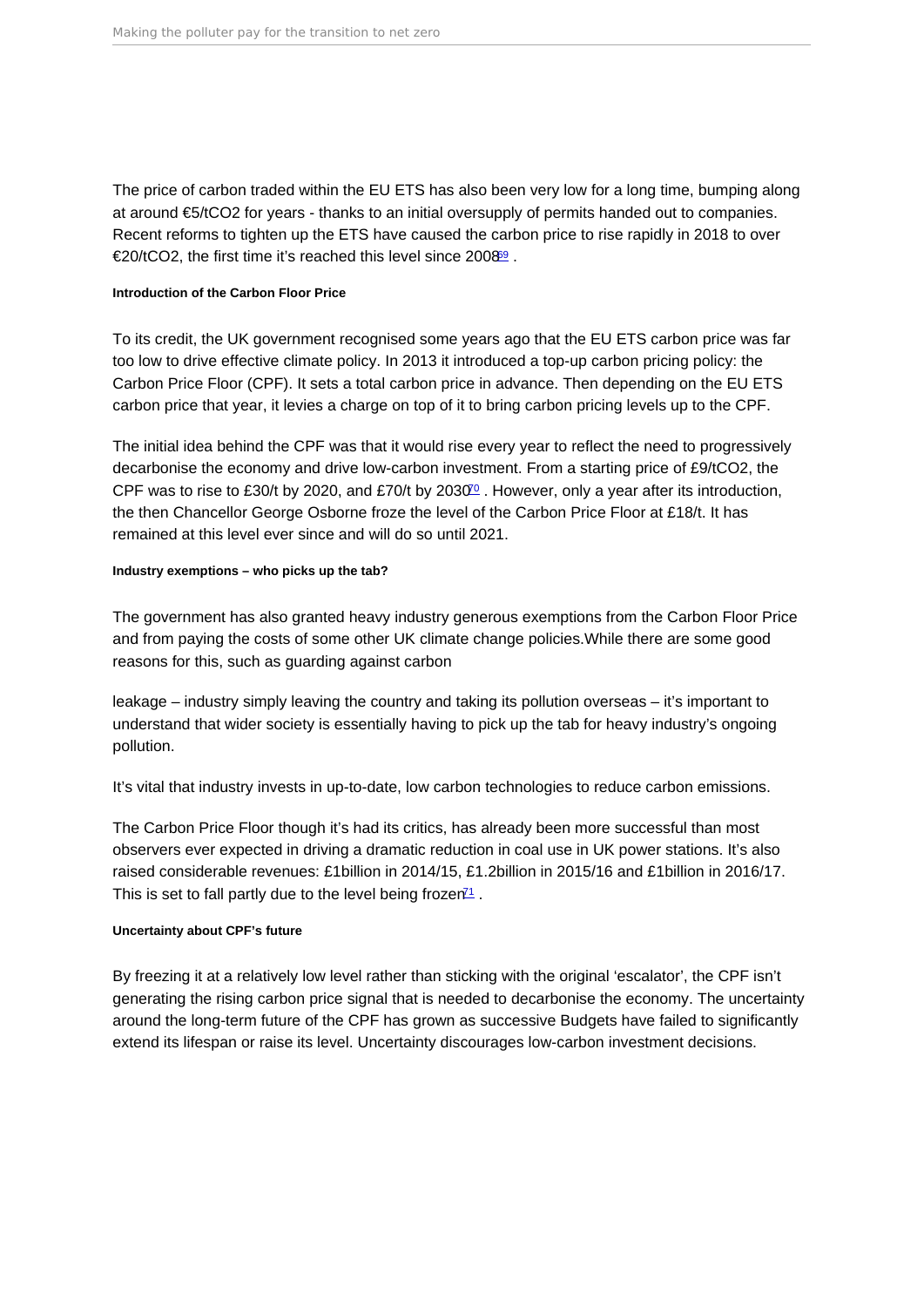The price of carbon traded within the EU ETS has also been very low for a long time, bumping along at around €5/$tCO_2$ for years - thanks to an initial oversupply of permits handed out to companies. Recent reforms to tighten up the ETS have caused the carbon price to rise rapidly in 2018 to over €20/$tCO_2$, the first time it's reached this level since 2008[69] .

#### Introduction of the Carbon Floor Price

To its credit, the UK government recognised some years ago that the EU ETS carbon price was far too low to drive effective climate policy. In 2013 it introduced a top-up carbon pricing policy: the Carbon Price Floor (CPF). It sets a total carbon price in advance. Then depending on the EU ETS carbon price that year, it levies a charge on top of it to bring carbon pricing levels up to the CPF.

The initial idea behind the CPF was that it would rise every year to reflect the need to progressively decarbonise the economy and drive low-carbon investment. From a starting price of £9/$tCO_2$, the CPF was to rise to £30/t by 2020, and £70/t by 2030[70] . However, only a year after its introduction, the then Chancellor George Osborne froze the level of the Carbon Price Floor at £18/t. It has remained at this level ever since and will do so until 2021.

#### Industry exemptions – who picks up the tab?

The government has also granted heavy industry generous exemptions from the Carbon Floor Price and from paying the costs of some other UK climate change policies.While there are some good reasons for this, such as guarding against carbon leakage – industry simply leaving the country and taking its pollution overseas – it's important to understand that wider society is essentially having to pick up the tab for heavy industry's ongoing pollution.

It's vital that industry invests in up-to-date, low carbon technologies to reduce carbon emissions.

The Carbon Price Floor though it's had its critics, has already been more successful than most observers ever expected in driving a dramatic reduction in coal use in UK power stations. It's also raised considerable revenues: £1billion in 2014/15, £1.2billion in 2015/16 and £1billion in 2016/17. This is set to fall partly due to the level being frozen[71] .

#### Uncertainty about CPF's future

By freezing it at a relatively low level rather than sticking with the original 'escalator', the CPF isn't generating the rising carbon price signal that is needed to decarbonise the economy. The uncertainty around the long-term future of the CPF has grown as successive Budgets have failed to significantly extend its lifespan or raise its level. Uncertainty discourages low-carbon investment decisions.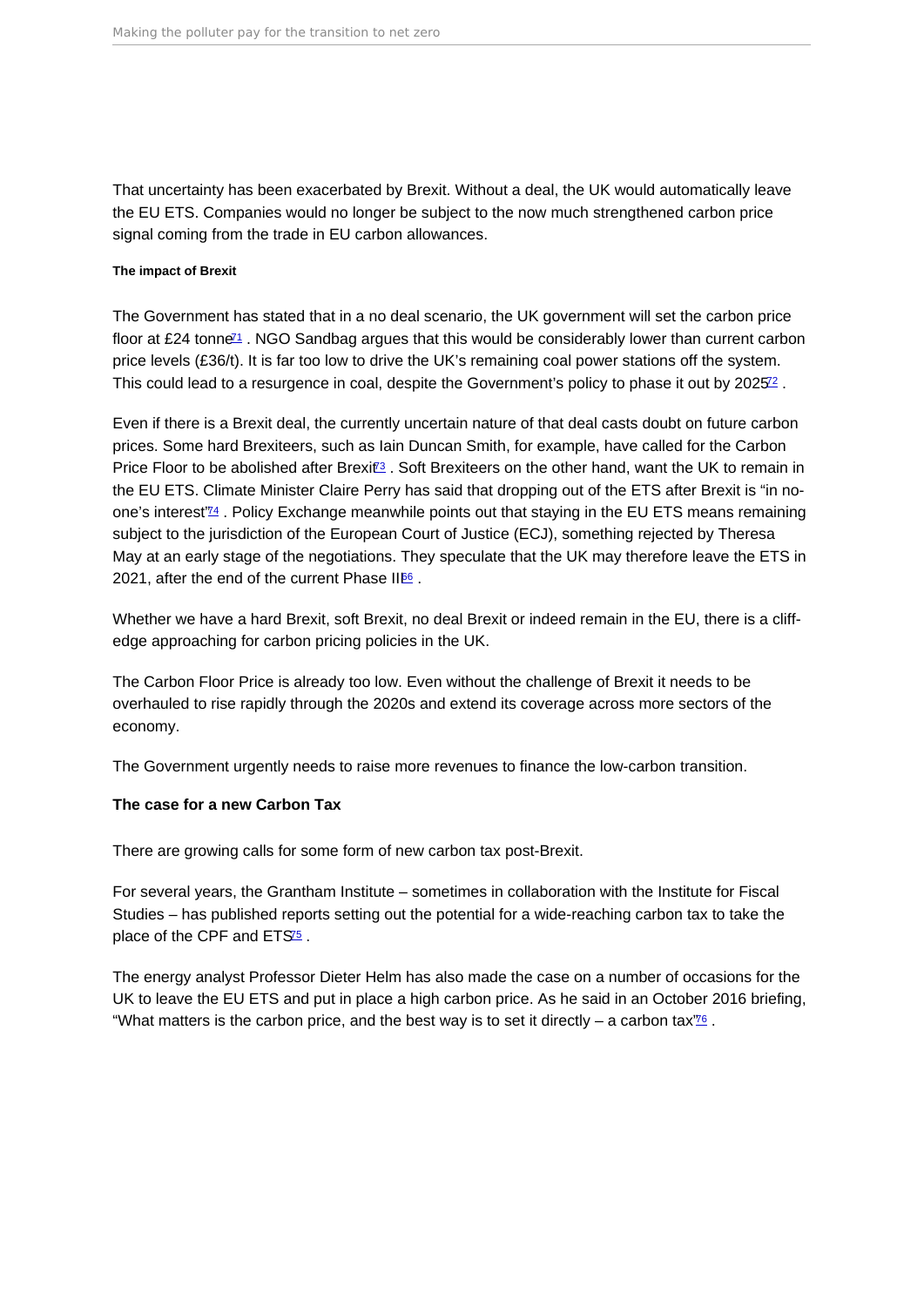That uncertainty has been exacerbated by Brexit. Without a deal, the UK would automatically leave the EU ETS. Companies would no longer be subject to the now much strengthened carbon price signal coming from the trade in EU carbon allowances.

#### The impact of Brexit

The Government has stated that in a no deal scenario, the UK government will set the carbon price floor at £24 tonne[71] . NGO Sandbag argues that this would be considerably lower than current carbon price levels (£36/t). It is far too low to drive the UK's remaining coal power stations off the system. This could lead to a resurgence in coal, despite the Government's policy to phase it out by 2025[72] .

Even if there is a Brexit deal, the currently uncertain nature of that deal casts doubt on future carbon prices. Some hard Brexiteers, such as Iain Duncan Smith, for example, have called for the Carbon Price Floor to be abolished after Brexit[73] . Soft Brexiteers on the other hand, want the UK to remain in the EU ETS. Climate Minister Claire Perry has said that dropping out of the ETS after Brexit is "in no-one's interest"[74] . Policy Exchange meanwhile points out that staying in the EU ETS means remaining subject to the jurisdiction of the European Court of Justice (ECJ), something rejected by Theresa May at an early stage of the negotiations. They speculate that the UK may therefore leave the ETS in 2021, after the end of the current Phase III[66] .

Whether we have a hard Brexit, soft Brexit, no deal Brexit or indeed remain in the EU, there is a cliff-edge approaching for carbon pricing policies in the UK.

The Carbon Floor Price is already too low. Even without the challenge of Brexit it needs to be overhauled to rise rapidly through the 2020s and extend its coverage across more sectors of the economy.

The Government urgently needs to raise more revenues to finance the low-carbon transition.

### The case for a new Carbon Tax

There are growing calls for some form of new carbon tax post-Brexit.

For several years, the Grantham Institute – sometimes in collaboration with the Institute for Fiscal Studies – has published reports setting out the potential for a wide-reaching carbon tax to take the place of the CPF and ETS[75] .

The energy analyst Professor Dieter Helm has also made the case on a number of occasions for the UK to leave the EU ETS and put in place a high carbon price. As he said in an October 2016 briefing, "What matters is the carbon price, and the best way is to set it directly – a carbon tax"[76] .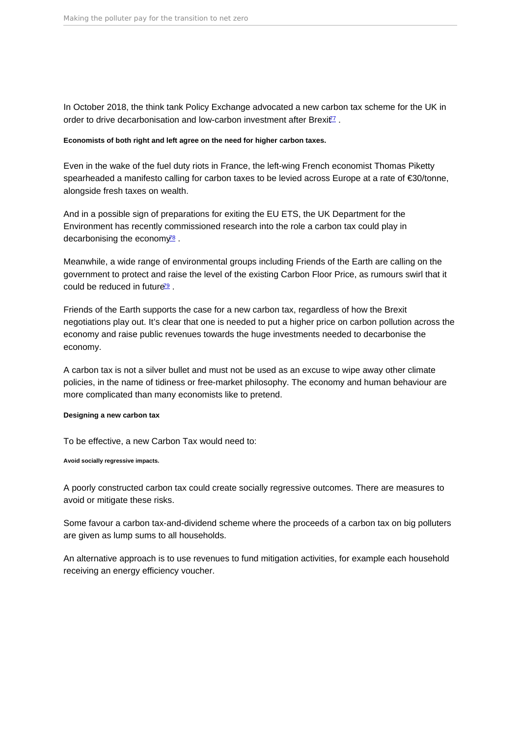In October 2018, the think tank Policy Exchange advocated a new carbon tax scheme for the UK in order to drive decarbonisation and low-carbon investment after Brexit[77] .

**Economists of both right and left agree on the need for higher carbon taxes.**

Even in the wake of the fuel duty riots in France, the left-wing French economist Thomas Piketty spearheaded a manifesto calling for carbon taxes to be levied across Europe at a rate of €30/tonne, alongside fresh taxes on wealth.

And in a possible sign of preparations for exiting the EU ETS, the UK Department for the Environment has recently commissioned research into the role a carbon tax could play in decarbonising the economy[78] .

Meanwhile, a wide range of environmental groups including Friends of the Earth are calling on the government to protect and raise the level of the existing Carbon Floor Price, as rumours swirl that it could be reduced in future[79] .

Friends of the Earth supports the case for a new carbon tax, regardless of how the Brexit negotiations play out. It's clear that one is needed to put a higher price on carbon pollution across the economy and raise public revenues towards the huge investments needed to decarbonise the economy.

A carbon tax is not a silver bullet and must not be used as an excuse to wipe away other climate policies, in the name of tidiness or free-market philosophy. The economy and human behaviour are more complicated than many economists like to pretend.

#### Designing a new carbon tax

To be effective, a new Carbon Tax would need to:

##### Avoid socially regressive impacts.

A poorly constructed carbon tax could create socially regressive outcomes. There are measures to avoid or mitigate these risks.

Some favour a carbon tax-and-dividend scheme where the proceeds of a carbon tax on big polluters are given as lump sums to all households.

An alternative approach is to use revenues to fund mitigation activities, for example each household receiving an energy efficiency voucher.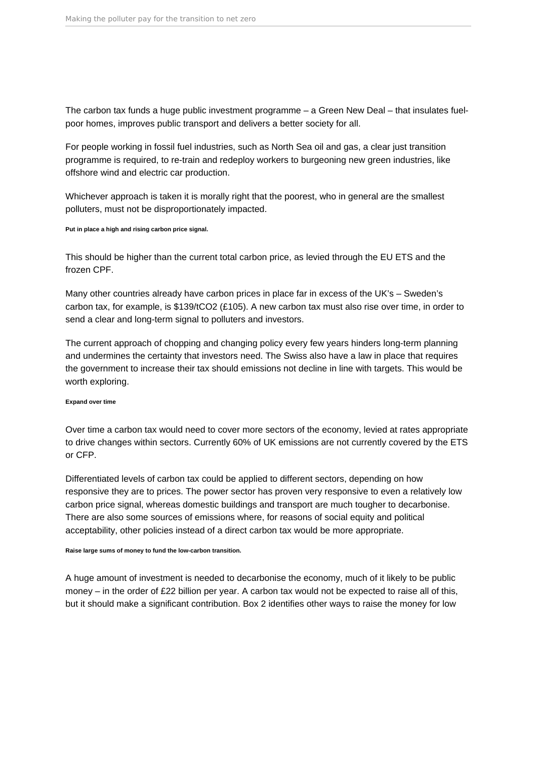The carbon tax funds a huge public investment programme – a Green New Deal – that insulates fuel-poor homes, improves public transport and delivers a better society for all.

For people working in fossil fuel industries, such as North Sea oil and gas, a clear just transition programme is required, to re-train and redeploy workers to burgeoning new green industries, like offshore wind and electric car production.

Whichever approach is taken it is morally right that the poorest, who in general are the smallest polluters, must not be disproportionately impacted.

**Put in place a high and rising carbon price signal.**

This should be higher than the current total carbon price, as levied through the EU ETS and the frozen CPF.

Many other countries already have carbon prices in place far in excess of the UK's – Sweden's carbon tax, for example, is \$139/t$CO_2$ (£105). A new carbon tax must also rise over time, in order to send a clear and long-term signal to polluters and investors.

The current approach of chopping and changing policy every few years hinders long-term planning and undermines the certainty that investors need. The Swiss also have a law in place that requires the government to increase their tax should emissions not decline in line with targets. This would be worth exploring.

**Expand over time**

Over time a carbon tax would need to cover more sectors of the economy, levied at rates appropriate to drive changes within sectors. Currently 60% of UK emissions are not currently covered by the ETS or CFP.

Differentiated levels of carbon tax could be applied to different sectors, depending on how responsive they are to prices. The power sector has proven very responsive to even a relatively low carbon price signal, whereas domestic buildings and transport are much tougher to decarbonise. There are also some sources of emissions where, for reasons of social equity and political acceptability, other policies instead of a direct carbon tax would be more appropriate.

**Raise large sums of money to fund the low-carbon transition.**

A huge amount of investment is needed to decarbonise the economy, much of it likely to be public money – in the order of £22 billion per year. A carbon tax would not be expected to raise all of this, but it should make a significant contribution. Box 2 identifies other ways to raise the money for low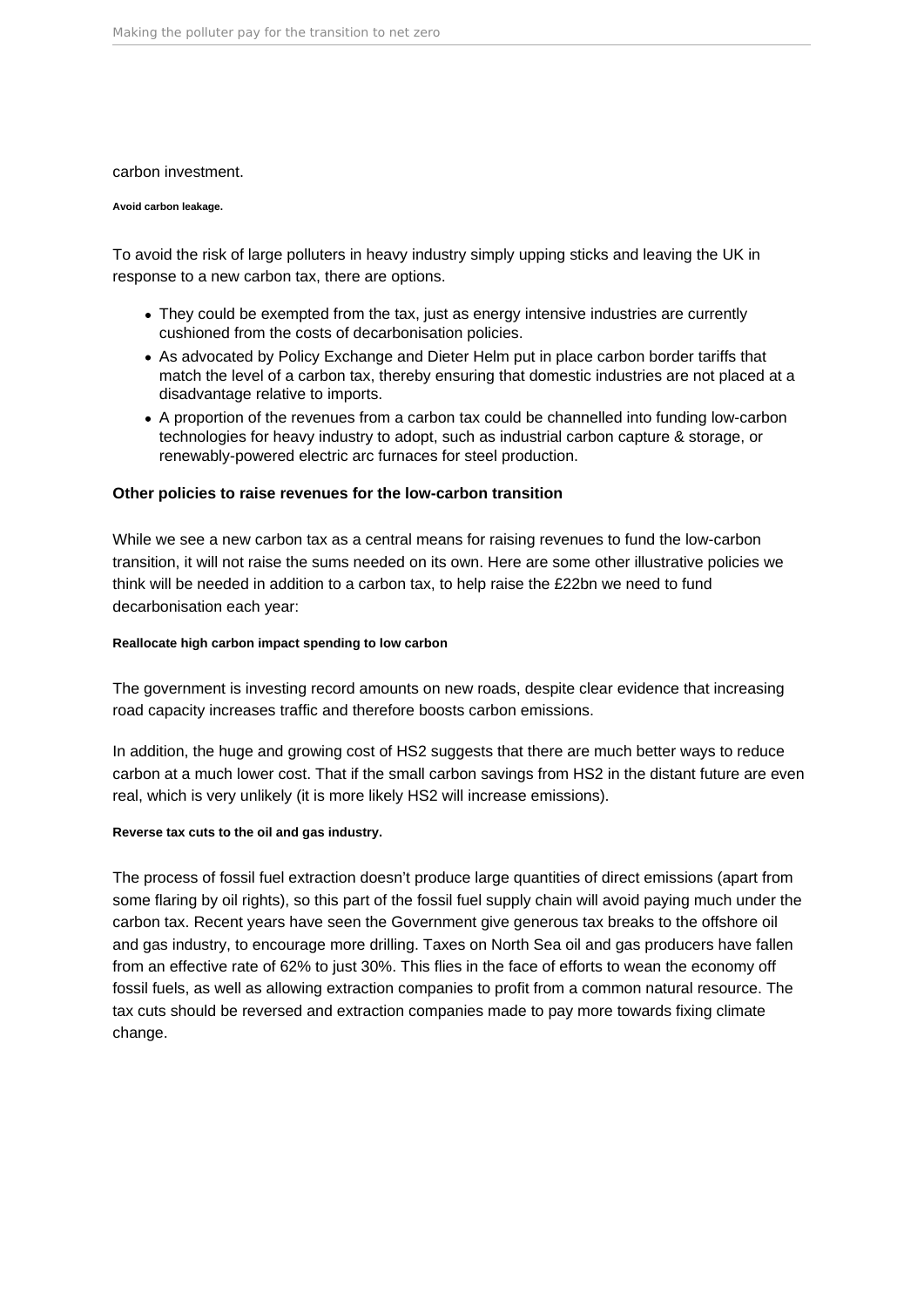carbon investment.

#### Avoid carbon leakage.

To avoid the risk of large polluters in heavy industry simply upping sticks and leaving the UK in response to a new carbon tax, there are options.

- They could be exempted from the tax, just as energy intensive industries are currently cushioned from the costs of decarbonisation policies.
- As advocated by Policy Exchange and Dieter Helm put in place carbon border tariffs that match the level of a carbon tax, thereby ensuring that domestic industries are not placed at a disadvantage relative to imports.
- A proportion of the revenues from a carbon tax could be channelled into funding low-carbon technologies for heavy industry to adopt, such as industrial carbon capture & storage, or renewably-powered electric arc furnaces for steel production.

### Other policies to raise revenues for the low-carbon transition

While we see a new carbon tax as a central means for raising revenues to fund the low-carbon transition, it will not raise the sums needed on its own. Here are some other illustrative policies we think will be needed in addition to a carbon tax, to help raise the £22bn we need to fund decarbonisation each year:

#### Reallocate high carbon impact spending to low carbon

The government is investing record amounts on new roads, despite clear evidence that increasing road capacity increases traffic and therefore boosts carbon emissions.

In addition, the huge and growing cost of HS2 suggests that there are much better ways to reduce carbon at a much lower cost. That if the small carbon savings from HS2 in the distant future are even real, which is very unlikely (it is more likely HS2 will increase emissions).

#### Reverse tax cuts to the oil and gas industry.

The process of fossil fuel extraction doesn’t produce large quantities of direct emissions (apart from some flaring by oil rights), so this part of the fossil fuel supply chain will avoid paying much under the carbon tax. Recent years have seen the Government give generous tax breaks to the offshore oil and gas industry, to encourage more drilling. Taxes on North Sea oil and gas producers have fallen from an effective rate of 62% to just 30%. This flies in the face of efforts to wean the economy off fossil fuels, as well as allowing extraction companies to profit from a common natural resource. The tax cuts should be reversed and extraction companies made to pay more towards fixing climate change.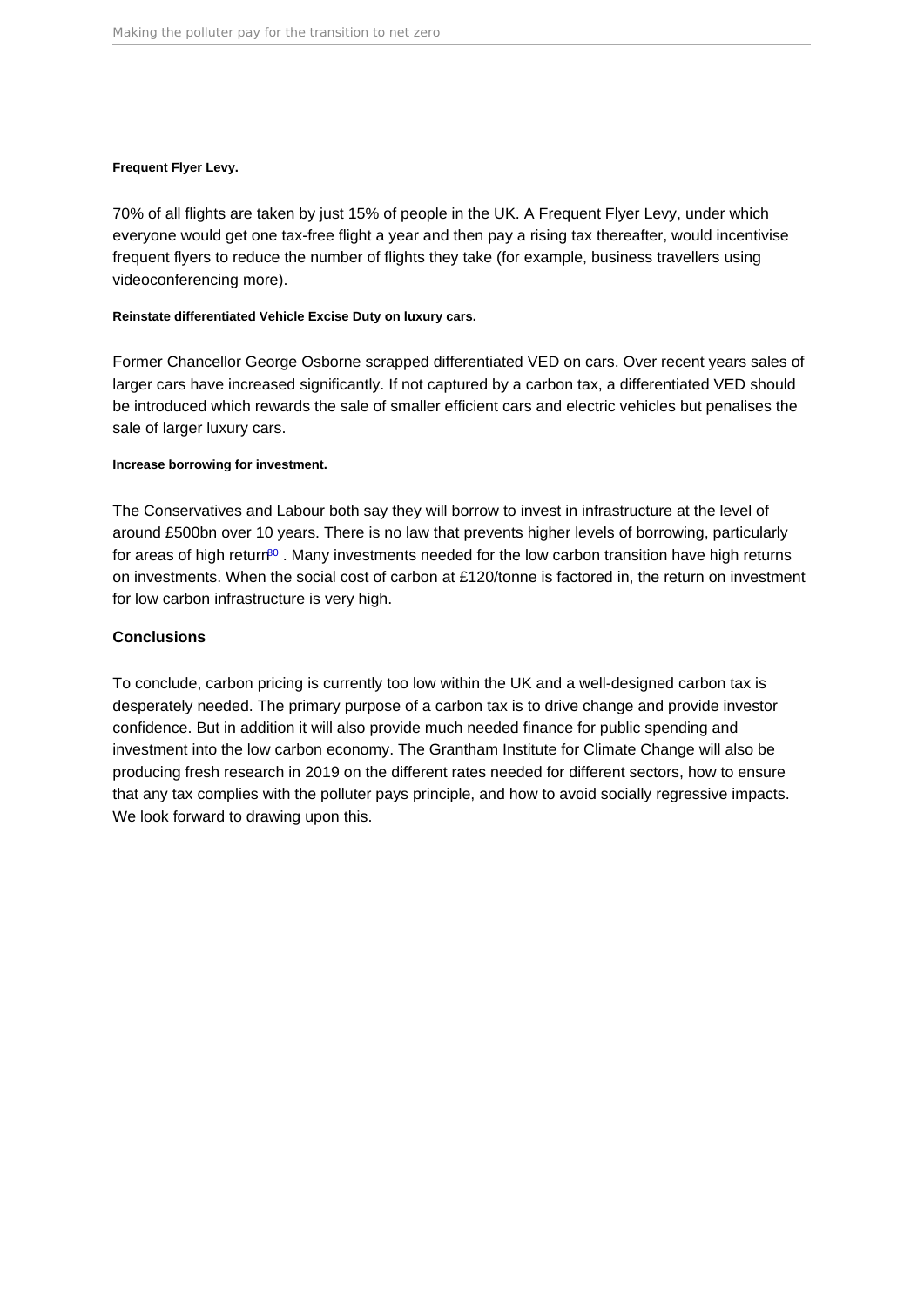#### Frequent Flyer Levy.

70% of all flights are taken by just 15% of people in the UK. A Frequent Flyer Levy, under which everyone would get one tax-free flight a year and then pay a rising tax thereafter, would incentivise frequent flyers to reduce the number of flights they take (for example, business travellers using videoconferencing more).

#### Reinstate differentiated Vehicle Excise Duty on luxury cars.

Former Chancellor George Osborne scrapped differentiated VED on cars. Over recent years sales of larger cars have increased significantly. If not captured by a carbon tax, a differentiated VED should be introduced which rewards the sale of smaller efficient cars and electric vehicles but penalises the sale of larger luxury cars.

#### Increase borrowing for investment.

The Conservatives and Labour both say they will borrow to invest in infrastructure at the level of around £500bn over 10 years. There is no law that prevents higher levels of borrowing, particularly for areas of high return[80]. Many investments needed for the low carbon transition have high returns on investments. When the social cost of carbon at £120/tonne is factored in, the return on investment for low carbon infrastructure is very high.

### Conclusions

To conclude, carbon pricing is currently too low within the UK and a well-designed carbon tax is desperately needed. The primary purpose of a carbon tax is to drive change and provide investor confidence. But in addition it will also provide much needed finance for public spending and investment into the low carbon economy. The Grantham Institute for Climate Change will also be producing fresh research in 2019 on the different rates needed for different sectors, how to ensure that any tax complies with the polluter pays principle, and how to avoid socially regressive impacts. We look forward to drawing upon this.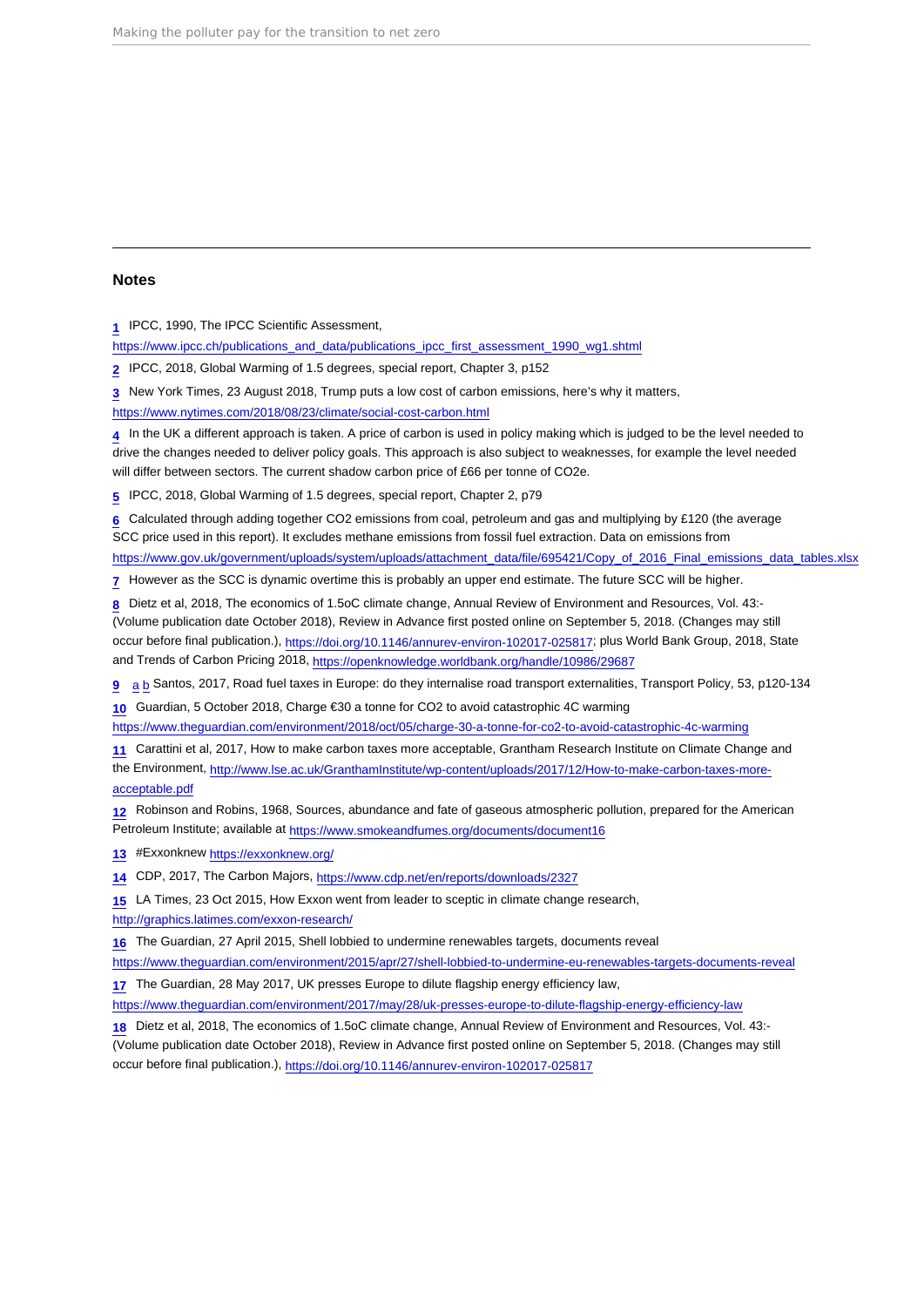## Notes

1 IPCC, 1990, The IPCC Scientific Assessment, https://www.ipcc.ch/publications_and_data/publications_ipcc_first_assessment_1990_wg1.shtml

2 IPCC, 2018, Global Warming of 1.5 degrees, special report, Chapter 3, p152

3 New York Times, 23 August 2018, Trump puts a low cost of carbon emissions, here's why it matters, https://www.nytimes.com/2018/08/23/climate/social-cost-carbon.html

4 In the UK a different approach is taken. A price of carbon is used in policy making which is judged to be the level needed to drive the changes needed to deliver policy goals. This approach is also subject to weaknesses, for example the level needed will differ between sectors. The current shadow carbon price of £66 per tonne of CO2e.

5 IPCC, 2018, Global Warming of 1.5 degrees, special report, Chapter 2, p79

6 Calculated through adding together CO2 emissions from coal, petroleum and gas and multiplying by £120 (the average SCC price used in this report). It excludes methane emissions from fossil fuel extraction. Data on emissions from https://www.gov.uk/government/uploads/system/uploads/attachment_data/file/695421/Copy_of_2016_Final_emissions_data_tables.xlsx

7 However as the SCC is dynamic overtime this is probably an upper end estimate. The future SCC will be higher.

8 Dietz et al, 2018, The economics of 1.5oC climate change, Annual Review of Environment and Resources, Vol. 43:- (Volume publication date October 2018), Review in Advance first posted online on September 5, 2018. (Changes may still occur before final publication.), https://doi.org/10.1146/annurev-environ-102017-025817; plus World Bank Group, 2018, State and Trends of Carbon Pricing 2018, https://openknowledge.worldbank.org/handle/10986/29687

9 a b Santos, 2017, Road fuel taxes in Europe: do they internalise road transport externalities, Transport Policy, 53, p120-134

10 Guardian, 5 October 2018, Charge €30 a tonne for CO2 to avoid catastrophic 4C warming https://www.theguardian.com/environment/2018/oct/05/charge-30-a-tonne-for-co2-to-avoid-catastrophic-4c-warming

11 Carattini et al, 2017, How to make carbon taxes more acceptable, Grantham Research Institute on Climate Change and the Environment, http://www.lse.ac.uk/GranthamInstitute/wp-content/uploads/2017/12/How-to-make-carbon-taxes-more-acceptable.pdf

12 Robinson and Robins, 1968, Sources, abundance and fate of gaseous atmospheric pollution, prepared for the American Petroleum Institute; available at https://www.smokeandfumes.org/documents/document16

13 #Exxonknew https://exxonknew.org/

14 CDP, 2017, The Carbon Majors, https://www.cdp.net/en/reports/downloads/2327

15 LA Times, 23 Oct 2015, How Exxon went from leader to sceptic in climate change research, http://graphics.latimes.com/exxon-research/

16 The Guardian, 27 April 2015, Shell lobbied to undermine renewables targets, documents reveal https://www.theguardian.com/environment/2015/apr/27/shell-lobbied-to-undermine-eu-renewables-targets-documents-reveal

17 The Guardian, 28 May 2017, UK presses Europe to dilute flagship energy efficiency law, https://www.theguardian.com/environment/2017/may/28/uk-presses-europe-to-dilute-flagship-energy-efficiency-law

18 Dietz et al, 2018, The economics of 1.5oC climate change, Annual Review of Environment and Resources, Vol. 43:- (Volume publication date October 2018), Review in Advance first posted online on September 5, 2018. (Changes may still occur before final publication.), https://doi.org/10.1146/annurev-environ-102017-025817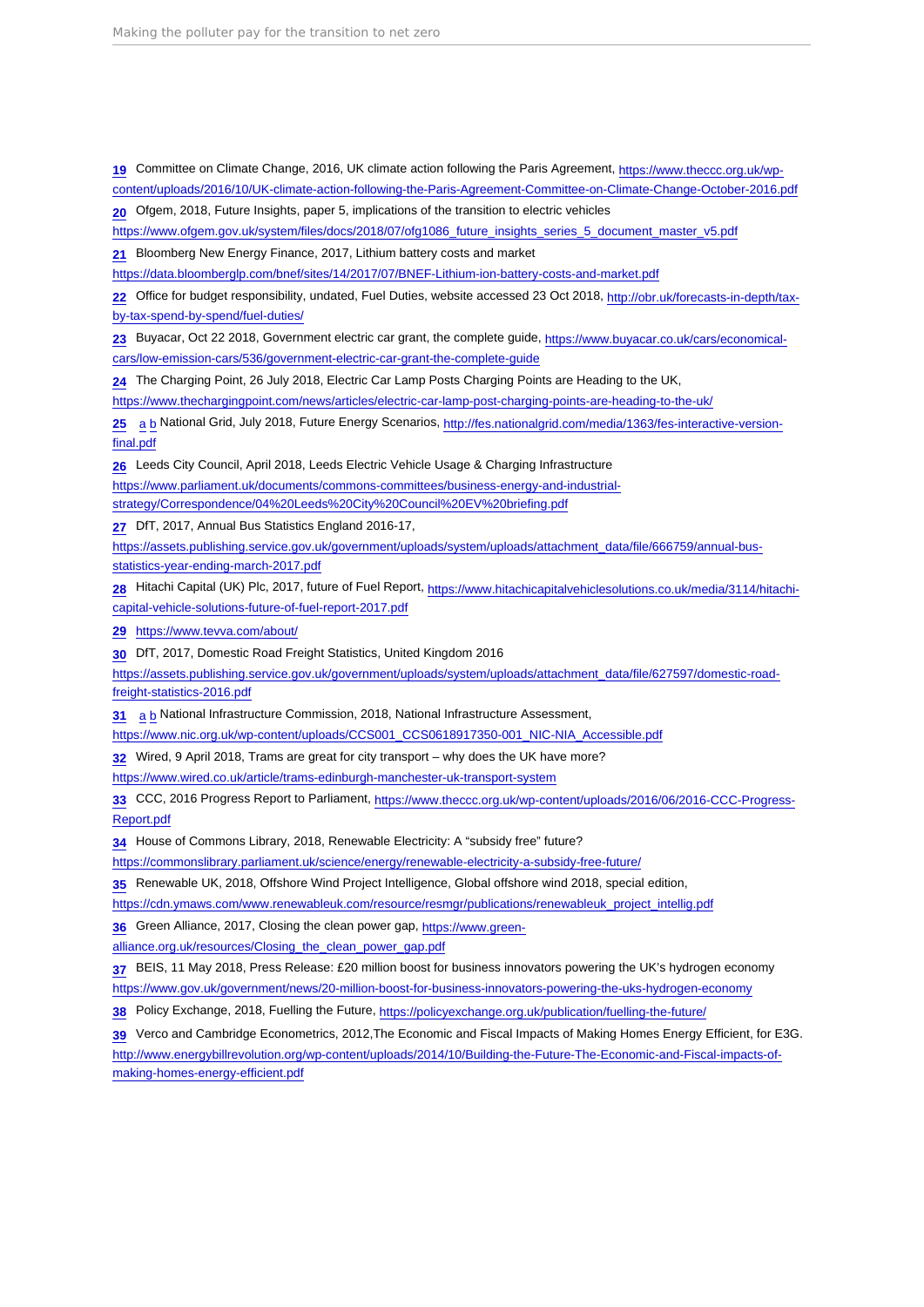19 Committee on Climate Change, 2016, UK climate action following the Paris Agreement, https://www.theccc.org.uk/wp-content/uploads/2016/10/UK-climate-action-following-the-Paris-Agreement-Committee-on-Climate-Change-October-2016.pdf

20 Ofgem, 2018, Future Insights, paper 5, implications of the transition to electric vehicles https://www.ofgem.gov.uk/system/files/docs/2018/07/ofg1086_future_insights_series_5_document_master_v5.pdf

21 Bloomberg New Energy Finance, 2017, Lithium battery costs and market https://data.bloomberglp.com/bnef/sites/14/2017/07/BNEF-Lithium-ion-battery-costs-and-market.pdf

22 Office for budget responsibility, undated, Fuel Duties, website accessed 23 Oct 2018, http://obr.uk/forecasts-in-depth/tax-by-tax-spend-by-spend/fuel-duties/

23 Buyacar, Oct 22 2018, Government electric car grant, the complete guide, https://www.buyacar.co.uk/cars/economical-cars/low-emission-cars/536/government-electric-car-grant-the-complete-guide

24 The Charging Point, 26 July 2018, Electric Car Lamp Posts Charging Points are Heading to the UK, https://www.thechargingpoint.com/news/articles/electric-car-lamp-post-charging-points-are-heading-to-the-uk/

25 a b National Grid, July 2018, Future Energy Scenarios, http://fes.nationalgrid.com/media/1363/fes-interactive-version-final.pdf

26 Leeds City Council, April 2018, Leeds Electric Vehicle Usage & Charging Infrastructure https://www.parliament.uk/documents/commons-committees/business-energy-and-industrial-strategy/Correspondence/04%20Leeds%20City%20Council%20EV%20briefing.pdf

27 DfT, 2017, Annual Bus Statistics England 2016-17, https://assets.publishing.service.gov.uk/government/uploads/system/uploads/attachment_data/file/666759/annual-bus-statistics-year-ending-march-2017.pdf

28 Hitachi Capital (UK) Plc, 2017, future of Fuel Report, https://www.hitachicapitalvehiclesolutions.co.uk/media/3114/hitachi-capital-vehicle-solutions-future-of-fuel-report-2017.pdf

29 https://www.tevva.com/about/

30 DfT, 2017, Domestic Road Freight Statistics, United Kingdom 2016 https://assets.publishing.service.gov.uk/government/uploads/system/uploads/attachment_data/file/627597/domestic-road-freight-statistics-2016.pdf

31 a b National Infrastructure Commission, 2018, National Infrastructure Assessment, https://www.nic.org.uk/wp-content/uploads/CCS001_CCS0618917350-001_NIC-NIA_Accessible.pdf

32 Wired, 9 April 2018, Trams are great for city transport – why does the UK have more? https://www.wired.co.uk/article/trams-edinburgh-manchester-uk-transport-system

33 CCC, 2016 Progress Report to Parliament, https://www.theccc.org.uk/wp-content/uploads/2016/06/2016-CCC-Progress-Report.pdf

34 House of Commons Library, 2018, Renewable Electricity: A "subsidy free" future? https://commonslibrary.parliament.uk/science/energy/renewable-electricity-a-subsidy-free-future/

35 Renewable UK, 2018, Offshore Wind Project Intelligence, Global offshore wind 2018, special edition, https://cdn.ymaws.com/www.renewableuk.com/resource/resmgr/publications/renewableuk_project_intellig.pdf

36 Green Alliance, 2017, Closing the clean power gap, https://www.green-alliance.org.uk/resources/Closing_the_clean_power_gap.pdf

37 BEIS, 11 May 2018, Press Release: £20 million boost for business innovators powering the UK's hydrogen economy https://www.gov.uk/government/news/20-million-boost-for-business-innovators-powering-the-uks-hydrogen-economy

38 Policy Exchange, 2018, Fuelling the Future, https://policyexchange.org.uk/publication/fuelling-the-future/

39 Verco and Cambridge Econometrics, 2012,The Economic and Fiscal Impacts of Making Homes Energy Efficient, for E3G. http://www.energybillrevolution.org/wp-content/uploads/2014/10/Building-the-Future-The-Economic-and-Fiscal-impacts-of-making-homes-energy-efficient.pdf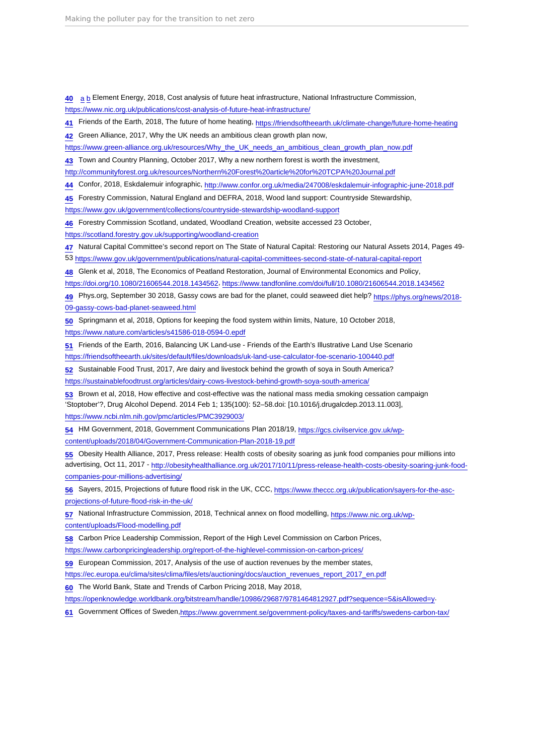40 a b Element Energy, 2018, Cost analysis of future heat infrastructure, National Infrastructure Commission, https://www.nic.org.uk/publications/cost-analysis-of-future-heat-infrastructure/

41 Friends of the Earth, 2018, The future of home heating, https://friendsoftheearth.uk/climate-change/future-home-heating

42 Green Alliance, 2017, Why the UK needs an ambitious clean growth plan now, https://www.green-alliance.org.uk/resources/Why_the_UK_needs_an_ambitious_clean_growth_plan_now.pdf

43 Town and Country Planning, October 2017, Why a new northern forest is worth the investment, http://communityforest.org.uk/resources/Northern%20Forest%20article%20for%20TCPA%20Journal.pdf

44 Confor, 2018, Eskdalemuir infographic, http://www.confor.org.uk/media/247008/eskdalemuir-infographic-june-2018.pdf

45 Forestry Commission, Natural England and DEFRA, 2018, Wood land support: Countryside Stewardship, https://www.gov.uk/government/collections/countryside-stewardship-woodland-support

46 Forestry Commission Scotland, undated, Woodland Creation, website accessed 23 October, https://scotland.forestry.gov.uk/supporting/woodland-creation

47 Natural Capital Committee's second report on The State of Natural Capital: Restoring our Natural Assets 2014, Pages 49-53 https://www.gov.uk/government/publications/natural-capital-committees-second-state-of-natural-capital-report

48 Glenk et al, 2018, The Economics of Peatland Restoration, Journal of Environmental Economics and Policy, https://doi.org/10.1080/21606544.2018.1434562, https://www.tandfonline.com/doi/full/10.1080/21606544.2018.1434562

49 Phys.org, September 30 2018, Gassy cows are bad for the planet, could seaweed diet help? https://phys.org/news/2018-09-gassy-cows-bad-planet-seaweed.html

50 Springmann et al, 2018, Options for keeping the food system within limits, Nature, 10 October 2018, https://www.nature.com/articles/s41586-018-0594-0.epdf

51 Friends of the Earth, 2016, Balancing UK Land-use - Friends of the Earth's Illustrative Land Use Scenario https://friendsoftheearth.uk/sites/default/files/downloads/uk-land-use-calculator-foe-scenario-100440.pdf

52 Sustainable Food Trust, 2017, Are dairy and livestock behind the growth of soya in South America? https://sustainablefoodtrust.org/articles/dairy-cows-livestock-behind-growth-soya-south-america/

53 Brown et al, 2018, How effective and cost-effective was the national mass media smoking cessation campaign 'Stoptober'?, Drug Alcohol Depend. 2014 Feb 1; 135(100): 52–58.doi: [10.1016/j.drugalcdep.2013.11.003], https://www.ncbi.nlm.nih.gov/pmc/articles/PMC3929003/

54 HM Government, 2018, Government Communications Plan 2018/19, https://gcs.civilservice.gov.uk/wp-content/uploads/2018/04/Government-Communication-Plan-2018-19.pdf

55 Obesity Health Alliance, 2017, Press release: Health costs of obesity soaring as junk food companies pour millions into advertising, Oct 11, 2017 - http://obesityhealthalliance.org.uk/2017/10/11/press-release-health-costs-obesity-soaring-junk-food-companies-pour-millions-advertising/

56 Sayers, 2015, Projections of future flood risk in the UK, CCC, https://www.theccc.org.uk/publication/sayers-for-the-asc-projections-of-future-flood-risk-in-the-uk/

57 National Infrastructure Commission, 2018, Technical annex on flood modelling, https://www.nic.org.uk/wp-content/uploads/Flood-modelling.pdf

58 Carbon Price Leadership Commission, Report of the High Level Commission on Carbon Prices, https://www.carbonpricingleadership.org/report-of-the-highlevel-commission-on-carbon-prices/

59 European Commission, 2017, Analysis of the use of auction revenues by the member states, https://ec.europa.eu/clima/sites/clima/files/ets/auctioning/docs/auction_revenues_report_2017_en.pdf

60 The World Bank, State and Trends of Carbon Pricing 2018, May 2018, https://openknowledge.worldbank.org/bitstream/handle/10986/29687/9781464812927.pdf?sequence=5&isAllowed=y.

61 Government Offices of Sweden, https://www.government.se/government-policy/taxes-and-tariffs/swedens-carbon-tax/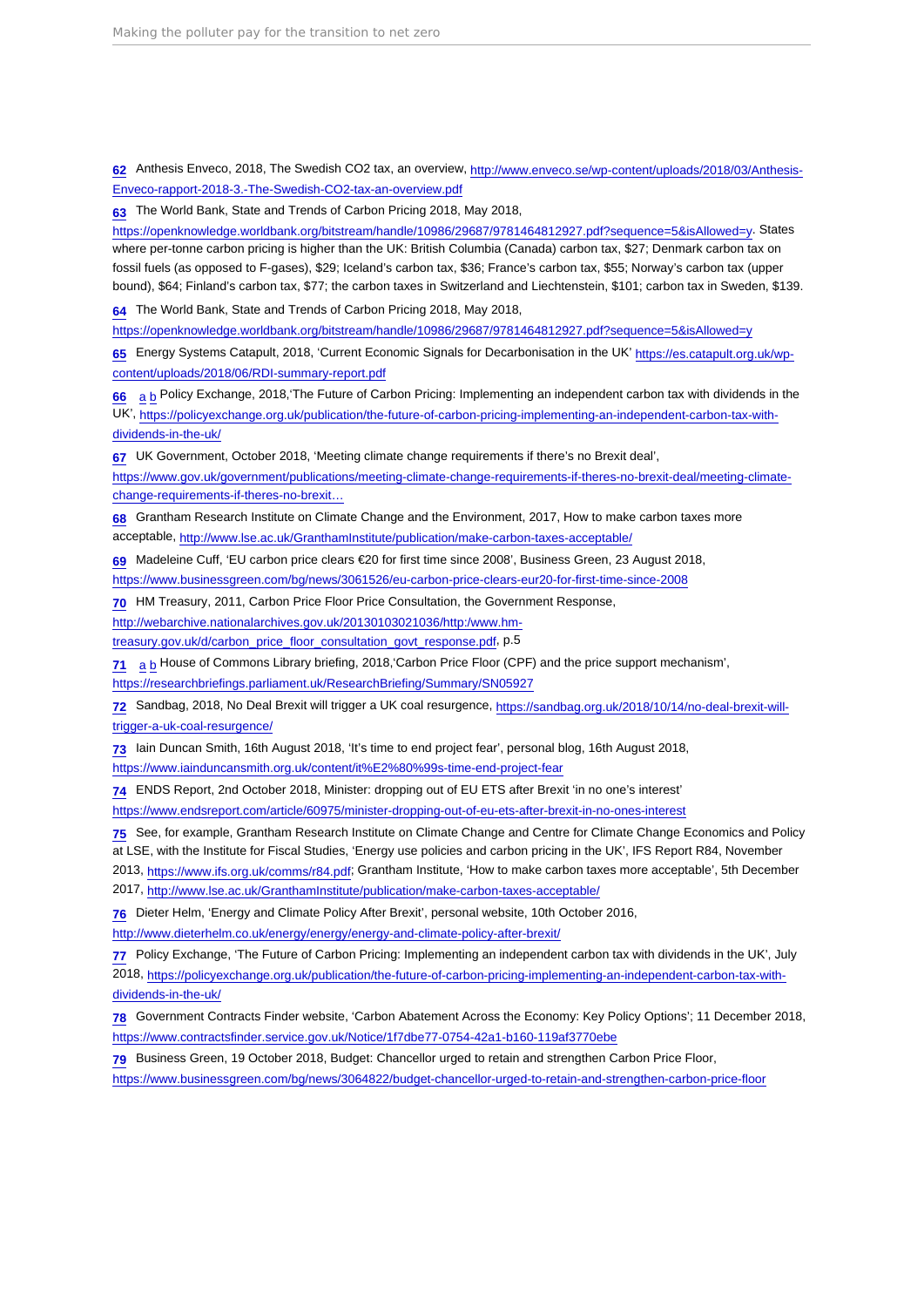62 Anthesis Enveco, 2018, The Swedish CO2 tax, an overview, http://www.enveco.se/wp-content/uploads/2018/03/Anthesis-Enveco-rapport-2018-3.-The-Swedish-CO2-tax-an-overview.pdf

63 The World Bank, State and Trends of Carbon Pricing 2018, May 2018, https://openknowledge.worldbank.org/bitstream/handle/10986/29687/9781464812927.pdf?sequence=5&isAllowed=y. States where per-tonne carbon pricing is higher than the UK: British Columbia (Canada) carbon tax, $27; Denmark carbon tax on fossil fuels (as opposed to F-gases), $29; Iceland's carbon tax, $36; France's carbon tax, $55; Norway's carbon tax (upper bound), $64; Finland's carbon tax, $77; the carbon taxes in Switzerland and Liechtenstein, $101; carbon tax in Sweden, $139.

64 The World Bank, State and Trends of Carbon Pricing 2018, May 2018, https://openknowledge.worldbank.org/bitstream/handle/10986/29687/9781464812927.pdf?sequence=5&isAllowed=y

65 Energy Systems Catapult, 2018, 'Current Economic Signals for Decarbonisation in the UK' https://es.catapult.org.uk/wp-content/uploads/2018/06/RDI-summary-report.pdf

66 a b Policy Exchange, 2018,'The Future of Carbon Pricing: Implementing an independent carbon tax with dividends in the UK', https://policyexchange.org.uk/publication/the-future-of-carbon-pricing-implementing-an-independent-carbon-tax-with-dividends-in-the-uk/

67 UK Government, October 2018, 'Meeting climate change requirements if there's no Brexit deal', https://www.gov.uk/government/publications/meeting-climate-change-requirements-if-theres-no-brexit-deal/meeting-climate-change-requirements-if-theres-no-brexit…

68 Grantham Research Institute on Climate Change and the Environment, 2017, How to make carbon taxes more acceptable, http://www.lse.ac.uk/GranthamInstitute/publication/make-carbon-taxes-acceptable/

69 Madeleine Cuff, 'EU carbon price clears €20 for first time since 2008', Business Green, 23 August 2018, https://www.businessgreen.com/bg/news/3061526/eu-carbon-price-clears-eur20-for-first-time-since-2008

70 HM Treasury, 2011, Carbon Price Floor Price Consultation, the Government Response, http://webarchive.nationalarchives.gov.uk/20130103021036/http:/www.hm-treasury.gov.uk/d/carbon_price_floor_consultation_govt_response.pdf, p.5

71 a b House of Commons Library briefing, 2018,'Carbon Price Floor (CPF) and the price support mechanism', https://researchbriefings.parliament.uk/ResearchBriefing/Summary/SN05927

72 Sandbag, 2018, No Deal Brexit will trigger a UK coal resurgence, https://sandbag.org.uk/2018/10/14/no-deal-brexit-will-trigger-a-uk-coal-resurgence/

73 Iain Duncan Smith, 16th August 2018, 'It's time to end project fear', personal blog, 16th August 2018, https://www.iainduncansmith.org.uk/content/it%E2%80%99s-time-end-project-fear

74 ENDS Report, 2nd October 2018, Minister: dropping out of EU ETS after Brexit 'in no one's interest' https://www.endsreport.com/article/60975/minister-dropping-out-of-eu-ets-after-brexit-in-no-ones-interest

75 See, for example, Grantham Research Institute on Climate Change and Centre for Climate Change Economics and Policy at LSE, with the Institute for Fiscal Studies, 'Energy use policies and carbon pricing in the UK', IFS Report R84, November 2013, https://www.ifs.org.uk/comms/r84.pdf; Grantham Institute, 'How to make carbon taxes more acceptable', 5th December 2017, http://www.lse.ac.uk/GranthamInstitute/publication/make-carbon-taxes-acceptable/

76 Dieter Helm, 'Energy and Climate Policy After Brexit', personal website, 10th October 2016, http://www.dieterhelm.co.uk/energy/energy/energy-and-climate-policy-after-brexit/

77 Policy Exchange, 'The Future of Carbon Pricing: Implementing an independent carbon tax with dividends in the UK', July 2018, https://policyexchange.org.uk/publication/the-future-of-carbon-pricing-implementing-an-independent-carbon-tax-with-dividends-in-the-uk/

78 Government Contracts Finder website, 'Carbon Abatement Across the Economy: Key Policy Options'; 11 December 2018, https://www.contractsfinder.service.gov.uk/Notice/1f7dbe77-0754-42a1-b160-119af3770ebe

79 Business Green, 19 October 2018, Budget: Chancellor urged to retain and strengthen Carbon Price Floor, https://www.businessgreen.com/bg/news/3064822/budget-chancellor-urged-to-retain-and-strengthen-carbon-price-floor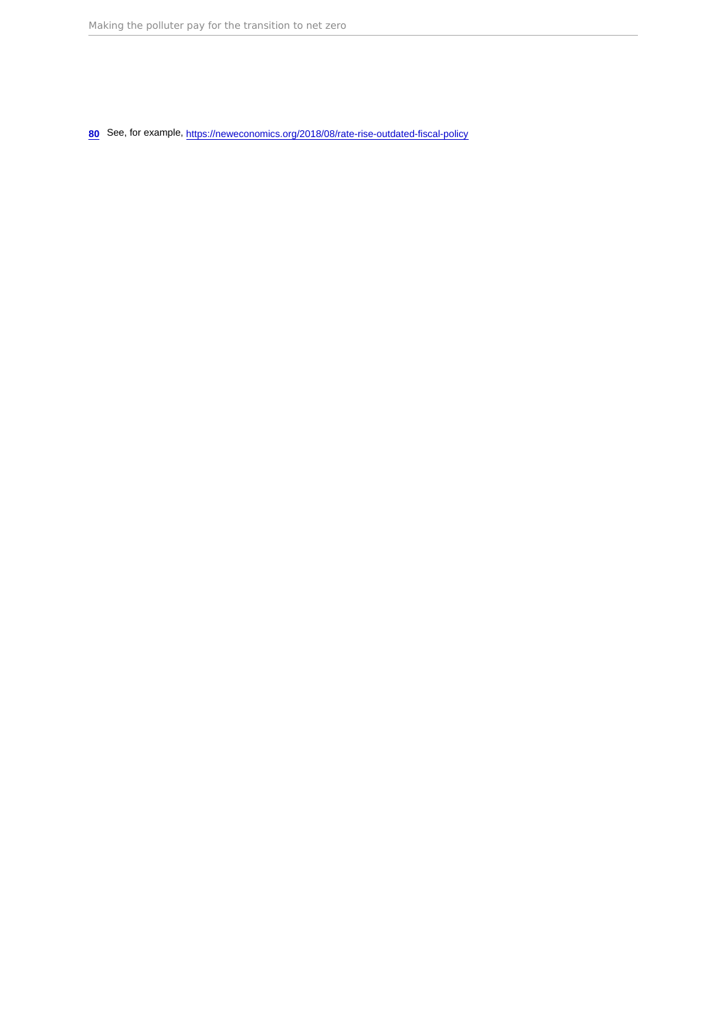80 See, for example, https://neweconomics.org/2018/08/rate-rise-outdated-fiscal-policy